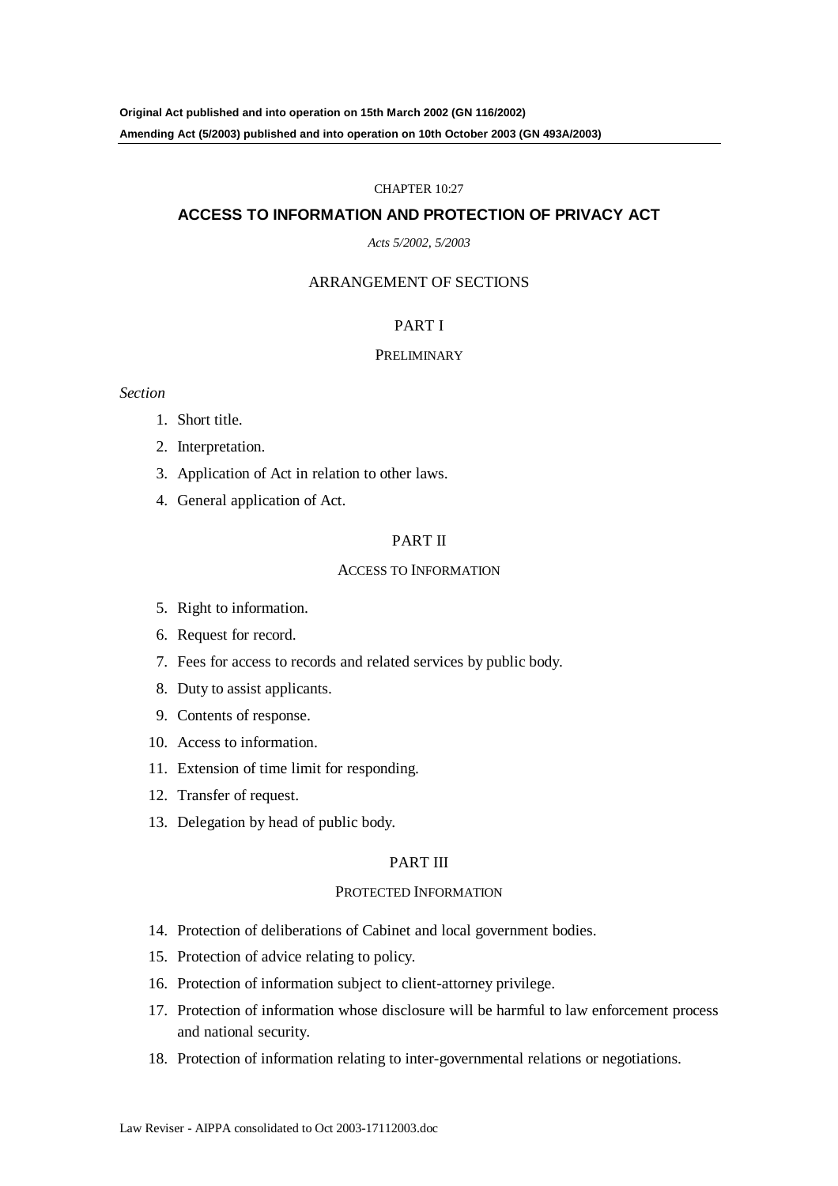**Original Act published and into operation on 15th March 2002 (GN 116/2002)**

**Amending Act (5/2003) published and into operation on 10th October 2003 (GN 493A/2003)**

CHAPTER 10:27

# ACCESS TO INFORMATION AND PROTECTION OF PRIVACY ACT

*Acts 5/2002, 5/2003*

## ARRANGEMENT OF SECTIONS

### PART I

PRELIMINARY

*Section*

1. Short title.
2. Interpretation.
3. Application of Act in relation to other laws.
4. General application of Act.

### PART II

ACCESS TO INFORMATION

5. Right to information.
6. Request for record.
7. Fees for access to records and related services by public body.
8. Duty to assist applicants.
9. Contents of response.
10. Access to information.
11. Extension of time limit for responding.
12. Transfer of request.
13. Delegation by head of public body.

### PART III

PROTECTED INFORMATION

14. Protection of deliberations of Cabinet and local government bodies.
15. Protection of advice relating to policy.
16. Protection of information subject to client-attorney privilege.
17. Protection of information whose disclosure will be harmful to law enforcement process and national security.
18. Protection of information relating to inter-governmental relations or negotiations.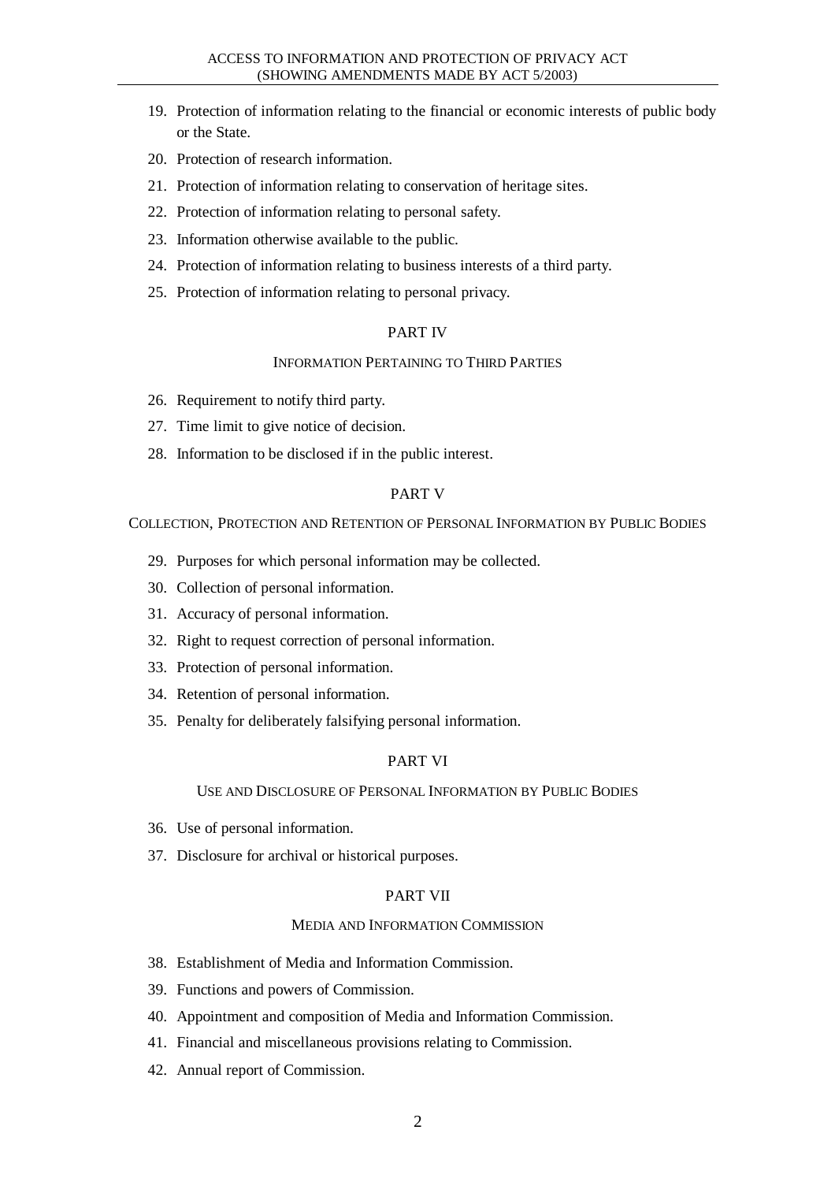19. Protection of information relating to the financial or economic interests of public body or the State.
20. Protection of research information.
21. Protection of information relating to conservation of heritage sites.
22. Protection of information relating to personal safety.
23. Information otherwise available to the public.
24. Protection of information relating to business interests of a third party.
25. Protection of information relating to personal privacy.

## PART IV

### INFORMATION PERTAINING TO THIRD PARTIES

26. Requirement to notify third party.
27. Time limit to give notice of decision.
28. Information to be disclosed if in the public interest.

## PART V

### COLLECTION, PROTECTION AND RETENTION OF PERSONAL INFORMATION BY PUBLIC BODIES

29. Purposes for which personal information may be collected.
30. Collection of personal information.
31. Accuracy of personal information.
32. Right to request correction of personal information.
33. Protection of personal information.
34. Retention of personal information.
35. Penalty for deliberately falsifying personal information.

## PART VI

### USE AND DISCLOSURE OF PERSONAL INFORMATION BY PUBLIC BODIES

36. Use of personal information.
37. Disclosure for archival or historical purposes.

## PART VII

### MEDIA AND INFORMATION COMMISSION

38. Establishment of Media and Information Commission.
39. Functions and powers of Commission.
40. Appointment and composition of Media and Information Commission.
41. Financial and miscellaneous provisions relating to Commission.
42. Annual report of Commission.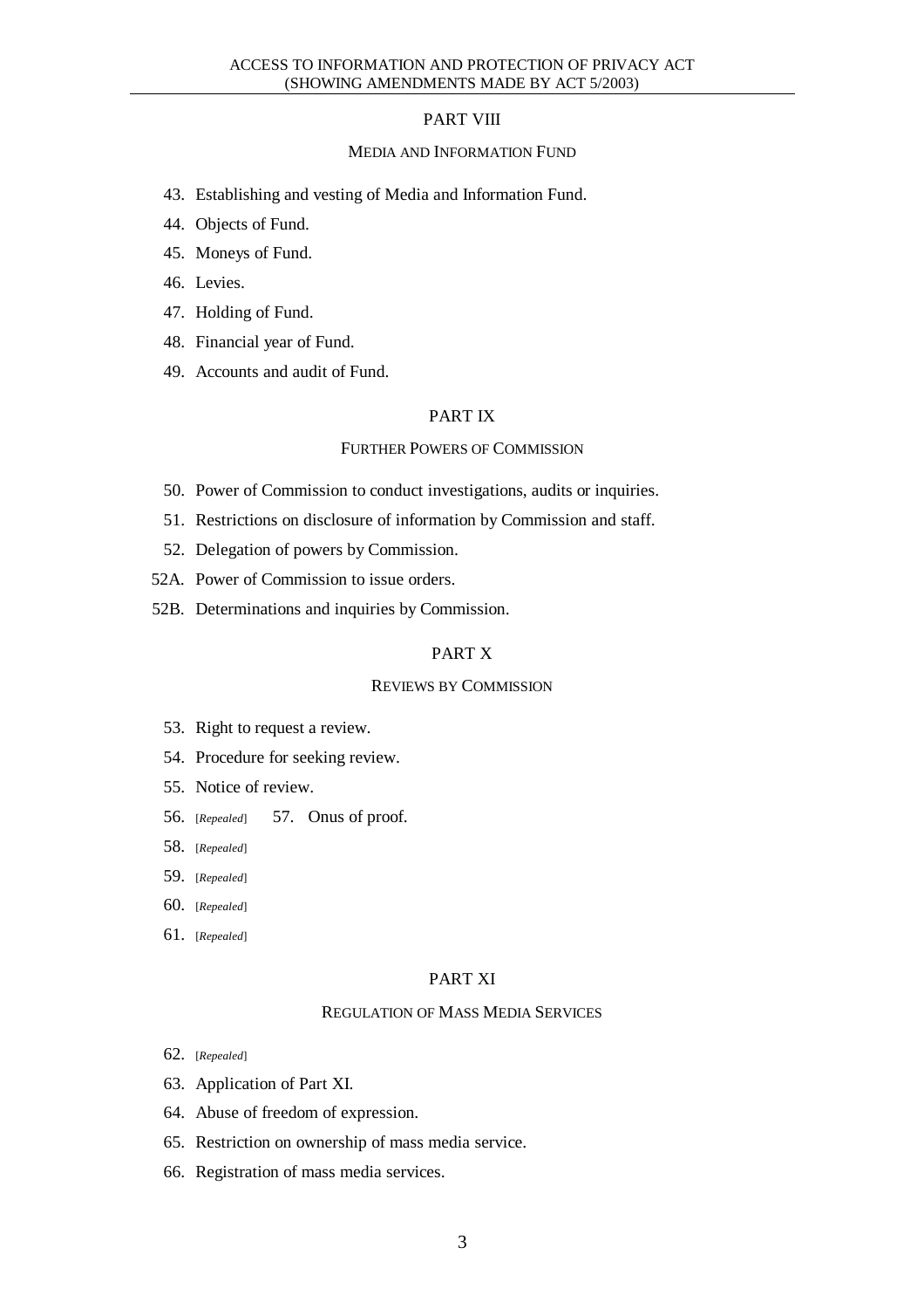## PART VIII

### MEDIA AND INFORMATION FUND

43. Establishing and vesting of Media and Information Fund.
44. Objects of Fund.
45. Moneys of Fund.
46. Levies.
47. Holding of Fund.
48. Financial year of Fund.
49. Accounts and audit of Fund.

## PART IX

### FURTHER POWERS OF COMMISSION

50. Power of Commission to conduct investigations, audits or inquiries.
51. Restrictions on disclosure of information by Commission and staff.
52. Delegation of powers by Commission.

52A. Power of Commission to issue orders.

52B. Determinations and inquiries by Commission.

## PART X

### REVIEWS BY COMMISSION

53. Right to request a review.
54. Procedure for seeking review.
55. Notice of review.
56. [*Repealed*] 57. Onus of proof.
58. [*Repealed*]
59. [*Repealed*]
60. [*Repealed*]
61. [*Repealed*]

## PART XI

### REGULATION OF MASS MEDIA SERVICES

62. [*Repealed*]
63. Application of Part XI.
64. Abuse of freedom of expression.
65. Restriction on ownership of mass media service.
66. Registration of mass media services.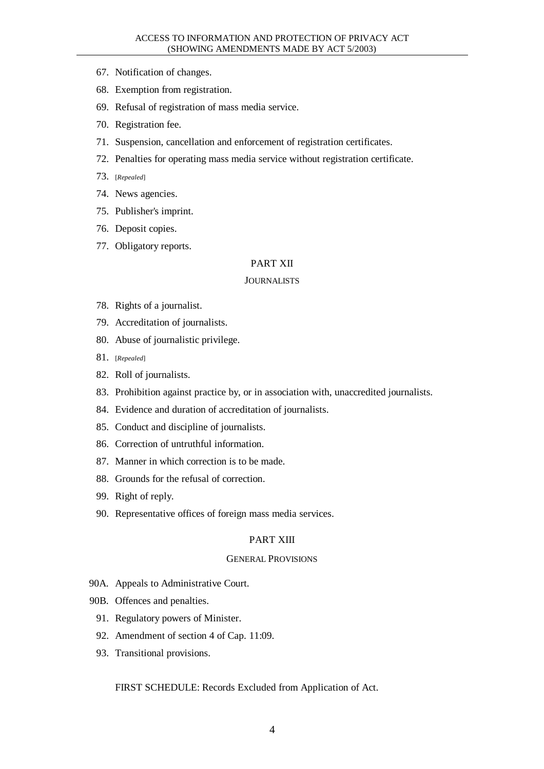67. Notification of changes.
68. Exemption from registration.
69. Refusal of registration of mass media service.
70. Registration fee.
71. Suspension, cancellation and enforcement of registration certificates.
72. Penalties for operating mass media service without registration certificate.
73. [*Repealed*]
74. News agencies.
75. Publisher's imprint.
76. Deposit copies.
77. Obligatory reports.

## PART XII

### JOURNALISTS

78. Rights of a journalist.
79. Accreditation of journalists.
80. Abuse of journalistic privilege.
81. [*Repealed*]
82. Roll of journalists.
83. Prohibition against practice by, or in association with, unaccredited journalists.
84. Evidence and duration of accreditation of journalists.
85. Conduct and discipline of journalists.
86. Correction of untruthful information.
87. Manner in which correction is to be made.
88. Grounds for the refusal of correction.
99. Right of reply.
90. Representative offices of foreign mass media services.

## PART XIII

### GENERAL PROVISIONS

90A. Appeals to Administrative Court.
90B. Offences and penalties.
91. Regulatory powers of Minister.
92. Amendment of section 4 of Cap. 11:09.
93. Transitional provisions.

FIRST SCHEDULE: Records Excluded from Application of Act.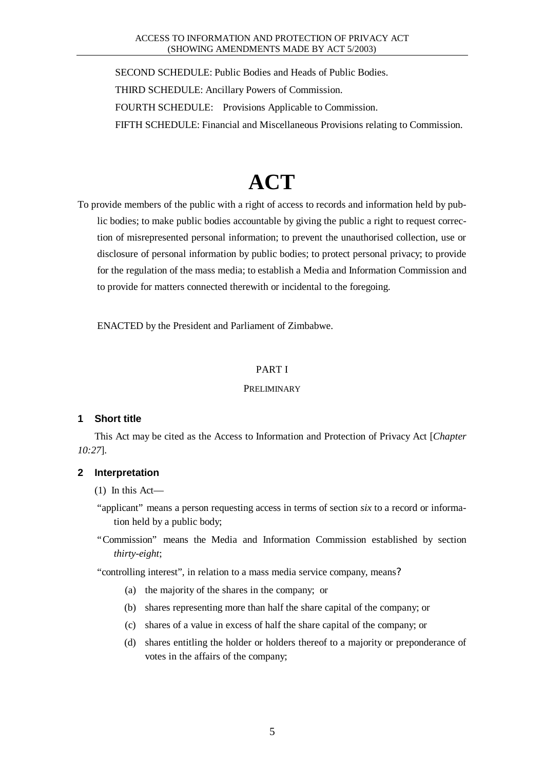SECOND SCHEDULE: Public Bodies and Heads of Public Bodies.

THIRD SCHEDULE: Ancillary Powers of Commission.

FOURTH SCHEDULE: Provisions Applicable to Commission.

FIFTH SCHEDULE: Financial and Miscellaneous Provisions relating to Commission.

# ACT

To provide members of the public with a right of access to records and information held by public bodies; to make public bodies accountable by giving the public a right to request correction of misrepresented personal information; to prevent the unauthorised collection, use or disclosure of personal information by public bodies; to protect personal privacy; to provide for the regulation of the mass media; to establish a Media and Information Commission and to provide for matters connected therewith or incidental to the foregoing.

ENACTED by the President and Parliament of Zimbabwe.

## PART I

### PRELIMINARY

#### 1 Short title

This Act may be cited as the Access to Information and Protection of Privacy Act [*Chapter 10:27*].

#### 2 Interpretation

(1) In this Act—

"applicant" means a person requesting access in terms of section *six* to a record or information held by a public body;

"Commission" means the Media and Information Commission established by section *thirty-eight*;

"controlling interest", in relation to a mass media service company, means?

(a) the majority of the shares in the company; or

(b) shares representing more than half the share capital of the company; or

(c) shares of a value in excess of half the share capital of the company; or

(d) shares entitling the holder or holders thereof to a majority or preponderance of votes in the affairs of the company;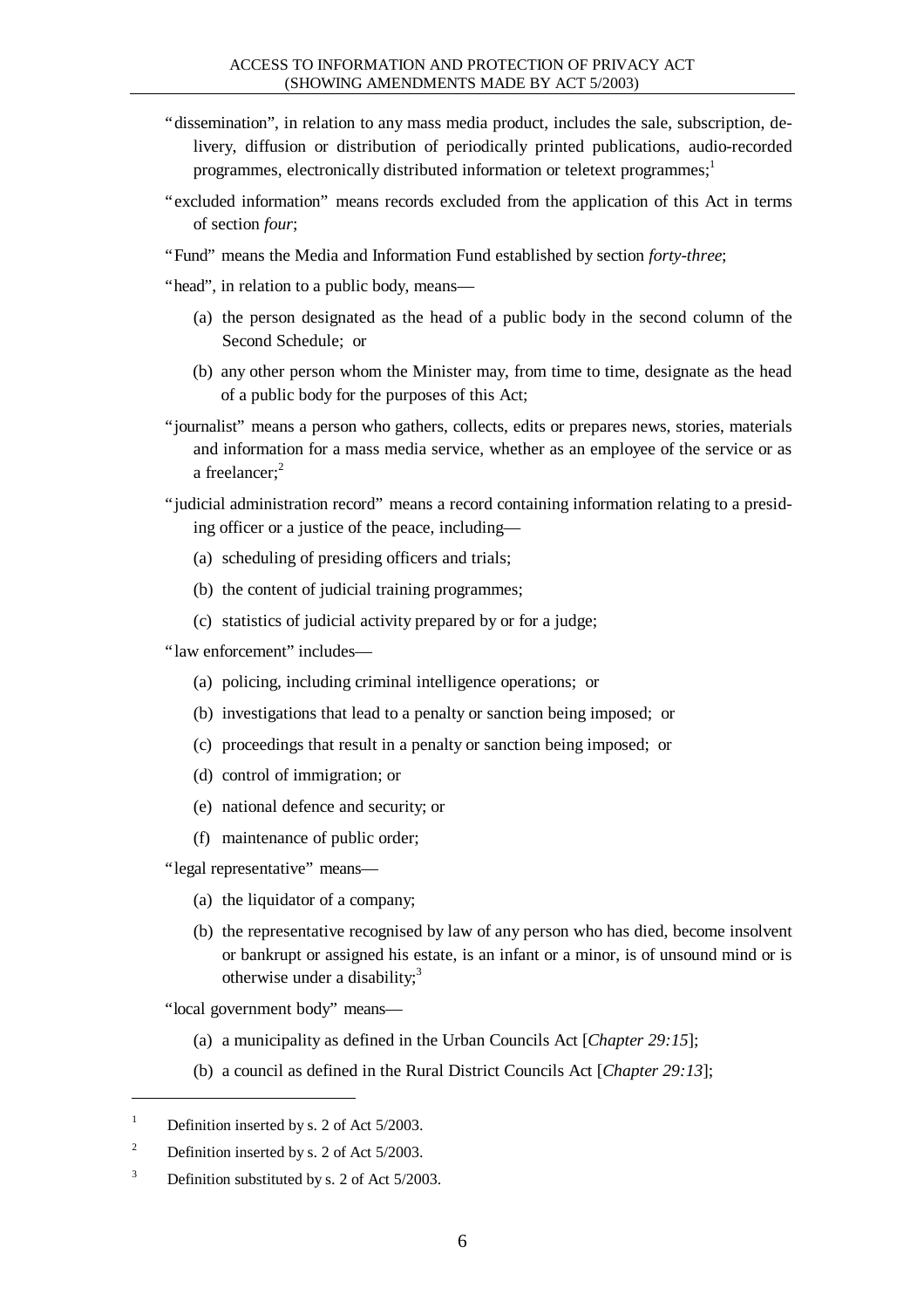"dissemination", in relation to any mass media product, includes the sale, subscription, delivery, diffusion or distribution of periodically printed publications, audio-recorded programmes, electronically distributed information or teletext programmes;[1]

"excluded information" means records excluded from the application of this Act in terms of section *four*;

"Fund" means the Media and Information Fund established by section *forty-three*;

"head", in relation to a public body, means—

(a) the person designated as the head of a public body in the second column of the Second Schedule; or

(b) any other person whom the Minister may, from time to time, designate as the head of a public body for the purposes of this Act;

"journalist" means a person who gathers, collects, edits or prepares news, stories, materials and information for a mass media service, whether as an employee of the service or as a freelancer;[2]

"judicial administration record" means a record containing information relating to a presiding officer or a justice of the peace, including—

(a) scheduling of presiding officers and trials;

(b) the content of judicial training programmes;

(c) statistics of judicial activity prepared by or for a judge;

"law enforcement" includes—

(a) policing, including criminal intelligence operations; or

(b) investigations that lead to a penalty or sanction being imposed; or

(c) proceedings that result in a penalty or sanction being imposed; or

(d) control of immigration; or

(e) national defence and security; or

(f) maintenance of public order;

"legal representative" means—

(a) the liquidator of a company;

(b) the representative recognised by law of any person who has died, become insolvent or bankrupt or assigned his estate, is an infant or a minor, is of unsound mind or is otherwise under a disability;[3]

"local government body" means—

(a) a municipality as defined in the Urban Councils Act [*Chapter 29:15*];

(b) a council as defined in the Rural District Councils Act [*Chapter 29:13*];

---

[1] Definition inserted by s. 2 of Act 5/2003.

[2] Definition inserted by s. 2 of Act 5/2003.

[3] Definition substituted by s. 2 of Act 5/2003.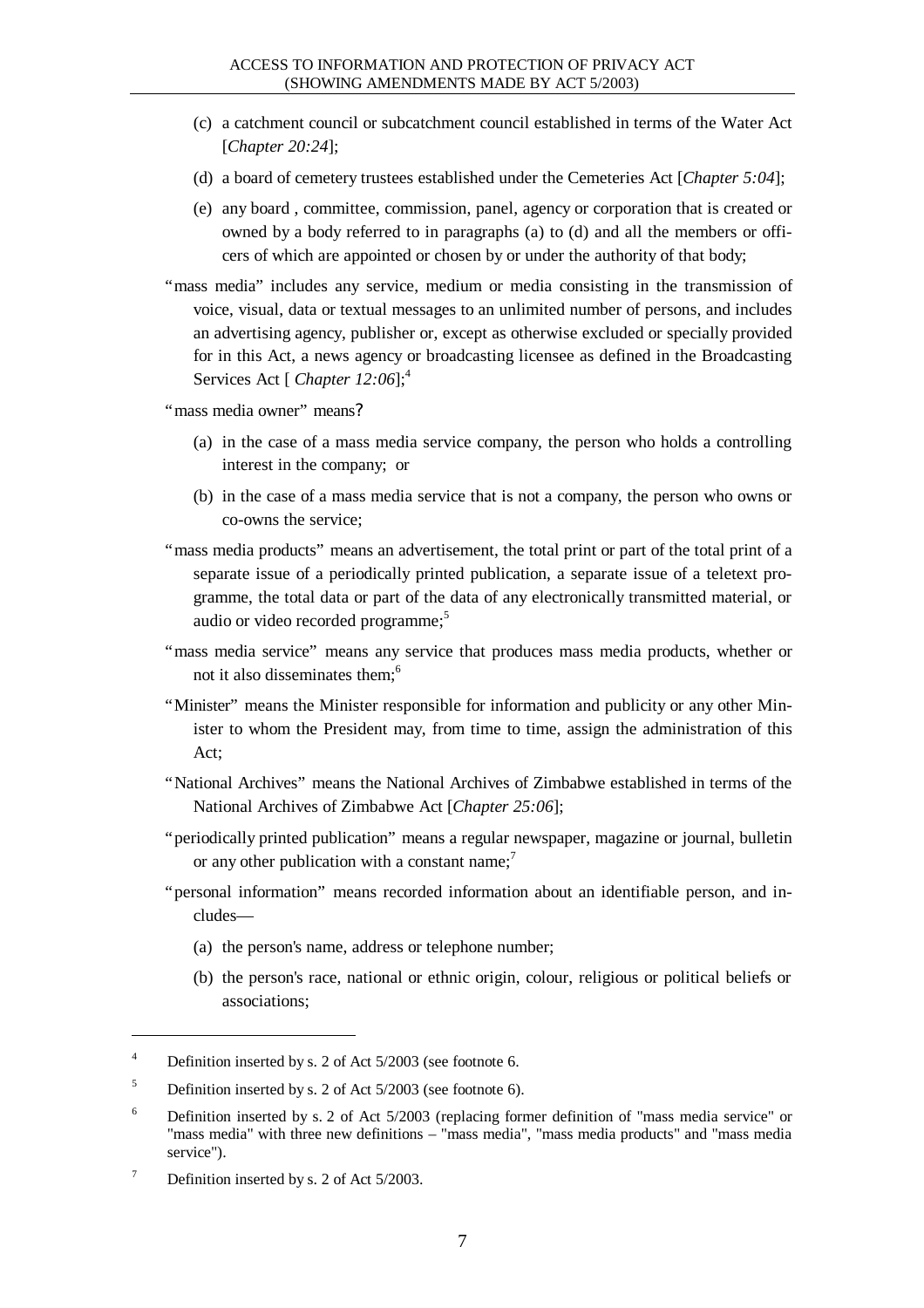(c) a catchment council or subcatchment council established in terms of the Water Act [*Chapter 20:24*];

(d) a board of cemetery trustees established under the Cemeteries Act [*Chapter 5:04*];

(e) any board , committee, commission, panel, agency or corporation that is created or owned by a body referred to in paragraphs (a) to (d) and all the members or officers of which are appointed or chosen by or under the authority of that body;

"mass media" includes any service, medium or media consisting in the transmission of voice, visual, data or textual messages to an unlimited number of persons, and includes an advertising agency, publisher or, except as otherwise excluded or specially provided for in this Act, a news agency or broadcasting licensee as defined in the Broadcasting Services Act [ *Chapter 12:06*];[4]

"mass media owner" means?

(a) in the case of a mass media service company, the person who holds a controlling interest in the company; or

(b) in the case of a mass media service that is not a company, the person who owns or co-owns the service;

"mass media products" means an advertisement, the total print or part of the total print of a separate issue of a periodically printed publication, a separate issue of a teletext programme, the total data or part of the data of any electronically transmitted material, or audio or video recorded programme;[5]

"mass media service" means any service that produces mass media products, whether or not it also disseminates them;[6]

"Minister" means the Minister responsible for information and publicity or any other Minister to whom the President may, from time to time, assign the administration of this Act;

"National Archives" means the National Archives of Zimbabwe established in terms of the National Archives of Zimbabwe Act [*Chapter 25:06*];

"periodically printed publication" means a regular newspaper, magazine or journal, bulletin or any other publication with a constant name;[7]

"personal information" means recorded information about an identifiable person, and includes—

(a) the person's name, address or telephone number;

(b) the person's race, national or ethnic origin, colour, religious or political beliefs or associations;

---

[4] Definition inserted by s. 2 of Act 5/2003 (see footnote 6.

[5] Definition inserted by s. 2 of Act 5/2003 (see footnote 6).

[6] Definition inserted by s. 2 of Act 5/2003 (replacing former definition of "mass media service" or "mass media" with three new definitions – "mass media", "mass media products" and "mass media service").

[7] Definition inserted by s. 2 of Act 5/2003.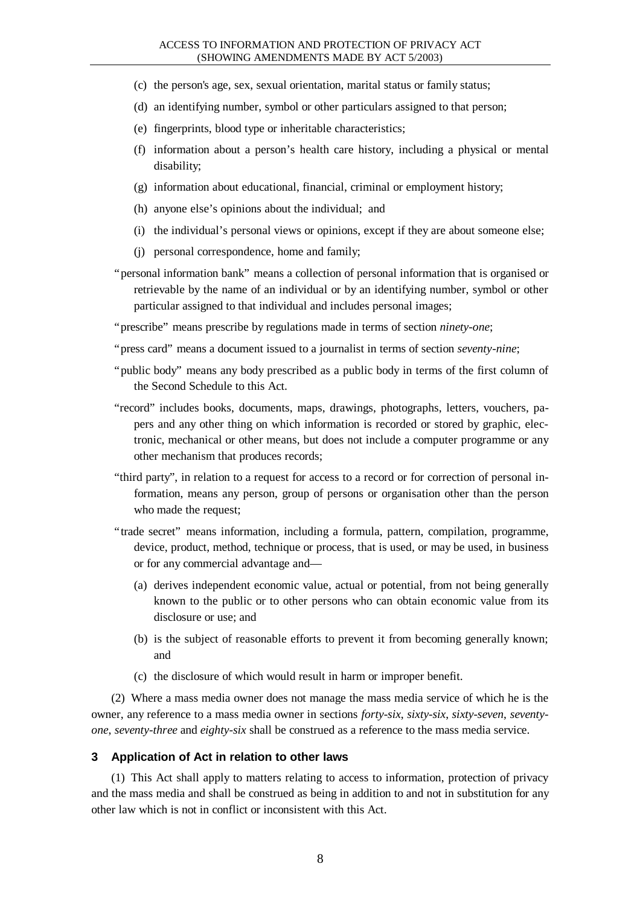(c) the person's age, sex, sexual orientation, marital status or family status;

(d) an identifying number, symbol or other particulars assigned to that person;

(e) fingerprints, blood type or inheritable characteristics;

(f) information about a person's health care history, including a physical or mental disability;

(g) information about educational, financial, criminal or employment history;

(h) anyone else's opinions about the individual; and

(i) the individual's personal views or opinions, except if they are about someone else;

(j) personal correspondence, home and family;

"personal information bank" means a collection of personal information that is organised or retrievable by the name of an individual or by an identifying number, symbol or other particular assigned to that individual and includes personal images;

"prescribe" means prescribe by regulations made in terms of section *ninety-one*;

"press card" means a document issued to a journalist in terms of section *seventy-nine*;

"public body" means any body prescribed as a public body in terms of the first column of the Second Schedule to this Act.

"record" includes books, documents, maps, drawings, photographs, letters, vouchers, papers and any other thing on which information is recorded or stored by graphic, electronic, mechanical or other means, but does not include a computer programme or any other mechanism that produces records;

"third party", in relation to a request for access to a record or for correction of personal information, means any person, group of persons or organisation other than the person who made the request;

"trade secret" means information, including a formula, pattern, compilation, programme, device, product, method, technique or process, that is used, or may be used, in business or for any commercial advantage and—

(a) derives independent economic value, actual or potential, from not being generally known to the public or to other persons who can obtain economic value from its disclosure or use; and

(b) is the subject of reasonable efforts to prevent it from becoming generally known; and

(c) the disclosure of which would result in harm or improper benefit.

(2) Where a mass media owner does not manage the mass media service of which he is the owner, any reference to a mass media owner in sections *forty-six*, *sixty-six*, *sixty-seven*, *seventy-one*, *seventy-three* and *eighty-six* shall be construed as a reference to the mass media service.

### 3 Application of Act in relation to other laws

(1) This Act shall apply to matters relating to access to information, protection of privacy and the mass media and shall be construed as being in addition to and not in substitution for any other law which is not in conflict or inconsistent with this Act.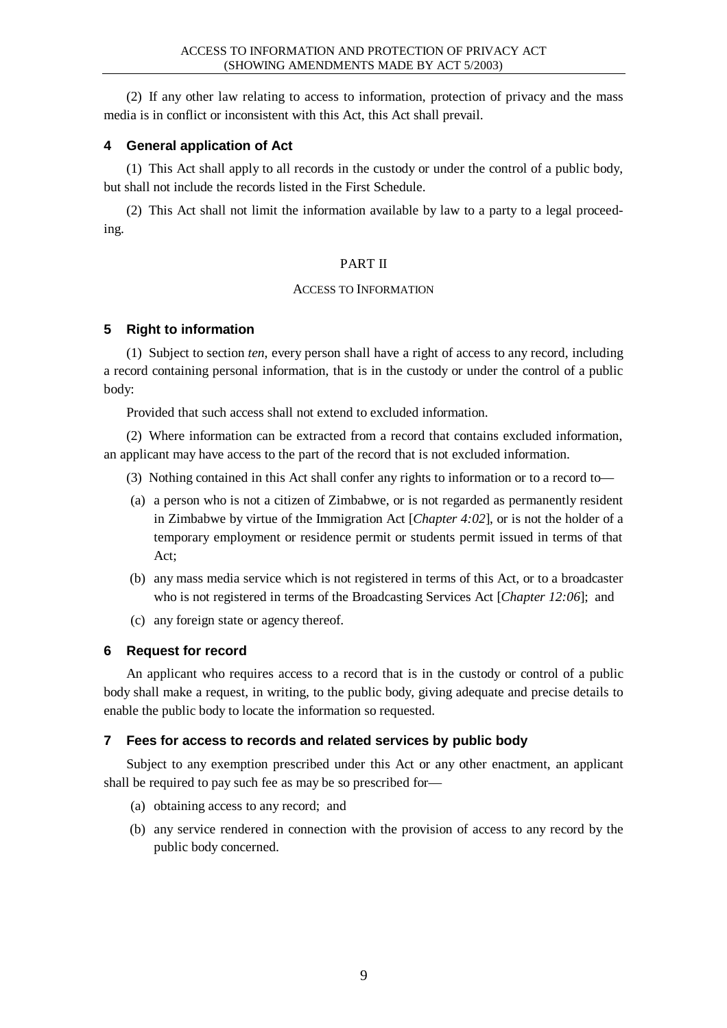(2) If any other law relating to access to information, protection of privacy and the mass media is in conflict or inconsistent with this Act, this Act shall prevail.

### 4 General application of Act

(1) This Act shall apply to all records in the custody or under the control of a public body, but shall not include the records listed in the First Schedule.

(2) This Act shall not limit the information available by law to a party to a legal proceeding.

## PART II

## ACCESS TO INFORMATION

### 5 Right to information

(1) Subject to section *ten*, every person shall have a right of access to any record, including a record containing personal information, that is in the custody or under the control of a public body:

Provided that such access shall not extend to excluded information.

(2) Where information can be extracted from a record that contains excluded information, an applicant may have access to the part of the record that is not excluded information.

(3) Nothing contained in this Act shall confer any rights to information or to a record to—

(a) a person who is not a citizen of Zimbabwe, or is not regarded as permanently resident in Zimbabwe by virtue of the Immigration Act [*Chapter 4:02*], or is not the holder of a temporary employment or residence permit or students permit issued in terms of that Act;

(b) any mass media service which is not registered in terms of this Act, or to a broadcaster who is not registered in terms of the Broadcasting Services Act [*Chapter 12:06*]; and

(c) any foreign state or agency thereof.

### 6 Request for record

An applicant who requires access to a record that is in the custody or control of a public body shall make a request, in writing, to the public body, giving adequate and precise details to enable the public body to locate the information so requested.

### 7 Fees for access to records and related services by public body

Subject to any exemption prescribed under this Act or any other enactment, an applicant shall be required to pay such fee as may be so prescribed for—

(a) obtaining access to any record; and

(b) any service rendered in connection with the provision of access to any record by the public body concerned.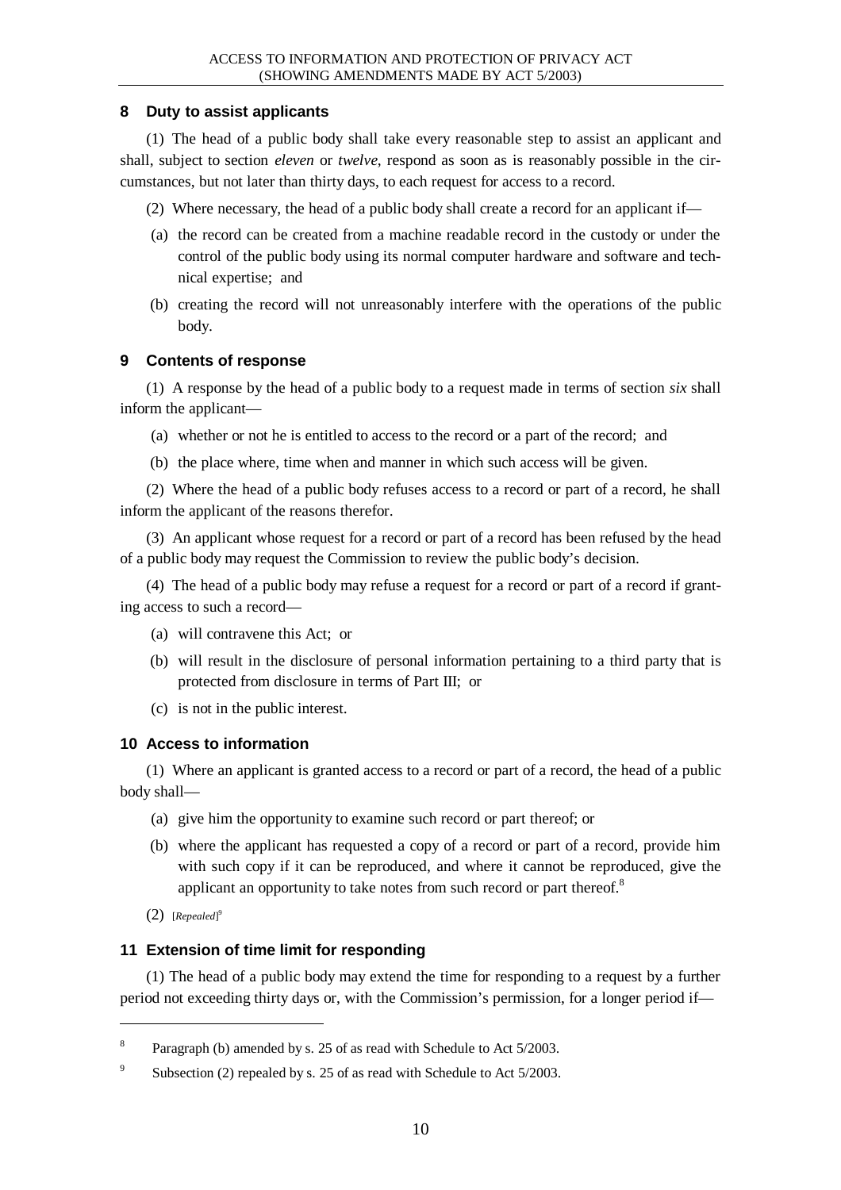## 8 Duty to assist applicants

(1) The head of a public body shall take every reasonable step to assist an applicant and shall, subject to section *eleven* or *twelve*, respond as soon as is reasonably possible in the circumstances, but not later than thirty days, to each request for access to a record.

(2) Where necessary, the head of a public body shall create a record for an applicant if—

(a) the record can be created from a machine readable record in the custody or under the control of the public body using its normal computer hardware and software and technical expertise; and

(b) creating the record will not unreasonably interfere with the operations of the public body.

## 9 Contents of response

(1) A response by the head of a public body to a request made in terms of section *six* shall inform the applicant—

(a) whether or not he is entitled to access to the record or a part of the record; and

(b) the place where, time when and manner in which such access will be given.

(2) Where the head of a public body refuses access to a record or part of a record, he shall inform the applicant of the reasons therefor.

(3) An applicant whose request for a record or part of a record has been refused by the head of a public body may request the Commission to review the public body's decision.

(4) The head of a public body may refuse a request for a record or part of a record if granting access to such a record—

(a) will contravene this Act; or

(b) will result in the disclosure of personal information pertaining to a third party that is protected from disclosure in terms of Part III; or

(c) is not in the public interest.

## 10 Access to information

(1) Where an applicant is granted access to a record or part of a record, the head of a public body shall—

(a) give him the opportunity to examine such record or part thereof; or

(b) where the applicant has requested a copy of a record or part of a record, provide him with such copy if it can be reproduced, and where it cannot be reproduced, give the applicant an opportunity to take notes from such record or part thereof.[8]

(2) [*Repealed*][9]

## 11 Extension of time limit for responding

(1) The head of a public body may extend the time for responding to a request by a further period not exceeding thirty days or, with the Commission's permission, for a longer period if—

---

[8] Paragraph (b) amended by s. 25 of as read with Schedule to Act 5/2003.

[9] Subsection (2) repealed by s. 25 of as read with Schedule to Act 5/2003.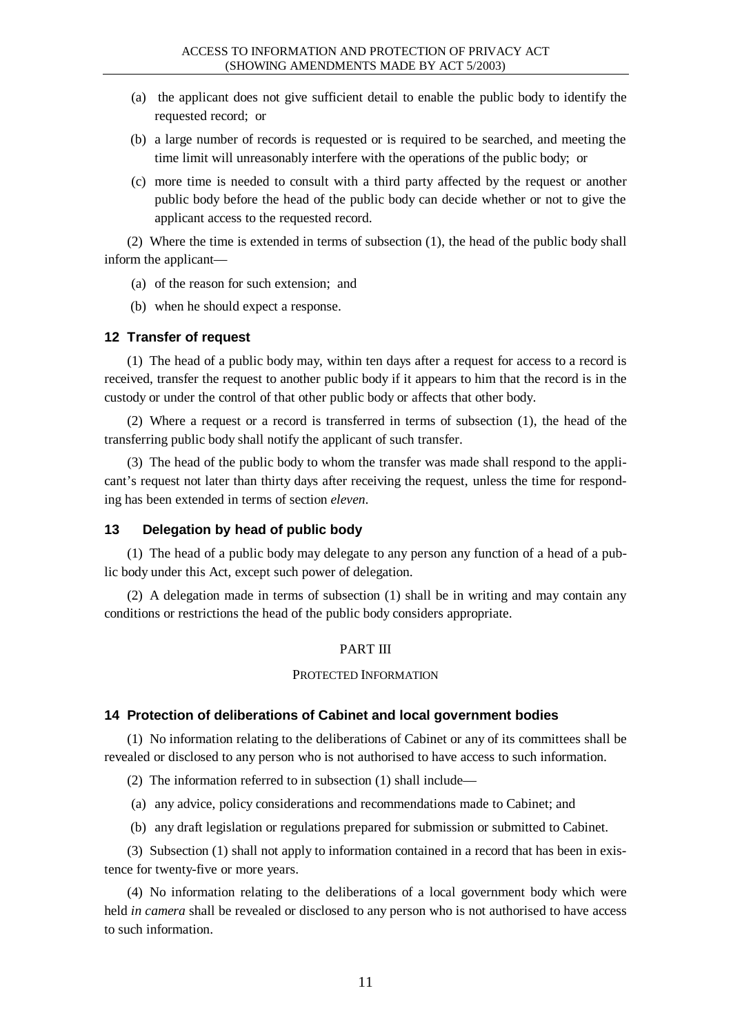(a) the applicant does not give sufficient detail to enable the public body to identify the requested record; or

(b) a large number of records is requested or is required to be searched, and meeting the time limit will unreasonably interfere with the operations of the public body; or

(c) more time is needed to consult with a third party affected by the request or another public body before the head of the public body can decide whether or not to give the applicant access to the requested record.

(2) Where the time is extended in terms of subsection (1), the head of the public body shall inform the applicant—

(a) of the reason for such extension; and

(b) when he should expect a response.

### 12 Transfer of request

(1) The head of a public body may, within ten days after a request for access to a record is received, transfer the request to another public body if it appears to him that the record is in the custody or under the control of that other public body or affects that other body.

(2) Where a request or a record is transferred in terms of subsection (1), the head of the transferring public body shall notify the applicant of such transfer.

(3) The head of the public body to whom the transfer was made shall respond to the applicant's request not later than thirty days after receiving the request, unless the time for responding has been extended in terms of section *eleven*.

### 13 Delegation by head of public body

(1) The head of a public body may delegate to any person any function of a head of a public body under this Act, except such power of delegation.

(2) A delegation made in terms of subsection (1) shall be in writing and may contain any conditions or restrictions the head of the public body considers appropriate.

## PART III

## PROTECTED INFORMATION

### 14 Protection of deliberations of Cabinet and local government bodies

(1) No information relating to the deliberations of Cabinet or any of its committees shall be revealed or disclosed to any person who is not authorised to have access to such information.

(2) The information referred to in subsection (1) shall include—

(a) any advice, policy considerations and recommendations made to Cabinet; and

(b) any draft legislation or regulations prepared for submission or submitted to Cabinet.

(3) Subsection (1) shall not apply to information contained in a record that has been in existence for twenty-five or more years.

(4) No information relating to the deliberations of a local government body which were held *in camera* shall be revealed or disclosed to any person who is not authorised to have access to such information.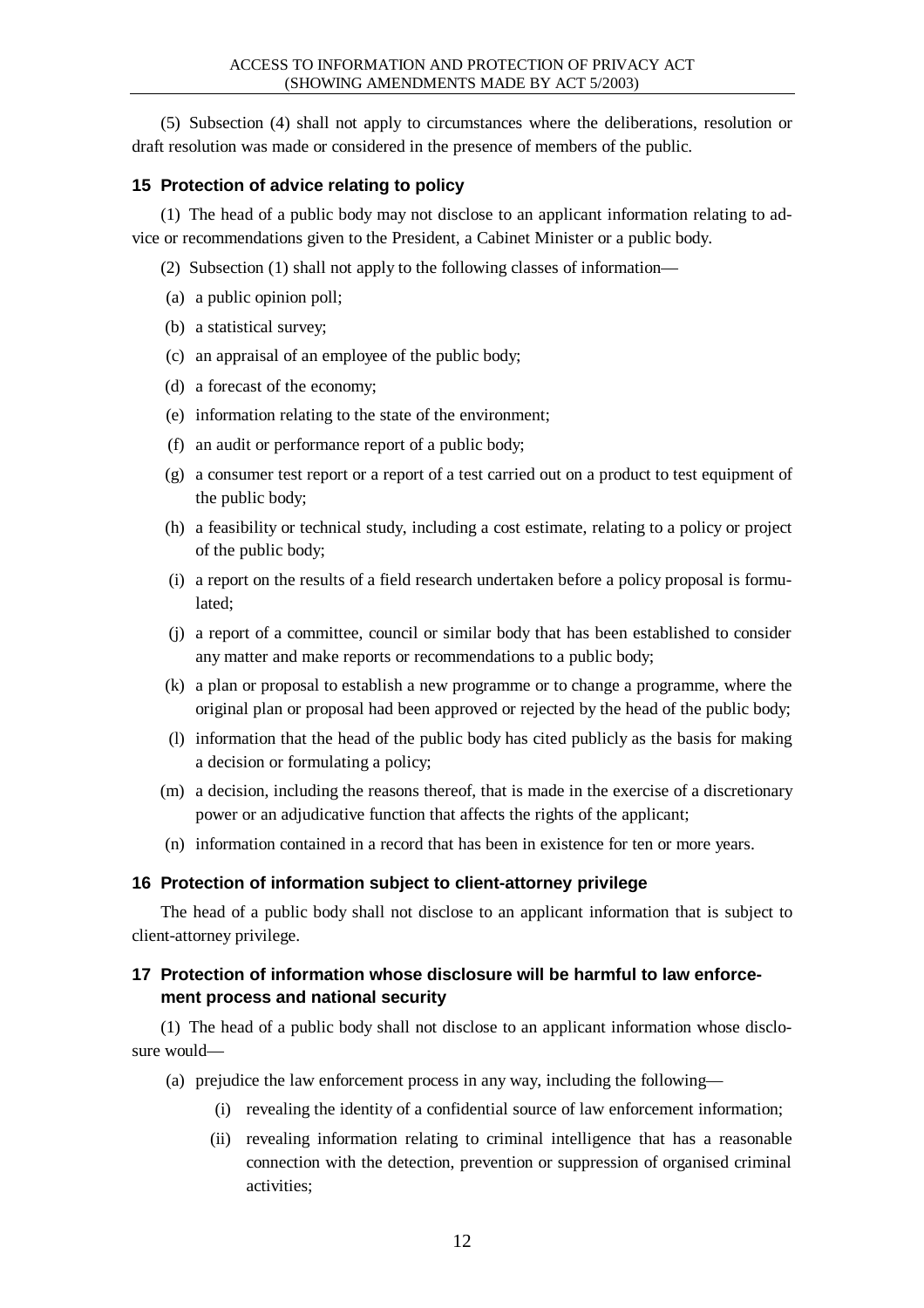(5) Subsection (4) shall not apply to circumstances where the deliberations, resolution or draft resolution was made or considered in the presence of members of the public.

### 15 Protection of advice relating to policy

(1) The head of a public body may not disclose to an applicant information relating to advice or recommendations given to the President, a Cabinet Minister or a public body.

(2) Subsection (1) shall not apply to the following classes of information—

(a) a public opinion poll;

(b) a statistical survey;

(c) an appraisal of an employee of the public body;

(d) a forecast of the economy;

(e) information relating to the state of the environment;

(f) an audit or performance report of a public body;

(g) a consumer test report or a report of a test carried out on a product to test equipment of the public body;

(h) a feasibility or technical study, including a cost estimate, relating to a policy or project of the public body;

(i) a report on the results of a field research undertaken before a policy proposal is formulated;

(j) a report of a committee, council or similar body that has been established to consider any matter and make reports or recommendations to a public body;

(k) a plan or proposal to establish a new programme or to change a programme, where the original plan or proposal had been approved or rejected by the head of the public body;

(l) information that the head of the public body has cited publicly as the basis for making a decision or formulating a policy;

(m) a decision, including the reasons thereof, that is made in the exercise of a discretionary power or an adjudicative function that affects the rights of the applicant;

(n) information contained in a record that has been in existence for ten or more years.

### 16 Protection of information subject to client-attorney privilege

The head of a public body shall not disclose to an applicant information that is subject to client-attorney privilege.

### 17 Protection of information whose disclosure will be harmful to law enforcement process and national security

(1) The head of a public body shall not disclose to an applicant information whose disclosure would—

(a) prejudice the law enforcement process in any way, including the following—

(i) revealing the identity of a confidential source of law enforcement information;

(ii) revealing information relating to criminal intelligence that has a reasonable connection with the detection, prevention or suppression of organised criminal activities;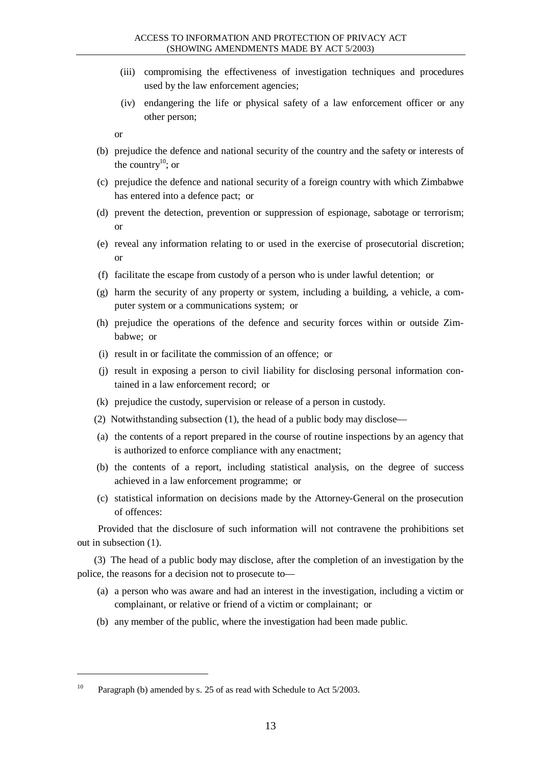(iii) compromising the effectiveness of investigation techniques and procedures used by the law enforcement agencies;

(iv) endangering the life or physical safety of a law enforcement officer or any other person;

or

(b) prejudice the defence and national security of the country and the safety or interests of the country[10]; or

(c) prejudice the defence and national security of a foreign country with which Zimbabwe has entered into a defence pact; or

(d) prevent the detection, prevention or suppression of espionage, sabotage or terrorism; or

(e) reveal any information relating to or used in the exercise of prosecutorial discretion; or

(f) facilitate the escape from custody of a person who is under lawful detention; or

(g) harm the security of any property or system, including a building, a vehicle, a computer system or a communications system; or

(h) prejudice the operations of the defence and security forces within or outside Zimbabwe; or

(i) result in or facilitate the commission of an offence; or

(j) result in exposing a person to civil liability for disclosing personal information contained in a law enforcement record; or

(k) prejudice the custody, supervision or release of a person in custody.

(2) Notwithstanding subsection (1), the head of a public body may disclose—

(a) the contents of a report prepared in the course of routine inspections by an agency that is authorized to enforce compliance with any enactment;

(b) the contents of a report, including statistical analysis, on the degree of success achieved in a law enforcement programme; or

(c) statistical information on decisions made by the Attorney-General on the prosecution of offences:

Provided that the disclosure of such information will not contravene the prohibitions set out in subsection (1).

(3) The head of a public body may disclose, after the completion of an investigation by the police, the reasons for a decision not to prosecute to—

(a) a person who was aware and had an interest in the investigation, including a victim or complainant, or relative or friend of a victim or complainant; or

(b) any member of the public, where the investigation had been made public.

---

[10] Paragraph (b) amended by s. 25 of as read with Schedule to Act 5/2003.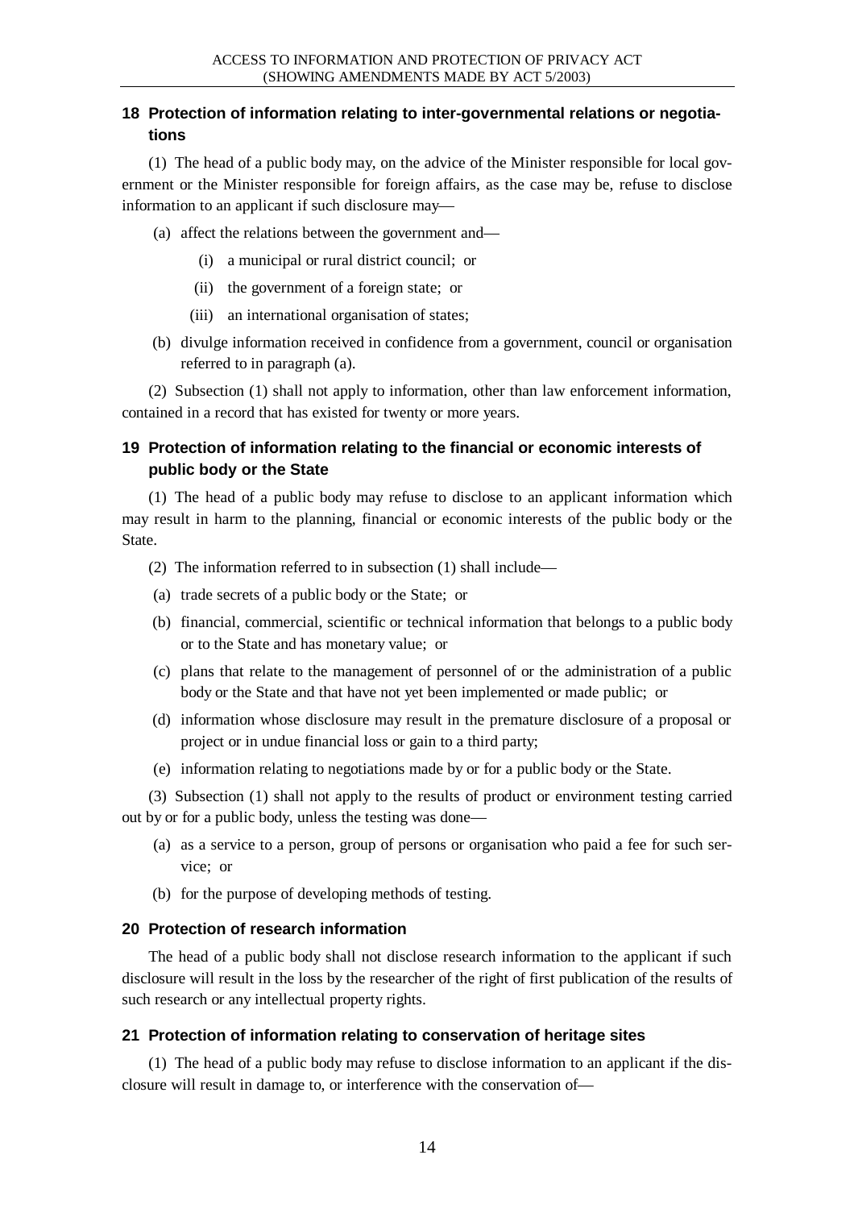## 18 Protection of information relating to inter-governmental relations or negotiations

(1) The head of a public body may, on the advice of the Minister responsible for local government or the Minister responsible for foreign affairs, as the case may be, refuse to disclose information to an applicant if such disclosure may—

(a) affect the relations between the government and—

(i) a municipal or rural district council; or

(ii) the government of a foreign state; or

(iii) an international organisation of states;

(b) divulge information received in confidence from a government, council or organisation referred to in paragraph (a).

(2) Subsection (1) shall not apply to information, other than law enforcement information, contained in a record that has existed for twenty or more years.

## 19 Protection of information relating to the financial or economic interests of public body or the State

(1) The head of a public body may refuse to disclose to an applicant information which may result in harm to the planning, financial or economic interests of the public body or the State.

(2) The information referred to in subsection (1) shall include—

(a) trade secrets of a public body or the State; or

(b) financial, commercial, scientific or technical information that belongs to a public body or to the State and has monetary value; or

(c) plans that relate to the management of personnel of or the administration of a public body or the State and that have not yet been implemented or made public; or

(d) information whose disclosure may result in the premature disclosure of a proposal or project or in undue financial loss or gain to a third party;

(e) information relating to negotiations made by or for a public body or the State.

(3) Subsection (1) shall not apply to the results of product or environment testing carried out by or for a public body, unless the testing was done—

(a) as a service to a person, group of persons or organisation who paid a fee for such service; or

(b) for the purpose of developing methods of testing.

## 20 Protection of research information

The head of a public body shall not disclose research information to the applicant if such disclosure will result in the loss by the researcher of the right of first publication of the results of such research or any intellectual property rights.

## 21 Protection of information relating to conservation of heritage sites

(1) The head of a public body may refuse to disclose information to an applicant if the disclosure will result in damage to, or interference with the conservation of—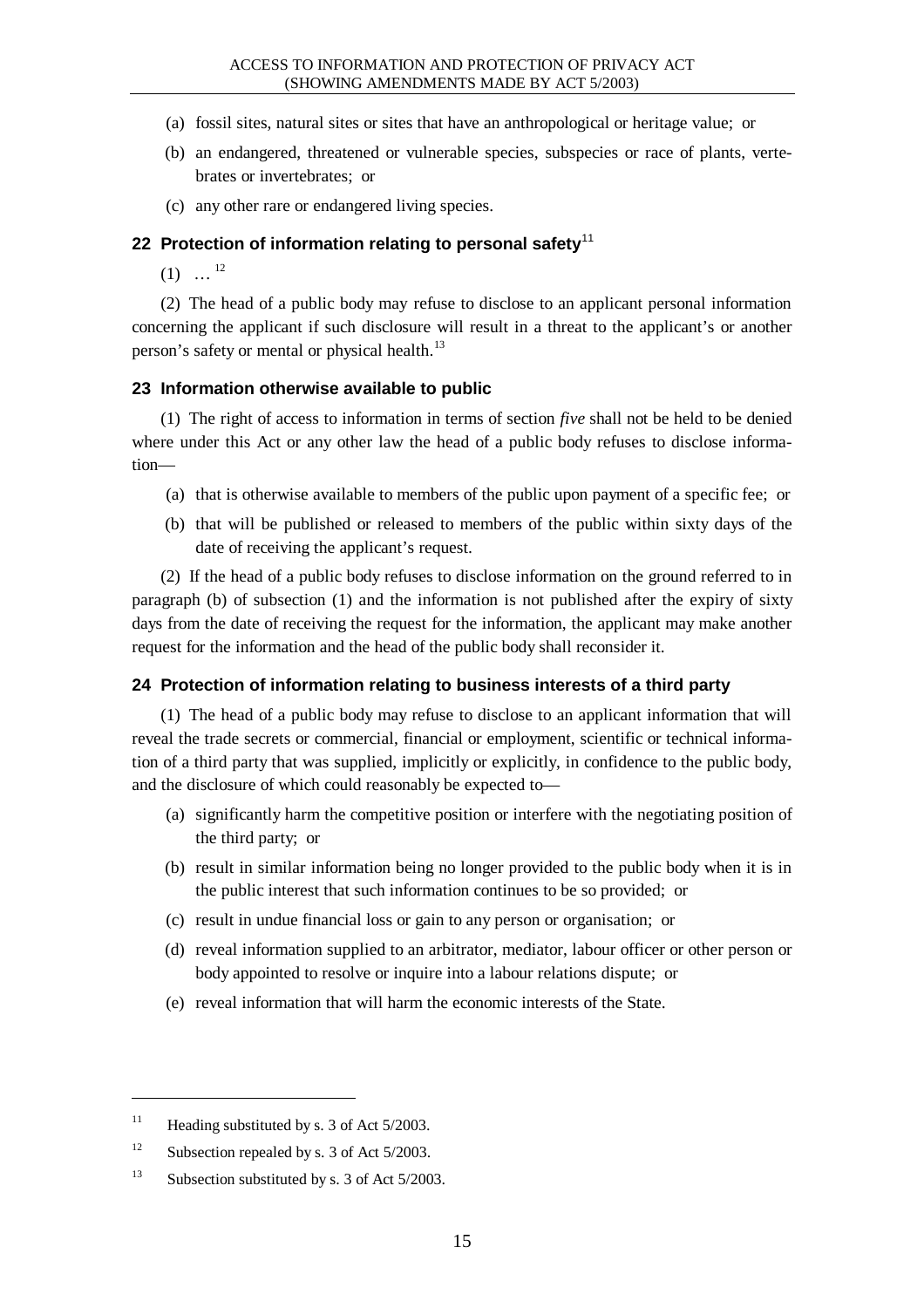(a) fossil sites, natural sites or sites that have an anthropological or heritage value; or

(b) an endangered, threatened or vulnerable species, subspecies or race of plants, vertebrates or invertebrates; or

(c) any other rare or endangered living species.

### 22 Protection of information relating to personal safety[11]

(1) …[12]

(2) The head of a public body may refuse to disclose to an applicant personal information concerning the applicant if such disclosure will result in a threat to the applicant's or another person's safety or mental or physical health.[13]

### 23 Information otherwise available to public

(1) The right of access to information in terms of section *five* shall not be held to be denied where under this Act or any other law the head of a public body refuses to disclose information—

(a) that is otherwise available to members of the public upon payment of a specific fee; or

(b) that will be published or released to members of the public within sixty days of the date of receiving the applicant's request.

(2) If the head of a public body refuses to disclose information on the ground referred to in paragraph (b) of subsection (1) and the information is not published after the expiry of sixty days from the date of receiving the request for the information, the applicant may make another request for the information and the head of the public body shall reconsider it.

### 24 Protection of information relating to business interests of a third party

(1) The head of a public body may refuse to disclose to an applicant information that will reveal the trade secrets or commercial, financial or employment, scientific or technical information of a third party that was supplied, implicitly or explicitly, in confidence to the public body, and the disclosure of which could reasonably be expected to—

(a) significantly harm the competitive position or interfere with the negotiating position of the third party; or

(b) result in similar information being no longer provided to the public body when it is in the public interest that such information continues to be so provided; or

(c) result in undue financial loss or gain to any person or organisation; or

(d) reveal information supplied to an arbitrator, mediator, labour officer or other person or body appointed to resolve or inquire into a labour relations dispute; or

(e) reveal information that will harm the economic interests of the State.

---

[11] Heading substituted by s. 3 of Act 5/2003.

[12] Subsection repealed by s. 3 of Act 5/2003.

[13] Subsection substituted by s. 3 of Act 5/2003.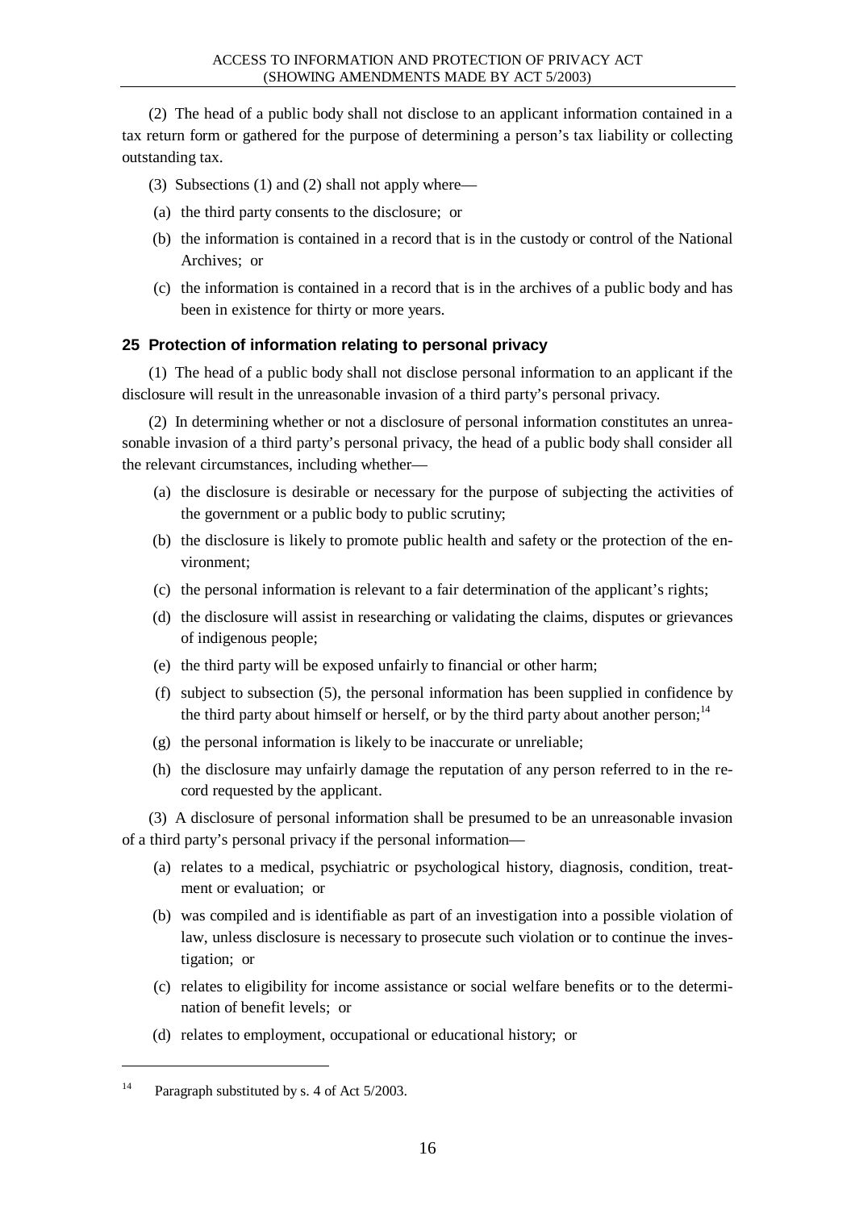(2) The head of a public body shall not disclose to an applicant information contained in a tax return form or gathered for the purpose of determining a person's tax liability or collecting outstanding tax.

(3) Subsections (1) and (2) shall not apply where—

(a) the third party consents to the disclosure; or

(b) the information is contained in a record that is in the custody or control of the National Archives; or

(c) the information is contained in a record that is in the archives of a public body and has been in existence for thirty or more years.

### 25 Protection of information relating to personal privacy

(1) The head of a public body shall not disclose personal information to an applicant if the disclosure will result in the unreasonable invasion of a third party's personal privacy.

(2) In determining whether or not a disclosure of personal information constitutes an unreasonable invasion of a third party's personal privacy, the head of a public body shall consider all the relevant circumstances, including whether—

(a) the disclosure is desirable or necessary for the purpose of subjecting the activities of the government or a public body to public scrutiny;

(b) the disclosure is likely to promote public health and safety or the protection of the environment;

(c) the personal information is relevant to a fair determination of the applicant's rights;

(d) the disclosure will assist in researching or validating the claims, disputes or grievances of indigenous people;

(e) the third party will be exposed unfairly to financial or other harm;

(f) subject to subsection (5), the personal information has been supplied in confidence by the third party about himself or herself, or by the third party about another person;[14]

(g) the personal information is likely to be inaccurate or unreliable;

(h) the disclosure may unfairly damage the reputation of any person referred to in the record requested by the applicant.

(3) A disclosure of personal information shall be presumed to be an unreasonable invasion of a third party's personal privacy if the personal information—

(a) relates to a medical, psychiatric or psychological history, diagnosis, condition, treatment or evaluation; or

(b) was compiled and is identifiable as part of an investigation into a possible violation of law, unless disclosure is necessary to prosecute such violation or to continue the investigation; or

(c) relates to eligibility for income assistance or social welfare benefits or to the determination of benefit levels; or

(d) relates to employment, occupational or educational history; or

---

[14] Paragraph substituted by s. 4 of Act 5/2003.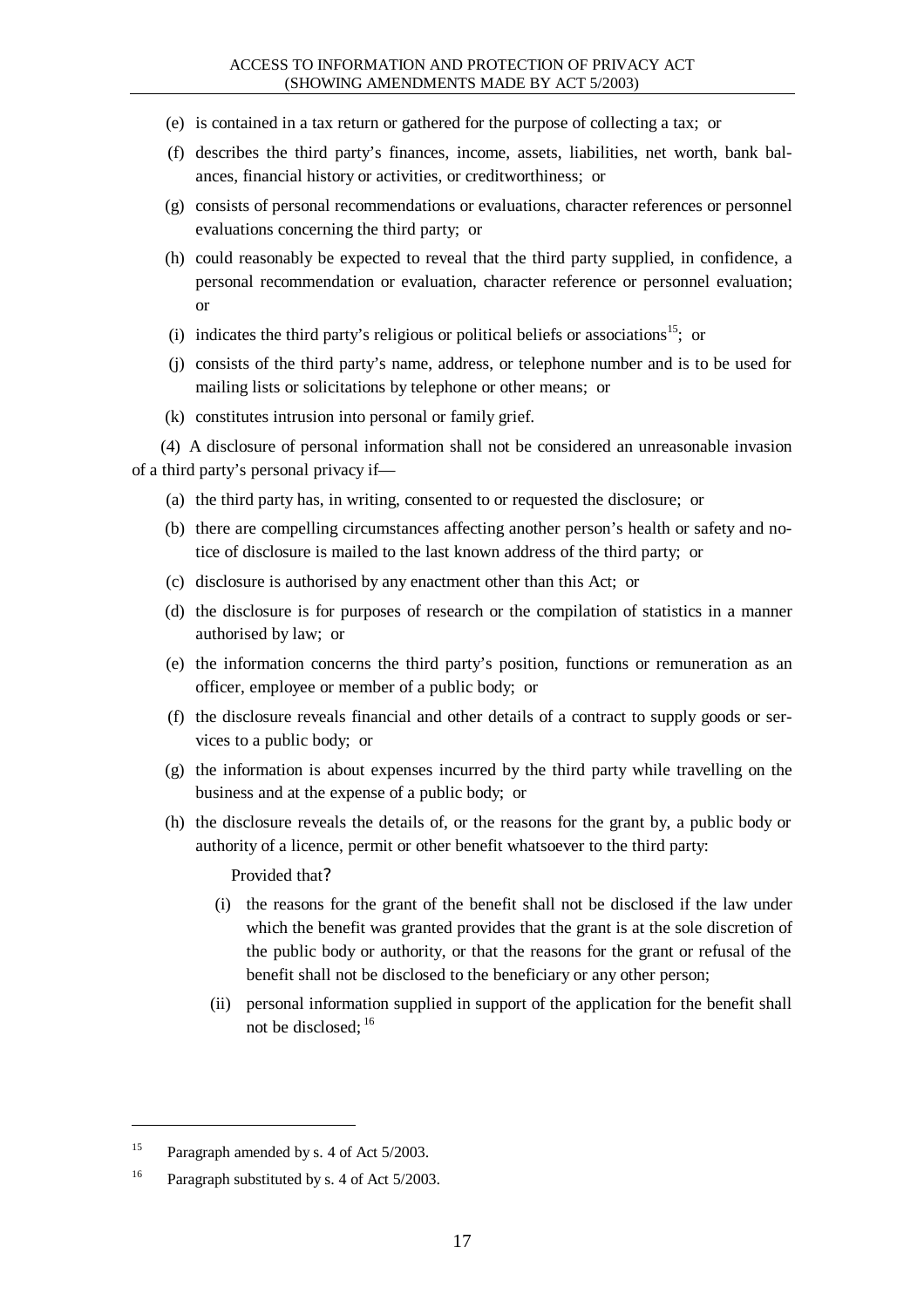(e) is contained in a tax return or gathered for the purpose of collecting a tax; or

(f) describes the third party's finances, income, assets, liabilities, net worth, bank balances, financial history or activities, or creditworthiness; or

(g) consists of personal recommendations or evaluations, character references or personnel evaluations concerning the third party; or

(h) could reasonably be expected to reveal that the third party supplied, in confidence, a personal recommendation or evaluation, character reference or personnel evaluation; or

(i) indicates the third party's religious or political beliefs or associations[15]; or

(j) consists of the third party's name, address, or telephone number and is to be used for mailing lists or solicitations by telephone or other means; or

(k) constitutes intrusion into personal or family grief.

(4) A disclosure of personal information shall not be considered an unreasonable invasion of a third party's personal privacy if—

(a) the third party has, in writing, consented to or requested the disclosure; or

(b) there are compelling circumstances affecting another person's health or safety and notice of disclosure is mailed to the last known address of the third party; or

(c) disclosure is authorised by any enactment other than this Act; or

(d) the disclosure is for purposes of research or the compilation of statistics in a manner authorised by law; or

(e) the information concerns the third party's position, functions or remuneration as an officer, employee or member of a public body; or

(f) the disclosure reveals financial and other details of a contract to supply goods or services to a public body; or

(g) the information is about expenses incurred by the third party while travelling on the business and at the expense of a public body; or

(h) the disclosure reveals the details of, or the reasons for the grant by, a public body or authority of a licence, permit or other benefit whatsoever to the third party:

Provided that?

(i) the reasons for the grant of the benefit shall not be disclosed if the law under which the benefit was granted provides that the grant is at the sole discretion of the public body or authority, or that the reasons for the grant or refusal of the benefit shall not be disclosed to the beneficiary or any other person;

(ii) personal information supplied in support of the application for the benefit shall not be disclosed; [16]

---

[15] Paragraph amended by s. 4 of Act 5/2003.

[16] Paragraph substituted by s. 4 of Act 5/2003.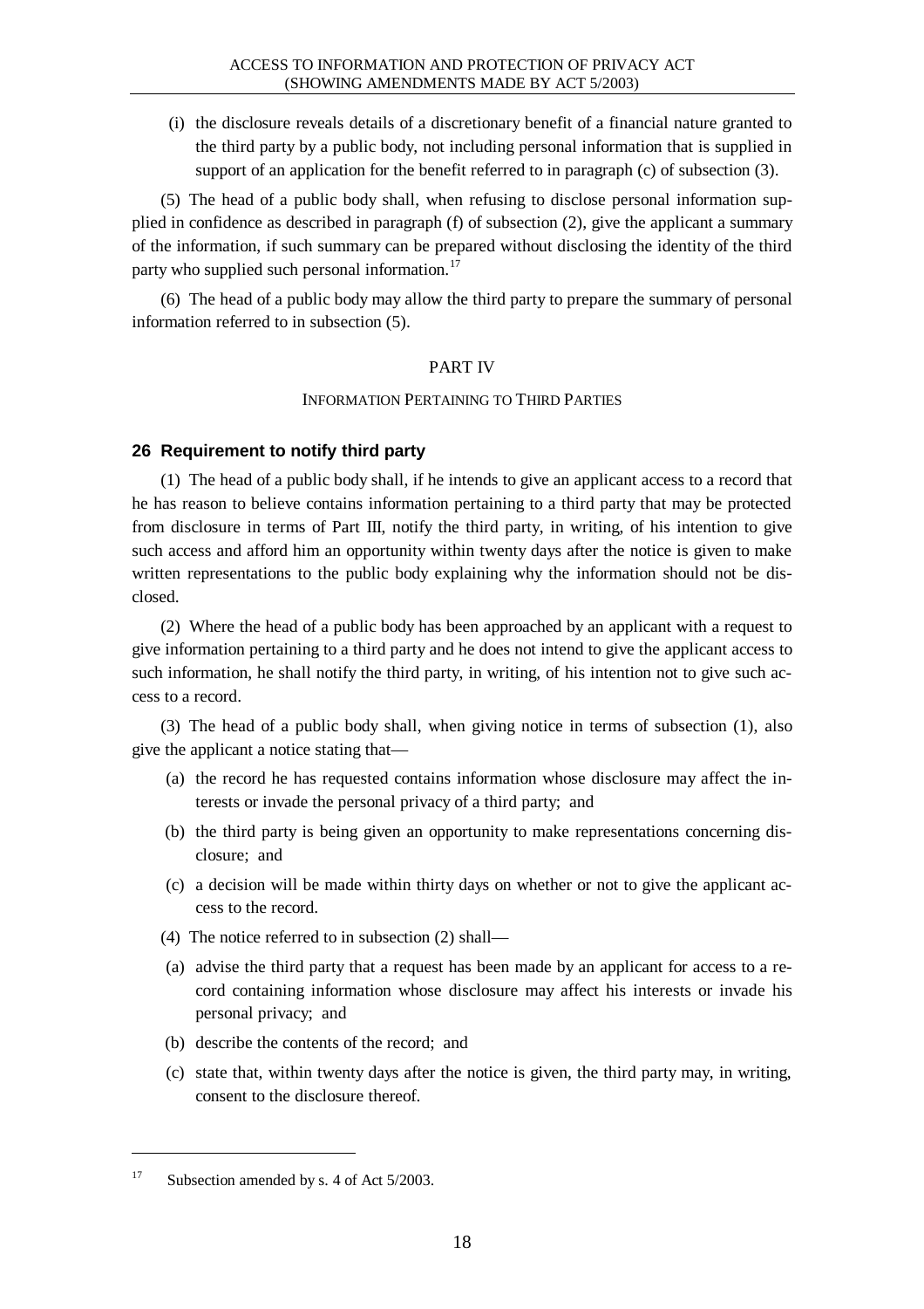(i) the disclosure reveals details of a discretionary benefit of a financial nature granted to the third party by a public body, not including personal information that is supplied in support of an application for the benefit referred to in paragraph (c) of subsection (3).

(5) The head of a public body shall, when refusing to disclose personal information supplied in confidence as described in paragraph (f) of subsection (2), give the applicant a summary of the information, if such summary can be prepared without disclosing the identity of the third party who supplied such personal information.[17]

(6) The head of a public body may allow the third party to prepare the summary of personal information referred to in subsection (5).

## PART IV

### INFORMATION PERTAINING TO THIRD PARTIES

### 26 Requirement to notify third party

(1) The head of a public body shall, if he intends to give an applicant access to a record that he has reason to believe contains information pertaining to a third party that may be protected from disclosure in terms of Part III, notify the third party, in writing, of his intention to give such access and afford him an opportunity within twenty days after the notice is given to make written representations to the public body explaining why the information should not be disclosed.

(2) Where the head of a public body has been approached by an applicant with a request to give information pertaining to a third party and he does not intend to give the applicant access to such information, he shall notify the third party, in writing, of his intention not to give such access to a record.

(3) The head of a public body shall, when giving notice in terms of subsection (1), also give the applicant a notice stating that—

(a) the record he has requested contains information whose disclosure may affect the interests or invade the personal privacy of a third party; and

(b) the third party is being given an opportunity to make representations concerning disclosure; and

(c) a decision will be made within thirty days on whether or not to give the applicant access to the record.

(4) The notice referred to in subsection (2) shall—

(a) advise the third party that a request has been made by an applicant for access to a record containing information whose disclosure may affect his interests or invade his personal privacy; and

(b) describe the contents of the record; and

(c) state that, within twenty days after the notice is given, the third party may, in writing, consent to the disclosure thereof.

---

[17] Subsection amended by s. 4 of Act 5/2003.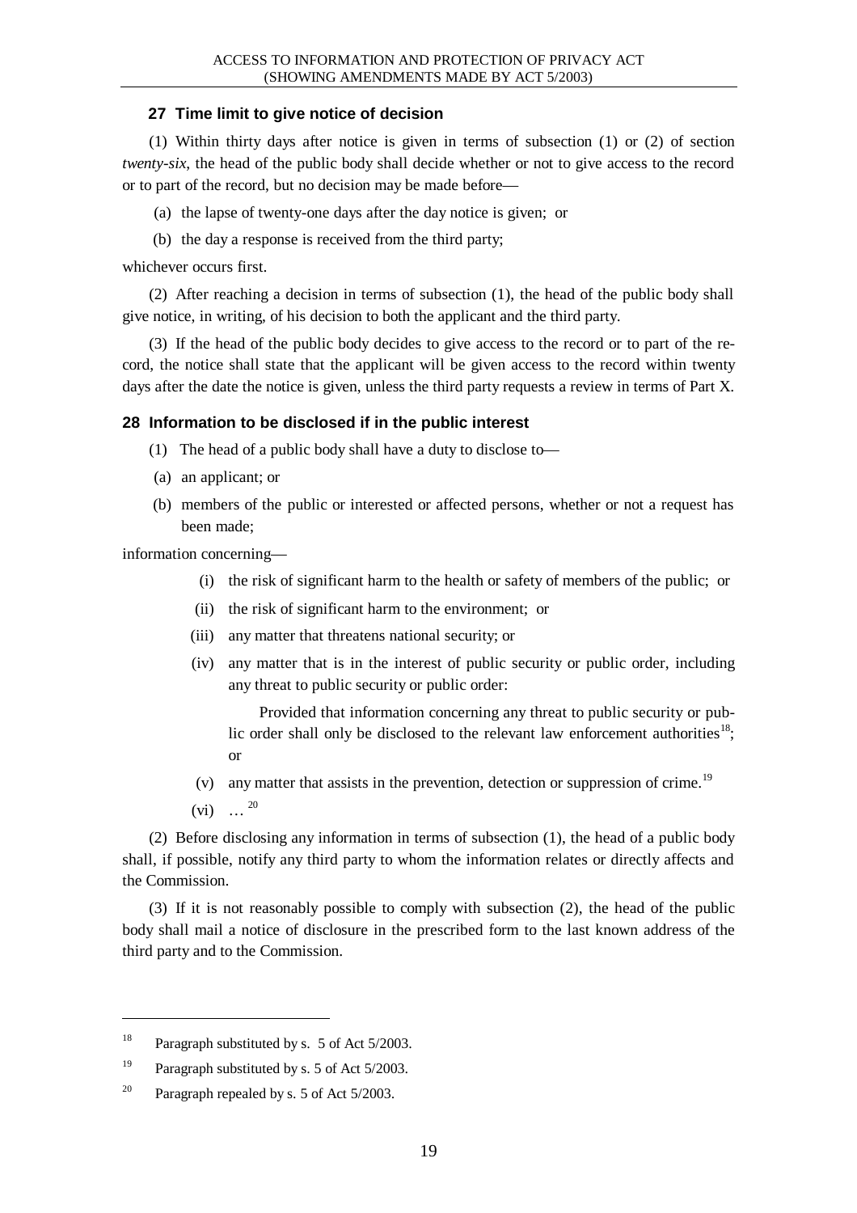### 27 Time limit to give notice of decision

(1) Within thirty days after notice is given in terms of subsection (1) or (2) of section *twenty-six*, the head of the public body shall decide whether or not to give access to the record or to part of the record, but no decision may be made before—

(a) the lapse of twenty-one days after the day notice is given; or

(b) the day a response is received from the third party;

whichever occurs first.

(2) After reaching a decision in terms of subsection (1), the head of the public body shall give notice, in writing, of his decision to both the applicant and the third party.

(3) If the head of the public body decides to give access to the record or to part of the record, the notice shall state that the applicant will be given access to the record within twenty days after the date the notice is given, unless the third party requests a review in terms of Part X.

### 28 Information to be disclosed if in the public interest

(1) The head of a public body shall have a duty to disclose to—

(a) an applicant; or

(b) members of the public or interested or affected persons, whether or not a request has been made;

information concerning—

(i) the risk of significant harm to the health or safety of members of the public; or

(ii) the risk of significant harm to the environment; or

(iii) any matter that threatens national security; or

(iv) any matter that is in the interest of public security or public order, including any threat to public security or public order:

Provided that information concerning any threat to public security or public order shall only be disclosed to the relevant law enforcement authorities[18]; or

(v) any matter that assists in the prevention, detection or suppression of crime.[19]

(vi) …[20]

(2) Before disclosing any information in terms of subsection (1), the head of a public body shall, if possible, notify any third party to whom the information relates or directly affects and the Commission.

(3) If it is not reasonably possible to comply with subsection (2), the head of the public body shall mail a notice of disclosure in the prescribed form to the last known address of the third party and to the Commission.

---

[18] Paragraph substituted by s. 5 of Act 5/2003.

[19] Paragraph substituted by s. 5 of Act 5/2003.

[20] Paragraph repealed by s. 5 of Act 5/2003.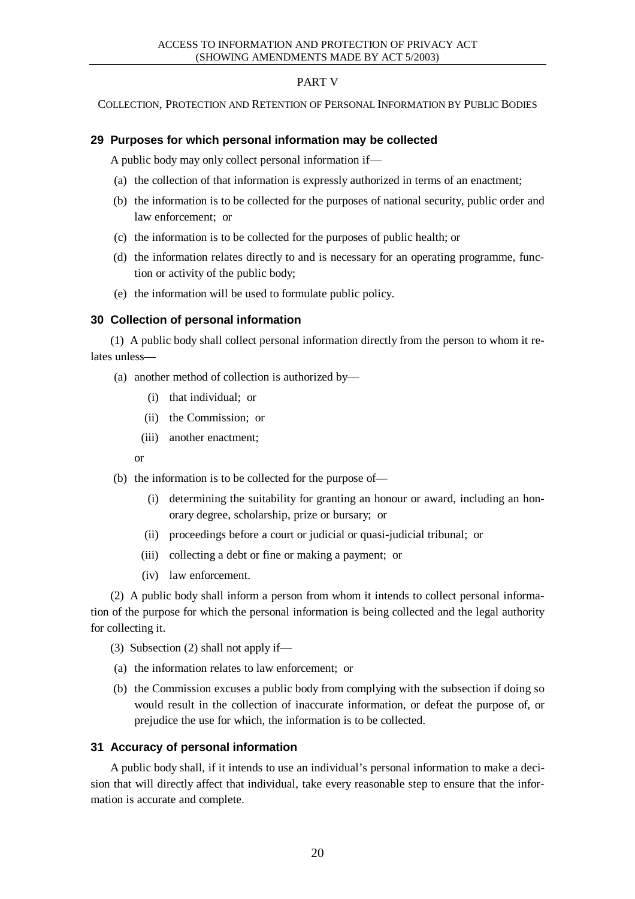## PART V

COLLECTION, PROTECTION AND RETENTION OF PERSONAL INFORMATION BY PUBLIC BODIES

### 29 Purposes for which personal information may be collected

A public body may only collect personal information if—

(a) the collection of that information is expressly authorized in terms of an enactment;

(b) the information is to be collected for the purposes of national security, public order and law enforcement; or

(c) the information is to be collected for the purposes of public health; or

(d) the information relates directly to and is necessary for an operating programme, function or activity of the public body;

(e) the information will be used to formulate public policy.

### 30 Collection of personal information

(1) A public body shall collect personal information directly from the person to whom it relates unless—

(a) another method of collection is authorized by—

(i) that individual; or

(ii) the Commission; or

(iii) another enactment;

or

(b) the information is to be collected for the purpose of—

(i) determining the suitability for granting an honour or award, including an honorary degree, scholarship, prize or bursary; or

(ii) proceedings before a court or judicial or quasi-judicial tribunal; or

(iii) collecting a debt or fine or making a payment; or

(iv) law enforcement.

(2) A public body shall inform a person from whom it intends to collect personal information of the purpose for which the personal information is being collected and the legal authority for collecting it.

(3) Subsection (2) shall not apply if—

(a) the information relates to law enforcement; or

(b) the Commission excuses a public body from complying with the subsection if doing so would result in the collection of inaccurate information, or defeat the purpose of, or prejudice the use for which, the information is to be collected.

### 31 Accuracy of personal information

A public body shall, if it intends to use an individual's personal information to make a decision that will directly affect that individual, take every reasonable step to ensure that the information is accurate and complete.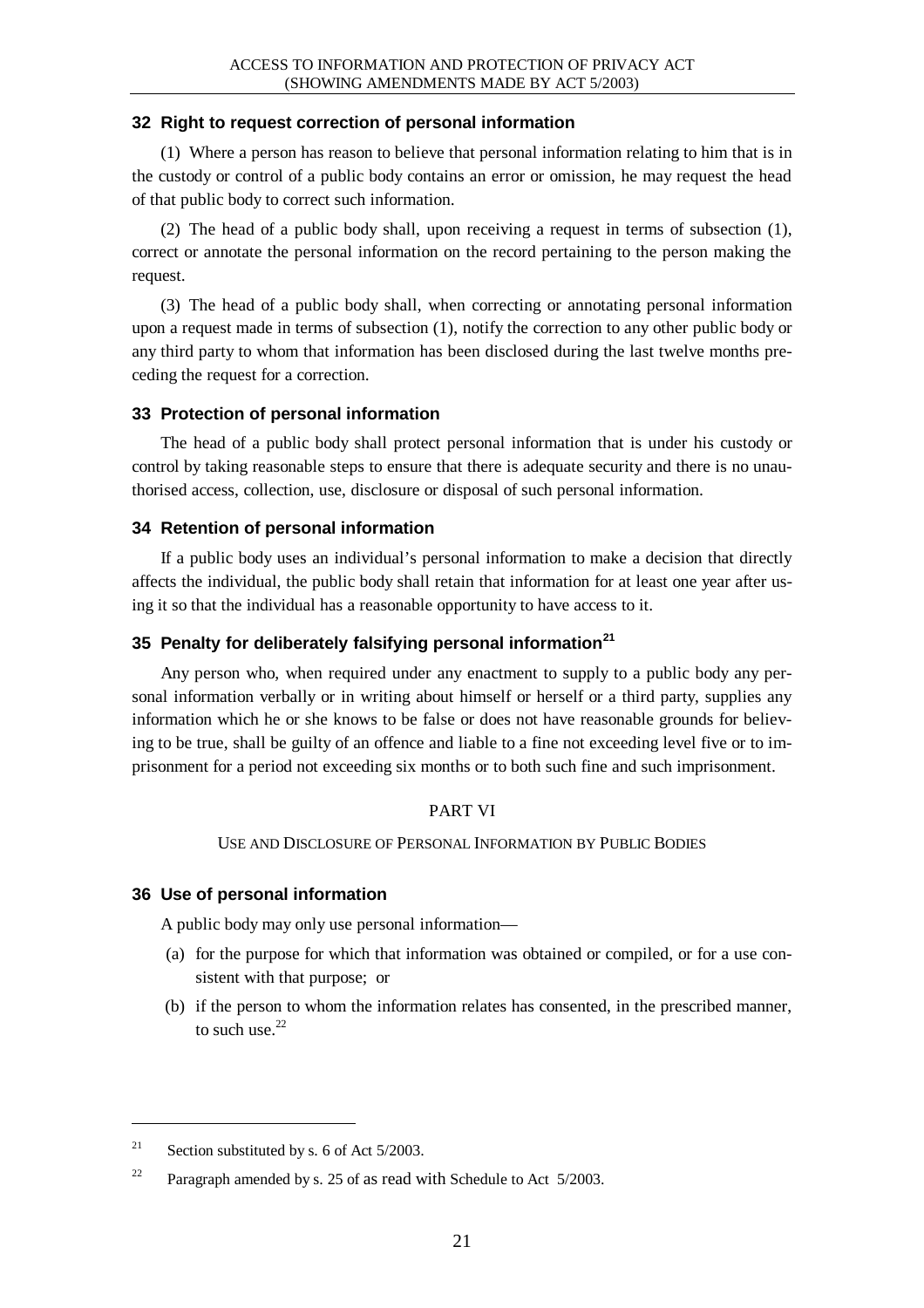### 32 Right to request correction of personal information

(1) Where a person has reason to believe that personal information relating to him that is in the custody or control of a public body contains an error or omission, he may request the head of that public body to correct such information.

(2) The head of a public body shall, upon receiving a request in terms of subsection (1), correct or annotate the personal information on the record pertaining to the person making the request.

(3) The head of a public body shall, when correcting or annotating personal information upon a request made in terms of subsection (1), notify the correction to any other public body or any third party to whom that information has been disclosed during the last twelve months preceding the request for a correction.

### 33 Protection of personal information

The head of a public body shall protect personal information that is under his custody or control by taking reasonable steps to ensure that there is adequate security and there is no unauthorised access, collection, use, disclosure or disposal of such personal information.

### 34 Retention of personal information

If a public body uses an individual's personal information to make a decision that directly affects the individual, the public body shall retain that information for at least one year after using it so that the individual has a reasonable opportunity to have access to it.

### 35 Penalty for deliberately falsifying personal information[21]

Any person who, when required under any enactment to supply to a public body any personal information verbally or in writing about himself or herself or a third party, supplies any information which he or she knows to be false or does not have reasonable grounds for believing to be true, shall be guilty of an offence and liable to a fine not exceeding level five or to imprisonment for a period not exceeding six months or to both such fine and such imprisonment.

## PART VI

USE AND DISCLOSURE OF PERSONAL INFORMATION BY PUBLIC BODIES

### 36 Use of personal information

A public body may only use personal information—

(a) for the purpose for which that information was obtained or compiled, or for a use consistent with that purpose; or

(b) if the person to whom the information relates has consented, in the prescribed manner, to such use.[22]

---

[21] Section substituted by s. 6 of Act 5/2003.

[22] Paragraph amended by s. 25 of as read with Schedule to Act 5/2003.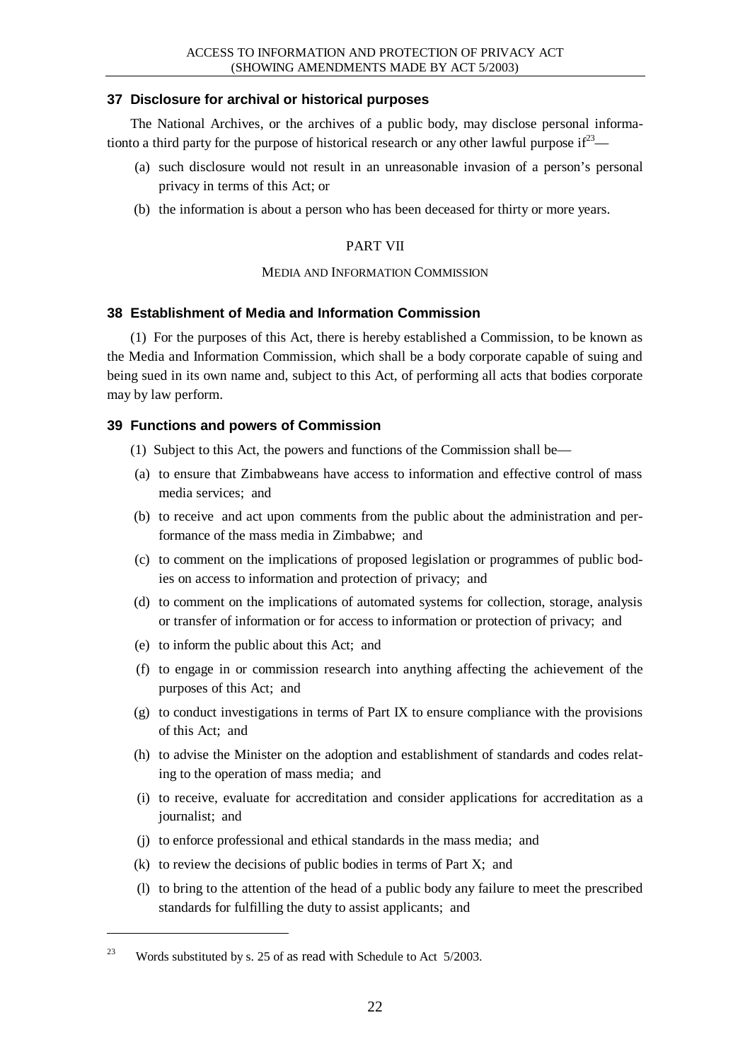### 37 Disclosure for archival or historical purposes

The National Archives, or the archives of a public body, may disclose personal informationto a third party for the purpose of historical research or any other lawful purpose if[23]—

(a) such disclosure would not result in an unreasonable invasion of a person's personal privacy in terms of this Act; or

(b) the information is about a person who has been deceased for thirty or more years.

## PART VII

### MEDIA AND INFORMATION COMMISSION

### 38 Establishment of Media and Information Commission

(1) For the purposes of this Act, there is hereby established a Commission, to be known as the Media and Information Commission, which shall be a body corporate capable of suing and being sued in its own name and, subject to this Act, of performing all acts that bodies corporate may by law perform.

### 39 Functions and powers of Commission

(1) Subject to this Act, the powers and functions of the Commission shall be—

(a) to ensure that Zimbabweans have access to information and effective control of mass media services; and

(b) to receive and act upon comments from the public about the administration and performance of the mass media in Zimbabwe; and

(c) to comment on the implications of proposed legislation or programmes of public bodies on access to information and protection of privacy; and

(d) to comment on the implications of automated systems for collection, storage, analysis or transfer of information or for access to information or protection of privacy; and

(e) to inform the public about this Act; and

(f) to engage in or commission research into anything affecting the achievement of the purposes of this Act; and

(g) to conduct investigations in terms of Part IX to ensure compliance with the provisions of this Act; and

(h) to advise the Minister on the adoption and establishment of standards and codes relating to the operation of mass media; and

(i) to receive, evaluate for accreditation and consider applications for accreditation as a journalist; and

(j) to enforce professional and ethical standards in the mass media; and

(k) to review the decisions of public bodies in terms of Part X; and

(l) to bring to the attention of the head of a public body any failure to meet the prescribed standards for fulfilling the duty to assist applicants; and

---

[23] Words substituted by s. 25 of as read with Schedule to Act 5/2003.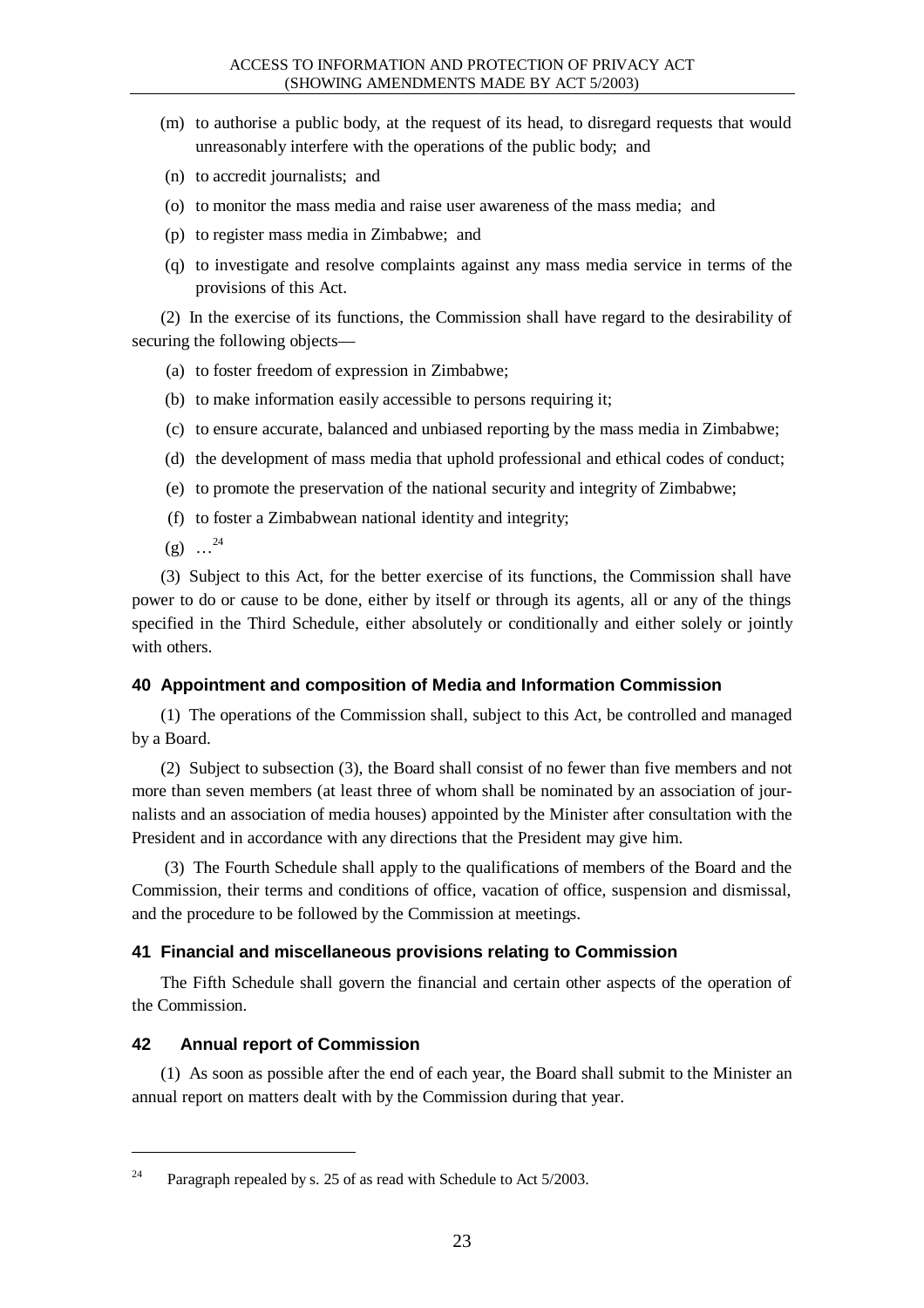(m) to authorise a public body, at the request of its head, to disregard requests that would unreasonably interfere with the operations of the public body; and

(n) to accredit journalists; and

(o) to monitor the mass media and raise user awareness of the mass media; and

(p) to register mass media in Zimbabwe; and

(q) to investigate and resolve complaints against any mass media service in terms of the provisions of this Act.

(2) In the exercise of its functions, the Commission shall have regard to the desirability of securing the following objects—

(a) to foster freedom of expression in Zimbabwe;

(b) to make information easily accessible to persons requiring it;

(c) to ensure accurate, balanced and unbiased reporting by the mass media in Zimbabwe;

(d) the development of mass media that uphold professional and ethical codes of conduct;

(e) to promote the preservation of the national security and integrity of Zimbabwe;

(f) to foster a Zimbabwean national identity and integrity;

(g) …[24]

(3) Subject to this Act, for the better exercise of its functions, the Commission shall have power to do or cause to be done, either by itself or through its agents, all or any of the things specified in the Third Schedule, either absolutely or conditionally and either solely or jointly with others.

### 40 Appointment and composition of Media and Information Commission

(1) The operations of the Commission shall, subject to this Act, be controlled and managed by a Board.

(2) Subject to subsection (3), the Board shall consist of no fewer than five members and not more than seven members (at least three of whom shall be nominated by an association of journalists and an association of media houses) appointed by the Minister after consultation with the President and in accordance with any directions that the President may give him.

(3) The Fourth Schedule shall apply to the qualifications of members of the Board and the Commission, their terms and conditions of office, vacation of office, suspension and dismissal, and the procedure to be followed by the Commission at meetings.

### 41 Financial and miscellaneous provisions relating to Commission

The Fifth Schedule shall govern the financial and certain other aspects of the operation of the Commission.

### 42 Annual report of Commission

(1) As soon as possible after the end of each year, the Board shall submit to the Minister an annual report on matters dealt with by the Commission during that year.

---

[24] Paragraph repealed by s. 25 of as read with Schedule to Act 5/2003.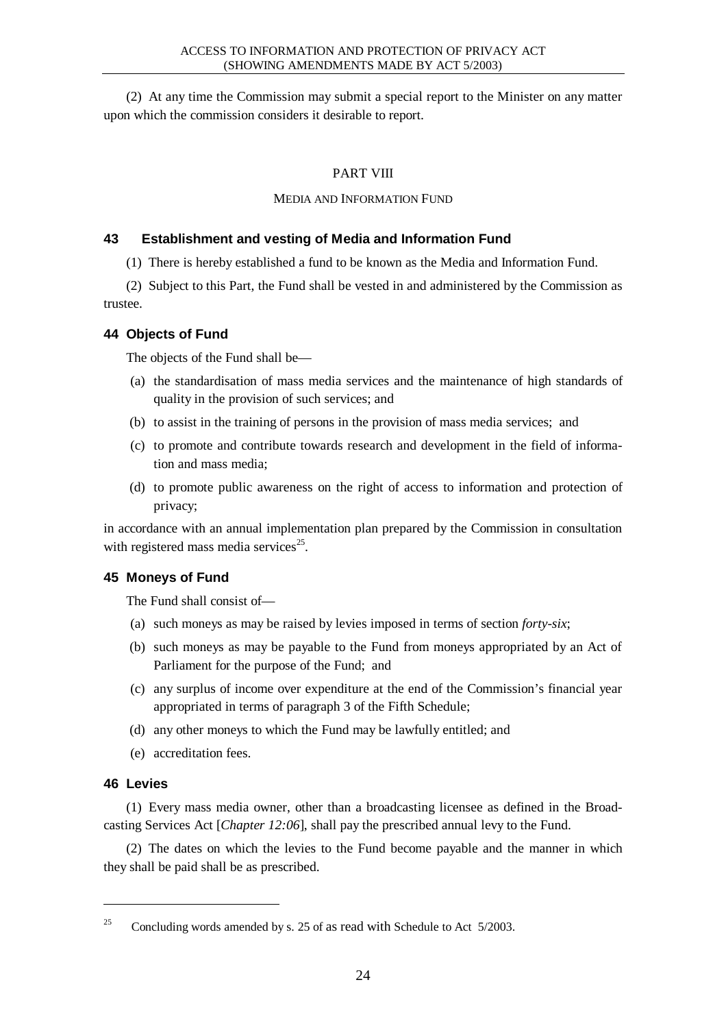(2) At any time the Commission may submit a special report to the Minister on any matter upon which the commission considers it desirable to report.

PART VIII

MEDIA AND INFORMATION FUND

### 43 Establishment and vesting of Media and Information Fund

(1) There is hereby established a fund to be known as the Media and Information Fund.

(2) Subject to this Part, the Fund shall be vested in and administered by the Commission as trustee.

### 44 Objects of Fund

The objects of the Fund shall be—

(a) the standardisation of mass media services and the maintenance of high standards of quality in the provision of such services; and

(b) to assist in the training of persons in the provision of mass media services; and

(c) to promote and contribute towards research and development in the field of information and mass media;

(d) to promote public awareness on the right of access to information and protection of privacy;

in accordance with an annual implementation plan prepared by the Commission in consultation with registered mass media services[25].

### 45 Moneys of Fund

The Fund shall consist of—

(a) such moneys as may be raised by levies imposed in terms of section *forty-six*;

(b) such moneys as may be payable to the Fund from moneys appropriated by an Act of Parliament for the purpose of the Fund; and

(c) any surplus of income over expenditure at the end of the Commission's financial year appropriated in terms of paragraph 3 of the Fifth Schedule;

(d) any other moneys to which the Fund may be lawfully entitled; and

(e) accreditation fees.

### 46 Levies

(1) Every mass media owner, other than a broadcasting licensee as defined in the Broadcasting Services Act [*Chapter 12:06*], shall pay the prescribed annual levy to the Fund.

(2) The dates on which the levies to the Fund become payable and the manner in which they shall be paid shall be as prescribed.

---

[25] Concluding words amended by s. 25 of as read with Schedule to Act 5/2003.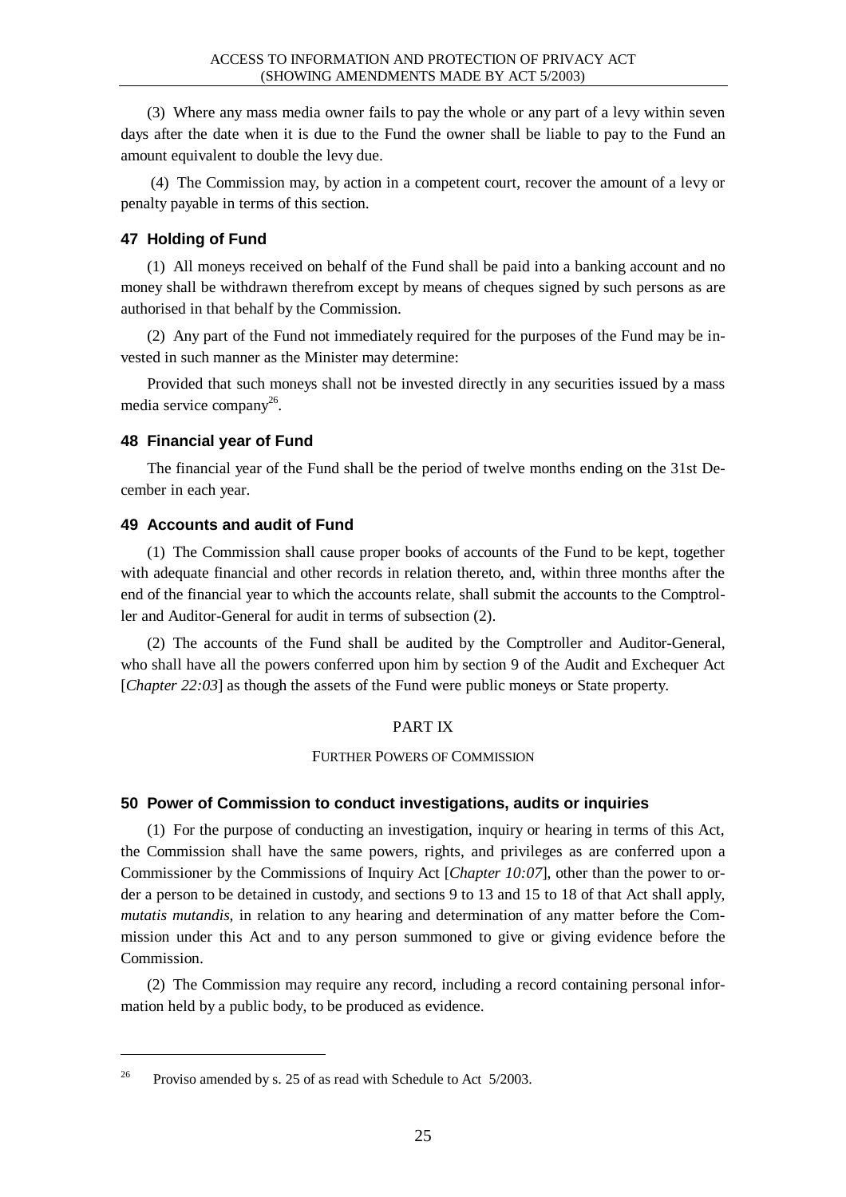(3) Where any mass media owner fails to pay the whole or any part of a levy within seven days after the date when it is due to the Fund the owner shall be liable to pay to the Fund an amount equivalent to double the levy due.

(4) The Commission may, by action in a competent court, recover the amount of a levy or penalty payable in terms of this section.

### 47 Holding of Fund

(1) All moneys received on behalf of the Fund shall be paid into a banking account and no money shall be withdrawn therefrom except by means of cheques signed by such persons as are authorised in that behalf by the Commission.

(2) Any part of the Fund not immediately required for the purposes of the Fund may be invested in such manner as the Minister may determine:

Provided that such moneys shall not be invested directly in any securities issued by a mass media service company[26].

### 48 Financial year of Fund

The financial year of the Fund shall be the period of twelve months ending on the 31st December in each year.

### 49 Accounts and audit of Fund

(1) The Commission shall cause proper books of accounts of the Fund to be kept, together with adequate financial and other records in relation thereto, and, within three months after the end of the financial year to which the accounts relate, shall submit the accounts to the Comptroller and Auditor-General for audit in terms of subsection (2).

(2) The accounts of the Fund shall be audited by the Comptroller and Auditor-General, who shall have all the powers conferred upon him by section 9 of the Audit and Exchequer Act [*Chapter 22:03*] as though the assets of the Fund were public moneys or State property.

## PART IX

### FURTHER POWERS OF COMMISSION

### 50 Power of Commission to conduct investigations, audits or inquiries

(1) For the purpose of conducting an investigation, inquiry or hearing in terms of this Act, the Commission shall have the same powers, rights, and privileges as are conferred upon a Commissioner by the Commissions of Inquiry Act [*Chapter 10:07*], other than the power to order a person to be detained in custody, and sections 9 to 13 and 15 to 18 of that Act shall apply, *mutatis mutandis*, in relation to any hearing and determination of any matter before the Commission under this Act and to any person summoned to give or giving evidence before the Commission.

(2) The Commission may require any record, including a record containing personal information held by a public body, to be produced as evidence.

---

[26] Proviso amended by s. 25 of as read with Schedule to Act 5/2003.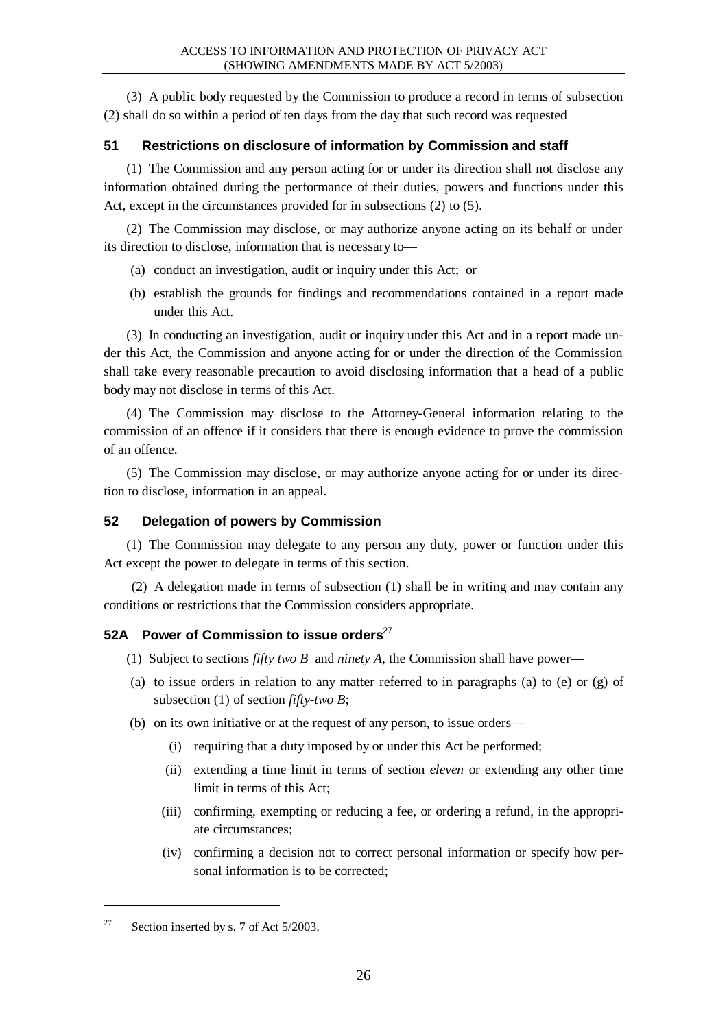(3) A public body requested by the Commission to produce a record in terms of subsection (2) shall do so within a period of ten days from the day that such record was requested

### 51 Restrictions on disclosure of information by Commission and staff

(1) The Commission and any person acting for or under its direction shall not disclose any information obtained during the performance of their duties, powers and functions under this Act, except in the circumstances provided for in subsections (2) to (5).

(2) The Commission may disclose, or may authorize anyone acting on its behalf or under its direction to disclose, information that is necessary to—

(a) conduct an investigation, audit or inquiry under this Act; or

(b) establish the grounds for findings and recommendations contained in a report made under this Act.

(3) In conducting an investigation, audit or inquiry under this Act and in a report made under this Act, the Commission and anyone acting for or under the direction of the Commission shall take every reasonable precaution to avoid disclosing information that a head of a public body may not disclose in terms of this Act.

(4) The Commission may disclose to the Attorney-General information relating to the commission of an offence if it considers that there is enough evidence to prove the commission of an offence.

(5) The Commission may disclose, or may authorize anyone acting for or under its direction to disclose, information in an appeal.

### 52 Delegation of powers by Commission

(1) The Commission may delegate to any person any duty, power or function under this Act except the power to delegate in terms of this section.

(2) A delegation made in terms of subsection (1) shall be in writing and may contain any conditions or restrictions that the Commission considers appropriate.

### 52A Power of Commission to issue orders[27]

(1) Subject to sections *fifty two B* and *ninety A*, the Commission shall have power—

(a) to issue orders in relation to any matter referred to in paragraphs (a) to (e) or (g) of subsection (1) of section *fifty-two B*;

(b) on its own initiative or at the request of any person, to issue orders—

(i) requiring that a duty imposed by or under this Act be performed;

(ii) extending a time limit in terms of section *eleven* or extending any other time limit in terms of this Act;

(iii) confirming, exempting or reducing a fee, or ordering a refund, in the appropriate circumstances;

(iv) confirming a decision not to correct personal information or specify how personal information is to be corrected;

---

[27] Section inserted by s. 7 of Act 5/2003.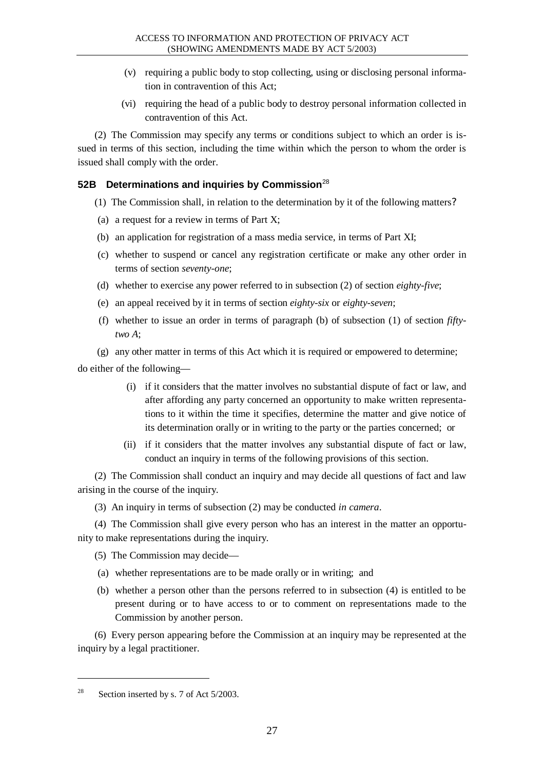(v) requiring a public body to stop collecting, using or disclosing personal information in contravention of this Act;

(vi) requiring the head of a public body to destroy personal information collected in contravention of this Act.

(2) The Commission may specify any terms or conditions subject to which an order is issued in terms of this section, including the time within which the person to whom the order is issued shall comply with the order.

### 52B Determinations and inquiries by Commission[28]

(1) The Commission shall, in relation to the determination by it of the following matters?

(a) a request for a review in terms of Part X;

(b) an application for registration of a mass media service, in terms of Part XI;

(c) whether to suspend or cancel any registration certificate or make any other order in terms of section *seventy-one*;

(d) whether to exercise any power referred to in subsection (2) of section *eighty-five*;

(e) an appeal received by it in terms of section *eighty-six* or *eighty-seven*;

(f) whether to issue an order in terms of paragraph (b) of subsection (1) of section *fifty-two A*;

(g) any other matter in terms of this Act which it is required or empowered to determine;

do either of the following—

(i) if it considers that the matter involves no substantial dispute of fact or law, and after affording any party concerned an opportunity to make written representations to it within the time it specifies, determine the matter and give notice of its determination orally or in writing to the party or the parties concerned; or

(ii) if it considers that the matter involves any substantial dispute of fact or law, conduct an inquiry in terms of the following provisions of this section.

(2) The Commission shall conduct an inquiry and may decide all questions of fact and law arising in the course of the inquiry.

(3) An inquiry in terms of subsection (2) may be conducted *in camera*.

(4) The Commission shall give every person who has an interest in the matter an opportunity to make representations during the inquiry.

(5) The Commission may decide—

(a) whether representations are to be made orally or in writing; and

(b) whether a person other than the persons referred to in subsection (4) is entitled to be present during or to have access to or to comment on representations made to the Commission by another person.

(6) Every person appearing before the Commission at an inquiry may be represented at the inquiry by a legal practitioner.

---

[28] Section inserted by s. 7 of Act 5/2003.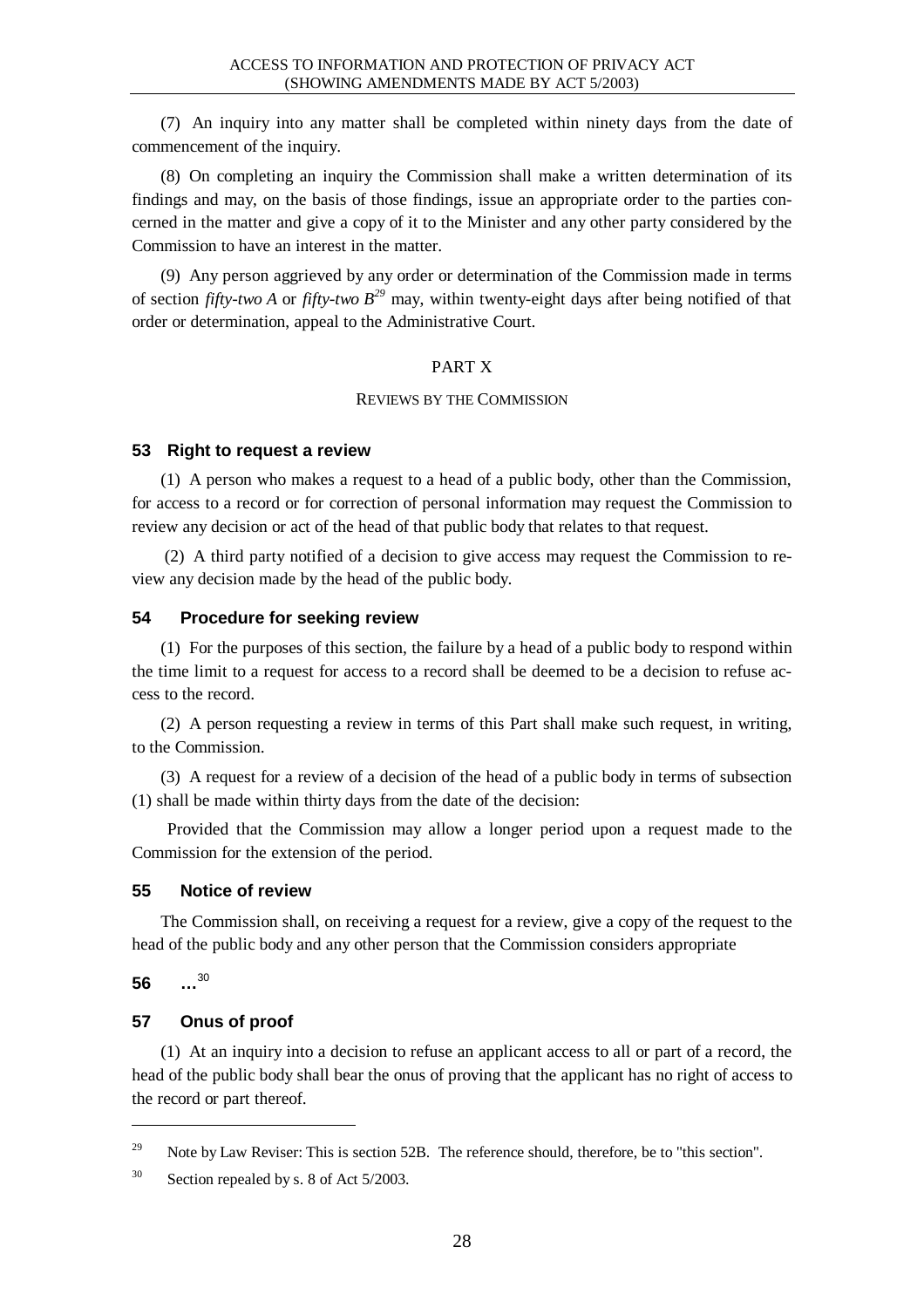(7) An inquiry into any matter shall be completed within ninety days from the date of commencement of the inquiry.

(8) On completing an inquiry the Commission shall make a written determination of its findings and may, on the basis of those findings, issue an appropriate order to the parties concerned in the matter and give a copy of it to the Minister and any other party considered by the Commission to have an interest in the matter.

(9) Any person aggrieved by any order or determination of the Commission made in terms of section *fifty-two A* or *fifty-two B*[29] may, within twenty-eight days after being notified of that order or determination, appeal to the Administrative Court.

## PART X

### REVIEWS BY THE COMMISSION

### 53 Right to request a review

(1) A person who makes a request to a head of a public body, other than the Commission, for access to a record or for correction of personal information may request the Commission to review any decision or act of the head of that public body that relates to that request.

(2) A third party notified of a decision to give access may request the Commission to review any decision made by the head of the public body.

### 54 Procedure for seeking review

(1) For the purposes of this section, the failure by a head of a public body to respond within the time limit to a request for access to a record shall be deemed to be a decision to refuse access to the record.

(2) A person requesting a review in terms of this Part shall make such request, in writing, to the Commission.

(3) A request for a review of a decision of the head of a public body in terms of subsection (1) shall be made within thirty days from the date of the decision:

Provided that the Commission may allow a longer period upon a request made to the Commission for the extension of the period.

### 55 Notice of review

The Commission shall, on receiving a request for a review, give a copy of the request to the head of the public body and any other person that the Commission considers appropriate

### 56 …[30]

### 57 Onus of proof

(1) At an inquiry into a decision to refuse an applicant access to all or part of a record, the head of the public body shall bear the onus of proving that the applicant has no right of access to the record or part thereof.

---

[29] Note by Law Reviser: This is section 52B. The reference should, therefore, be to "this section".

[30] Section repealed by s. 8 of Act 5/2003.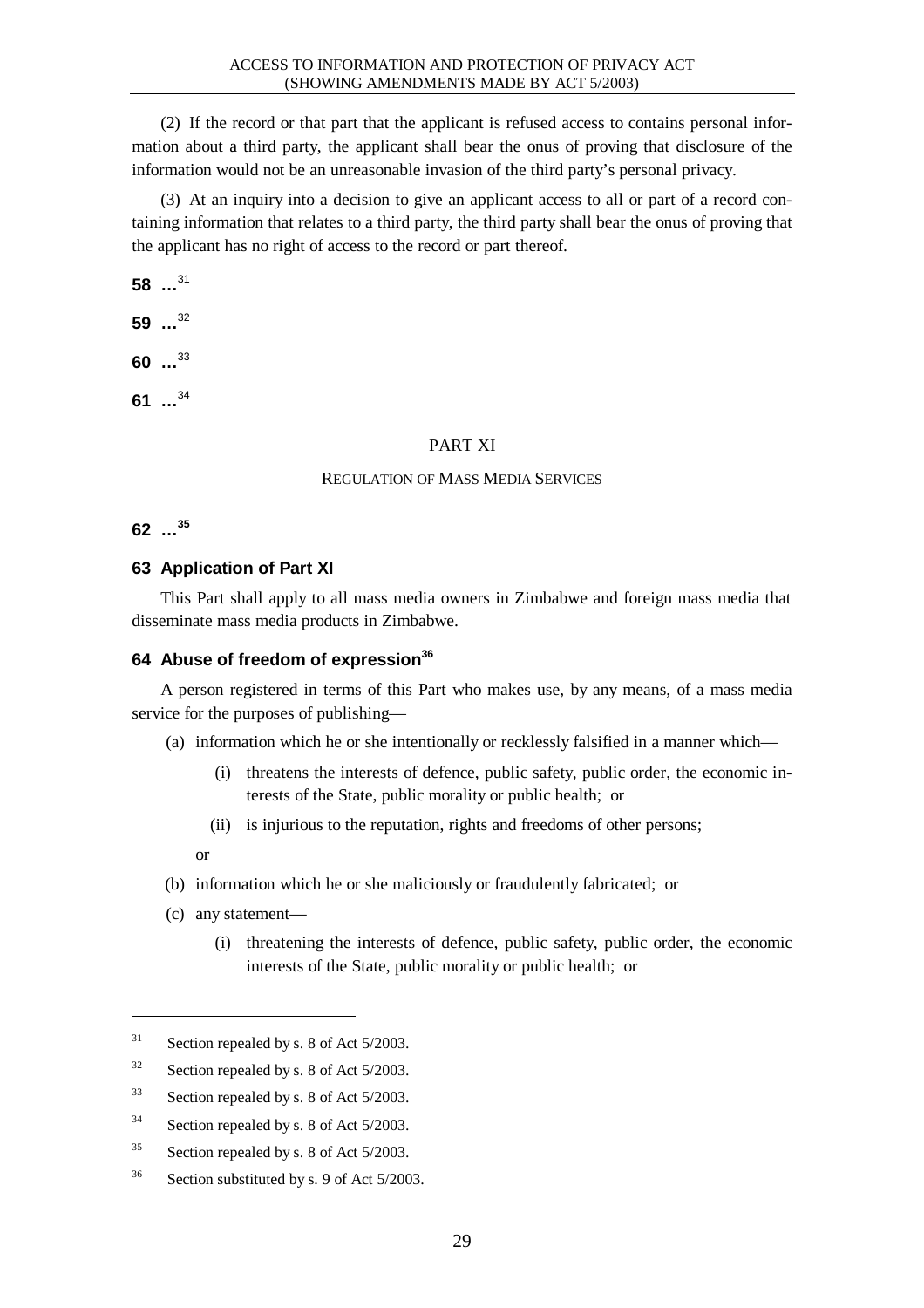(2) If the record or that part that the applicant is refused access to contains personal information about a third party, the applicant shall bear the onus of proving that disclosure of the information would not be an unreasonable invasion of the third party's personal privacy.

(3) At an inquiry into a decision to give an applicant access to all or part of a record containing information that relates to a third party, the third party shall bear the onus of proving that the applicant has no right of access to the record or part thereof.

**58 …**[31]

**59 …**[32]

**60 …**[33]

**61 …**[34]

PART XI

REGULATION OF MASS MEDIA SERVICES

**62 …**[35]

### 63 Application of Part XI

This Part shall apply to all mass media owners in Zimbabwe and foreign mass media that disseminate mass media products in Zimbabwe.

### 64 Abuse of freedom of expression[36]

A person registered in terms of this Part who makes use, by any means, of a mass media service for the purposes of publishing—

(a) information which he or she intentionally or recklessly falsified in a manner which—

(i) threatens the interests of defence, public safety, public order, the economic interests of the State, public morality or public health; or

(ii) is injurious to the reputation, rights and freedoms of other persons;

or

(b) information which he or she maliciously or fraudulently fabricated; or

(c) any statement—

(i) threatening the interests of defence, public safety, public order, the economic interests of the State, public morality or public health; or

---

[31] Section repealed by s. 8 of Act 5/2003.

[32] Section repealed by s. 8 of Act 5/2003.

[33] Section repealed by s. 8 of Act 5/2003.

[34] Section repealed by s. 8 of Act 5/2003.

[35] Section repealed by s. 8 of Act 5/2003.

[36] Section substituted by s. 9 of Act 5/2003.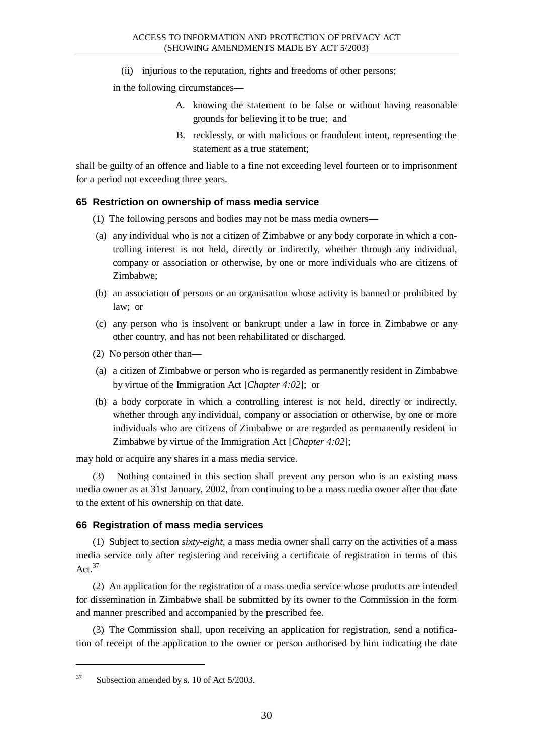(ii) injurious to the reputation, rights and freedoms of other persons;

in the following circumstances—

A. knowing the statement to be false or without having reasonable grounds for believing it to be true; and

B. recklessly, or with malicious or fraudulent intent, representing the statement as a true statement;

shall be guilty of an offence and liable to a fine not exceeding level fourteen or to imprisonment for a period not exceeding three years.

### 65 Restriction on ownership of mass media service

(1) The following persons and bodies may not be mass media owners—

(a) any individual who is not a citizen of Zimbabwe or any body corporate in which a controlling interest is not held, directly or indirectly, whether through any individual, company or association or otherwise, by one or more individuals who are citizens of Zimbabwe;

(b) an association of persons or an organisation whose activity is banned or prohibited by law; or

(c) any person who is insolvent or bankrupt under a law in force in Zimbabwe or any other country, and has not been rehabilitated or discharged.

(2) No person other than—

(a) a citizen of Zimbabwe or person who is regarded as permanently resident in Zimbabwe by virtue of the Immigration Act [*Chapter 4:02*]; or

(b) a body corporate in which a controlling interest is not held, directly or indirectly, whether through any individual, company or association or otherwise, by one or more individuals who are citizens of Zimbabwe or are regarded as permanently resident in Zimbabwe by virtue of the Immigration Act [*Chapter 4:02*];

may hold or acquire any shares in a mass media service.

(3) Nothing contained in this section shall prevent any person who is an existing mass media owner as at 31st January, 2002, from continuing to be a mass media owner after that date to the extent of his ownership on that date.

### 66 Registration of mass media services

(1) Subject to section *sixty-eight*, a mass media owner shall carry on the activities of a mass media service only after registering and receiving a certificate of registration in terms of this Act.[37]

(2) An application for the registration of a mass media service whose products are intended for dissemination in Zimbabwe shall be submitted by its owner to the Commission in the form and manner prescribed and accompanied by the prescribed fee.

(3) The Commission shall, upon receiving an application for registration, send a notification of receipt of the application to the owner or person authorised by him indicating the date

---

[37] Subsection amended by s. 10 of Act 5/2003.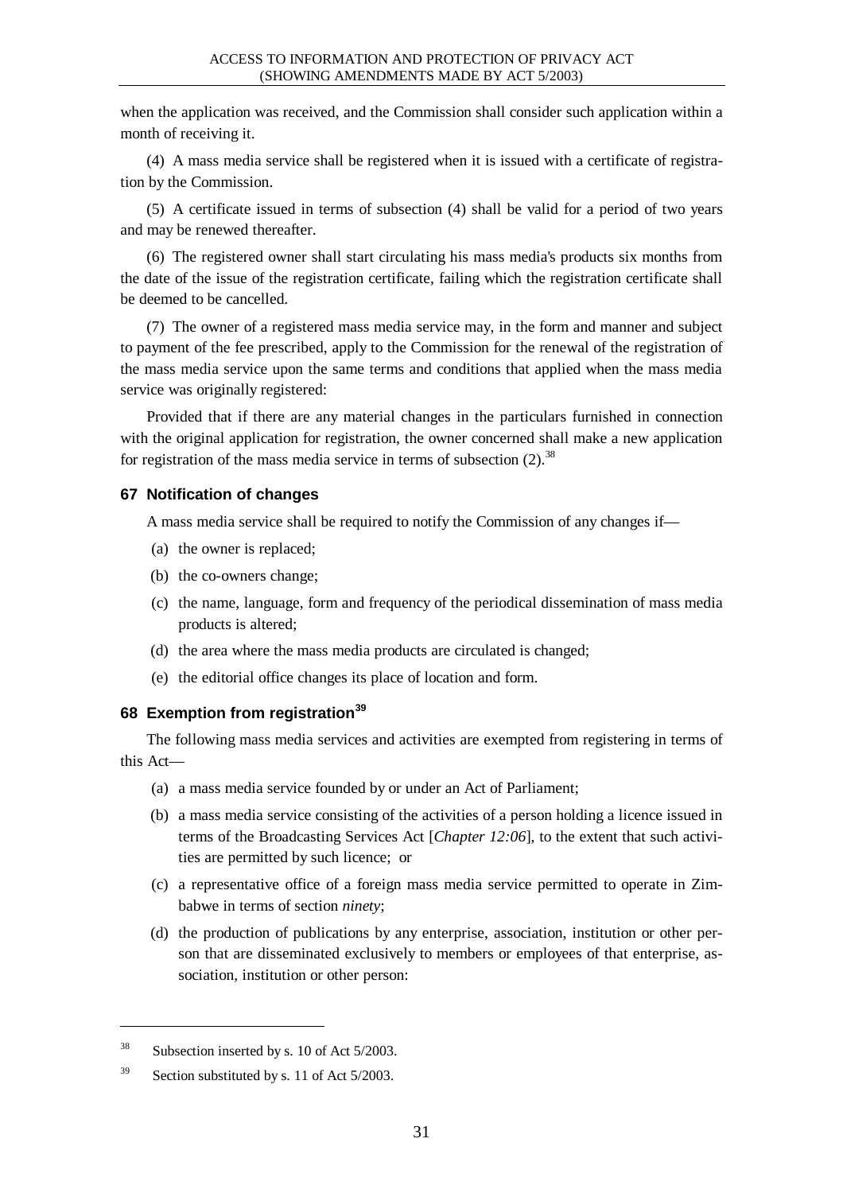when the application was received, and the Commission shall consider such application within a month of receiving it.

(4) A mass media service shall be registered when it is issued with a certificate of registration by the Commission.

(5) A certificate issued in terms of subsection (4) shall be valid for a period of two years and may be renewed thereafter.

(6) The registered owner shall start circulating his mass media's products six months from the date of the issue of the registration certificate, failing which the registration certificate shall be deemed to be cancelled.

(7) The owner of a registered mass media service may, in the form and manner and subject to payment of the fee prescribed, apply to the Commission for the renewal of the registration of the mass media service upon the same terms and conditions that applied when the mass media service was originally registered:

Provided that if there are any material changes in the particulars furnished in connection with the original application for registration, the owner concerned shall make a new application for registration of the mass media service in terms of subsection (2).[38]

### 67 Notification of changes

A mass media service shall be required to notify the Commission of any changes if—

(a) the owner is replaced;

(b) the co-owners change;

(c) the name, language, form and frequency of the periodical dissemination of mass media products is altered;

(d) the area where the mass media products are circulated is changed;

(e) the editorial office changes its place of location and form.

### 68 Exemption from registration[39]

The following mass media services and activities are exempted from registering in terms of this Act—

(a) a mass media service founded by or under an Act of Parliament;

(b) a mass media service consisting of the activities of a person holding a licence issued in terms of the Broadcasting Services Act [*Chapter 12:06*], to the extent that such activities are permitted by such licence; or

(c) a representative office of a foreign mass media service permitted to operate in Zimbabwe in terms of section *ninety*;

(d) the production of publications by any enterprise, association, institution or other person that are disseminated exclusively to members or employees of that enterprise, association, institution or other person:

---

[38] Subsection inserted by s. 10 of Act 5/2003.

[39] Section substituted by s. 11 of Act 5/2003.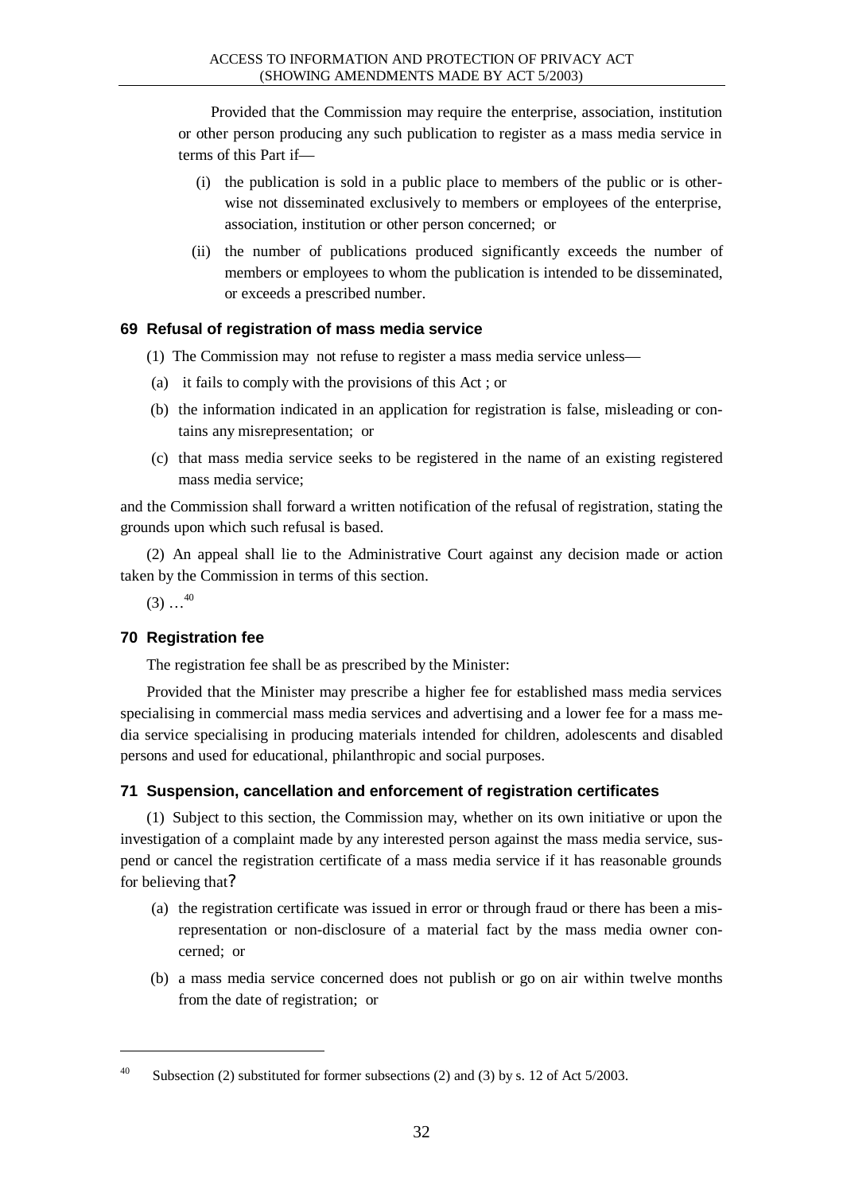Provided that the Commission may require the enterprise, association, institution or other person producing any such publication to register as a mass media service in terms of this Part if—

(i) the publication is sold in a public place to members of the public or is otherwise not disseminated exclusively to members or employees of the enterprise, association, institution or other person concerned; or

(ii) the number of publications produced significantly exceeds the number of members or employees to whom the publication is intended to be disseminated, or exceeds a prescribed number.

### 69 Refusal of registration of mass media service

(1) The Commission may not refuse to register a mass media service unless—

(a) it fails to comply with the provisions of this Act ; or

(b) the information indicated in an application for registration is false, misleading or contains any misrepresentation; or

(c) that mass media service seeks to be registered in the name of an existing registered mass media service;

and the Commission shall forward a written notification of the refusal of registration, stating the grounds upon which such refusal is based.

(2) An appeal shall lie to the Administrative Court against any decision made or action taken by the Commission in terms of this section.

(3) …[40]

### 70 Registration fee

The registration fee shall be as prescribed by the Minister:

Provided that the Minister may prescribe a higher fee for established mass media services specialising in commercial mass media services and advertising and a lower fee for a mass media service specialising in producing materials intended for children, adolescents and disabled persons and used for educational, philanthropic and social purposes.

### 71 Suspension, cancellation and enforcement of registration certificates

(1) Subject to this section, the Commission may, whether on its own initiative or upon the investigation of a complaint made by any interested person against the mass media service, suspend or cancel the registration certificate of a mass media service if it has reasonable grounds for believing that?

(a) the registration certificate was issued in error or through fraud or there has been a misrepresentation or non-disclosure of a material fact by the mass media owner concerned; or

(b) a mass media service concerned does not publish or go on air within twelve months from the date of registration; or

---

[40] Subsection (2) substituted for former subsections (2) and (3) by s. 12 of Act 5/2003.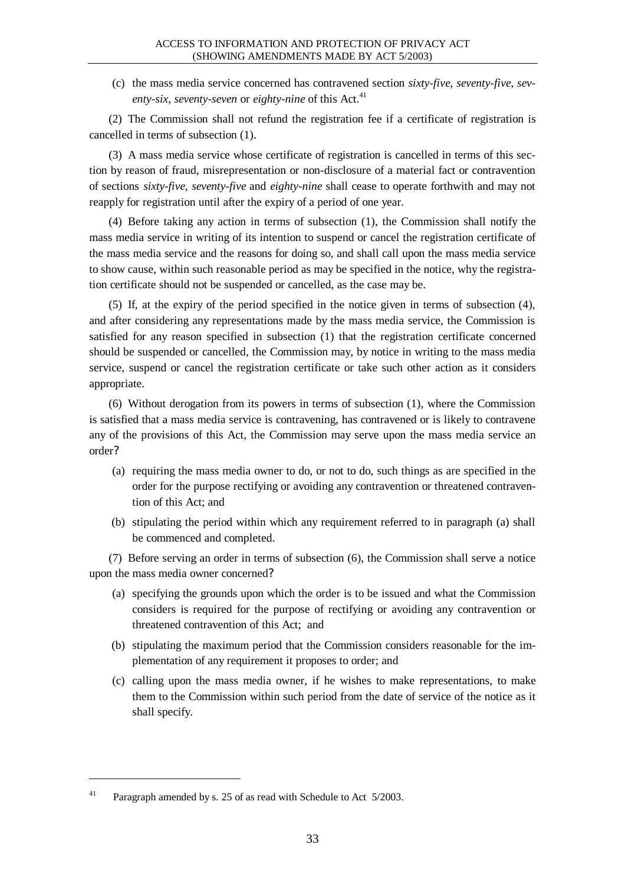(c) the mass media service concerned has contravened section *sixty-five*, *seventy-five*, *seventy-six, seventy-seven* or *eighty-nine* of this Act.[41]

(2) The Commission shall not refund the registration fee if a certificate of registration is cancelled in terms of subsection (1).

(3) A mass media service whose certificate of registration is cancelled in terms of this section by reason of fraud, misrepresentation or non-disclosure of a material fact or contravention of sections *sixty-five*, *seventy-five* and *eighty-nine* shall cease to operate forthwith and may not reapply for registration until after the expiry of a period of one year.

(4) Before taking any action in terms of subsection (1), the Commission shall notify the mass media service in writing of its intention to suspend or cancel the registration certificate of the mass media service and the reasons for doing so, and shall call upon the mass media service to show cause, within such reasonable period as may be specified in the notice, why the registration certificate should not be suspended or cancelled, as the case may be.

(5) If, at the expiry of the period specified in the notice given in terms of subsection (4), and after considering any representations made by the mass media service, the Commission is satisfied for any reason specified in subsection (1) that the registration certificate concerned should be suspended or cancelled, the Commission may, by notice in writing to the mass media service, suspend or cancel the registration certificate or take such other action as it considers appropriate.

(6) Without derogation from its powers in terms of subsection (1), where the Commission is satisfied that a mass media service is contravening, has contravened or is likely to contravene any of the provisions of this Act, the Commission may serve upon the mass media service an order?

(a) requiring the mass media owner to do, or not to do, such things as are specified in the order for the purpose rectifying or avoiding any contravention or threatened contravention of this Act; and

(b) stipulating the period within which any requirement referred to in paragraph (a) shall be commenced and completed.

(7) Before serving an order in terms of subsection (6), the Commission shall serve a notice upon the mass media owner concerned?

(a) specifying the grounds upon which the order is to be issued and what the Commission considers is required for the purpose of rectifying or avoiding any contravention or threatened contravention of this Act; and

(b) stipulating the maximum period that the Commission considers reasonable for the implementation of any requirement it proposes to order; and

(c) calling upon the mass media owner, if he wishes to make representations, to make them to the Commission within such period from the date of service of the notice as it shall specify.

---

[41] Paragraph amended by s. 25 of as read with Schedule to Act 5/2003.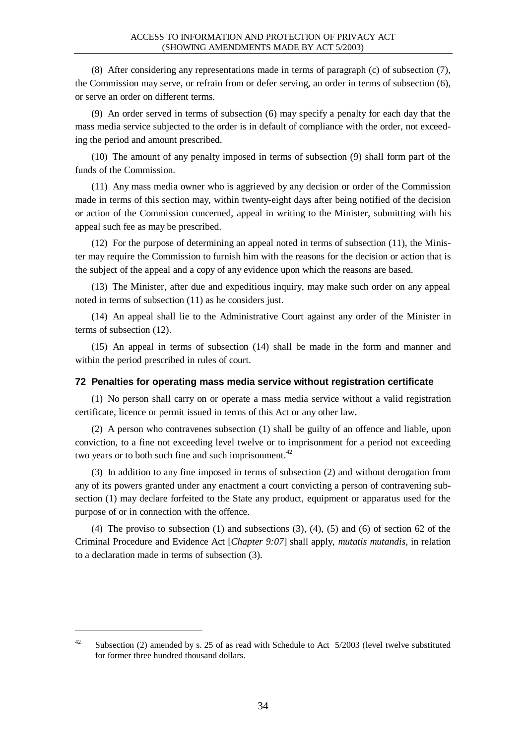(8) After considering any representations made in terms of paragraph (c) of subsection (7), the Commission may serve, or refrain from or defer serving, an order in terms of subsection (6), or serve an order on different terms.

(9) An order served in terms of subsection (6) may specify a penalty for each day that the mass media service subjected to the order is in default of compliance with the order, not exceeding the period and amount prescribed.

(10) The amount of any penalty imposed in terms of subsection (9) shall form part of the funds of the Commission.

(11) Any mass media owner who is aggrieved by any decision or order of the Commission made in terms of this section may, within twenty-eight days after being notified of the decision or action of the Commission concerned, appeal in writing to the Minister, submitting with his appeal such fee as may be prescribed.

(12) For the purpose of determining an appeal noted in terms of subsection (11), the Minister may require the Commission to furnish him with the reasons for the decision or action that is the subject of the appeal and a copy of any evidence upon which the reasons are based.

(13) The Minister, after due and expeditious inquiry, may make such order on any appeal noted in terms of subsection (11) as he considers just.

(14) An appeal shall lie to the Administrative Court against any order of the Minister in terms of subsection (12).

(15) An appeal in terms of subsection (14) shall be made in the form and manner and within the period prescribed in rules of court.

### 72 Penalties for operating mass media service without registration certificate

(1) No person shall carry on or operate a mass media service without a valid registration certificate, licence or permit issued in terms of this Act or any other law**.**

(2) A person who contravenes subsection (1) shall be guilty of an offence and liable, upon conviction, to a fine not exceeding level twelve or to imprisonment for a period not exceeding two years or to both such fine and such imprisonment.[42]

(3) In addition to any fine imposed in terms of subsection (2) and without derogation from any of its powers granted under any enactment a court convicting a person of contravening subsection (1) may declare forfeited to the State any product, equipment or apparatus used for the purpose of or in connection with the offence.

(4) The proviso to subsection (1) and subsections (3), (4), (5) and (6) of section 62 of the Criminal Procedure and Evidence Act [*Chapter 9:07*] shall apply, *mutatis mutandis*, in relation to a declaration made in terms of subsection (3).

---

[42] Subsection (2) amended by s. 25 of as read with Schedule to Act 5/2003 (level twelve substituted for former three hundred thousand dollars.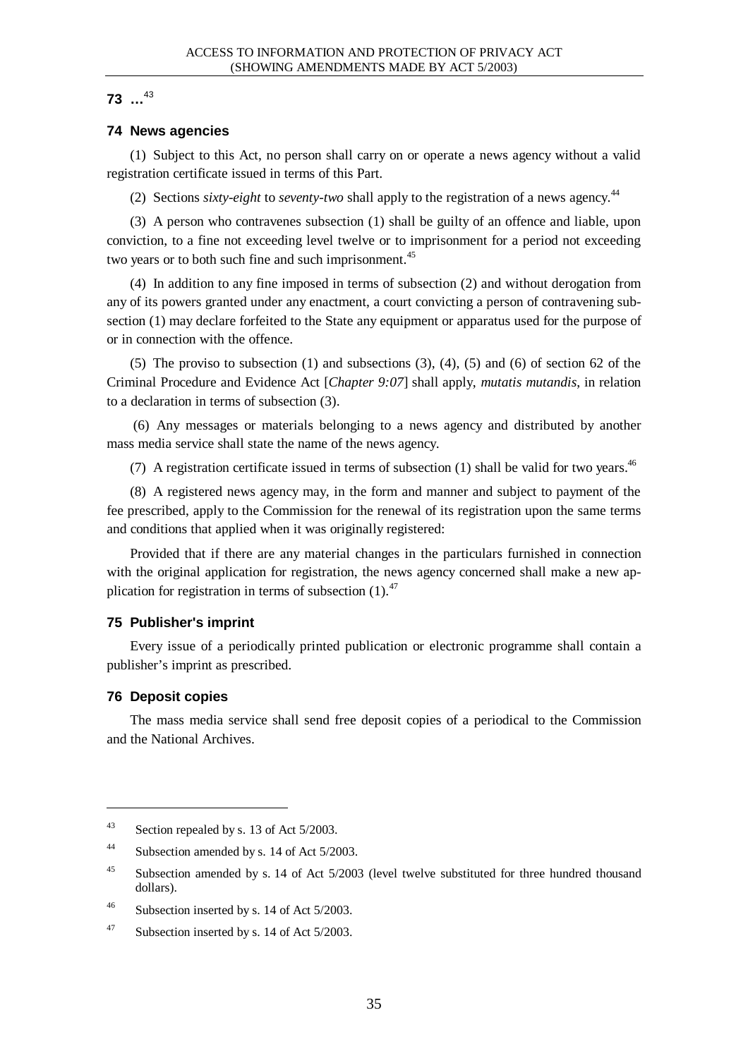**73 …**[43]

### 74 News agencies

(1) Subject to this Act, no person shall carry on or operate a news agency without a valid registration certificate issued in terms of this Part.

(2) Sections *sixty-eight* to *seventy-two* shall apply to the registration of a news agency.[44]

(3) A person who contravenes subsection (1) shall be guilty of an offence and liable, upon conviction, to a fine not exceeding level twelve or to imprisonment for a period not exceeding two years or to both such fine and such imprisonment.[45]

(4) In addition to any fine imposed in terms of subsection (2) and without derogation from any of its powers granted under any enactment, a court convicting a person of contravening subsection (1) may declare forfeited to the State any equipment or apparatus used for the purpose of or in connection with the offence.

(5) The proviso to subsection (1) and subsections (3), (4), (5) and (6) of section 62 of the Criminal Procedure and Evidence Act [*Chapter 9:07*] shall apply, *mutatis mutandis*, in relation to a declaration in terms of subsection (3).

(6) Any messages or materials belonging to a news agency and distributed by another mass media service shall state the name of the news agency.

(7) A registration certificate issued in terms of subsection (1) shall be valid for two years.[46]

(8) A registered news agency may, in the form and manner and subject to payment of the fee prescribed, apply to the Commission for the renewal of its registration upon the same terms and conditions that applied when it was originally registered:

Provided that if there are any material changes in the particulars furnished in connection with the original application for registration, the news agency concerned shall make a new application for registration in terms of subsection (1).[47]

### 75 Publisher's imprint

Every issue of a periodically printed publication or electronic programme shall contain a publisher's imprint as prescribed.

### 76 Deposit copies

The mass media service shall send free deposit copies of a periodical to the Commission and the National Archives.

---

[43] Section repealed by s. 13 of Act 5/2003.

[44] Subsection amended by s. 14 of Act 5/2003.

[45] Subsection amended by s. 14 of Act 5/2003 (level twelve substituted for three hundred thousand dollars).

[46] Subsection inserted by s. 14 of Act 5/2003.

[47] Subsection inserted by s. 14 of Act 5/2003.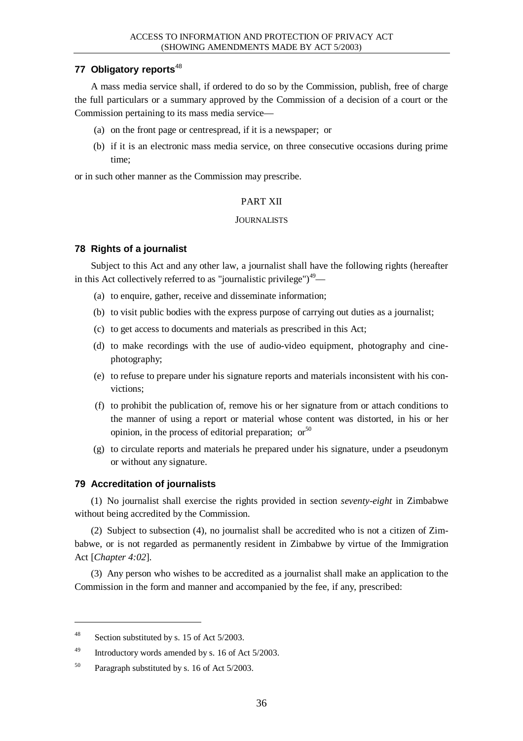### 77 Obligatory reports[48]

A mass media service shall, if ordered to do so by the Commission, publish, free of charge the full particulars or a summary approved by the Commission of a decision of a court or the Commission pertaining to its mass media service—

(a) on the front page or centrespread, if it is a newspaper; or

(b) if it is an electronic mass media service, on three consecutive occasions during prime time;

or in such other manner as the Commission may prescribe.

## PART XII

## JOURNALISTS

### 78 Rights of a journalist

Subject to this Act and any other law, a journalist shall have the following rights (hereafter in this Act collectively referred to as "journalistic privilege")[49]—

(a) to enquire, gather, receive and disseminate information;

(b) to visit public bodies with the express purpose of carrying out duties as a journalist;

(c) to get access to documents and materials as prescribed in this Act;

(d) to make recordings with the use of audio-video equipment, photography and cine-photography;

(e) to refuse to prepare under his signature reports and materials inconsistent with his convictions;

(f) to prohibit the publication of, remove his or her signature from or attach conditions to the manner of using a report or material whose content was distorted, in his or her opinion, in the process of editorial preparation; or[50]

(g) to circulate reports and materials he prepared under his signature, under a pseudonym or without any signature.

### 79 Accreditation of journalists

(1) No journalist shall exercise the rights provided in section *seventy-eight* in Zimbabwe without being accredited by the Commission.

(2) Subject to subsection (4), no journalist shall be accredited who is not a citizen of Zimbabwe, or is not regarded as permanently resident in Zimbabwe by virtue of the Immigration Act [*Chapter 4:02*].

(3) Any person who wishes to be accredited as a journalist shall make an application to the Commission in the form and manner and accompanied by the fee, if any, prescribed:

---

[48] Section substituted by s. 15 of Act 5/2003.

[49] Introductory words amended by s. 16 of Act 5/2003.

[50] Paragraph substituted by s. 16 of Act 5/2003.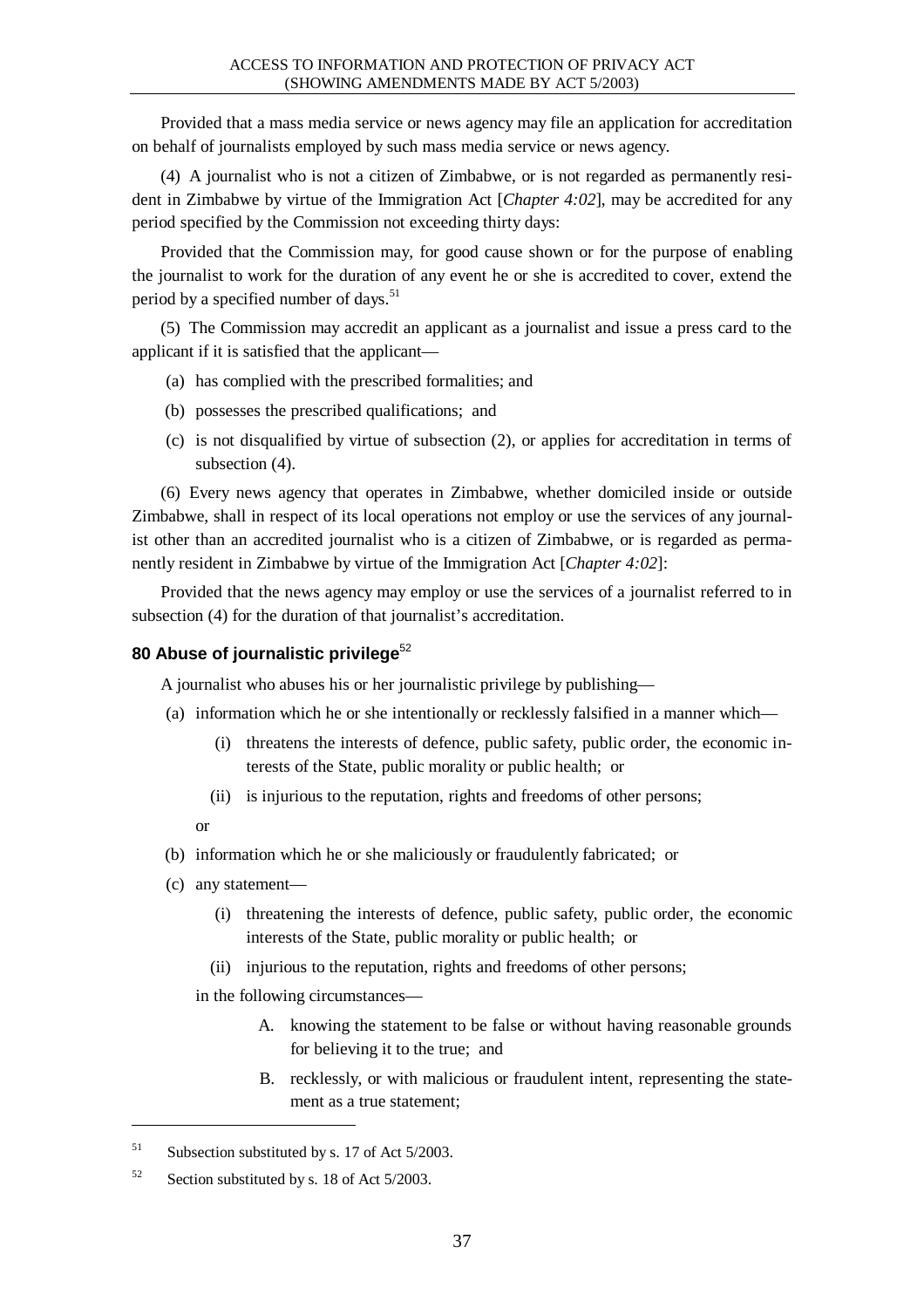Provided that a mass media service or news agency may file an application for accreditation on behalf of journalists employed by such mass media service or news agency.

(4) A journalist who is not a citizen of Zimbabwe, or is not regarded as permanently resident in Zimbabwe by virtue of the Immigration Act [*Chapter 4:02*], may be accredited for any period specified by the Commission not exceeding thirty days:

Provided that the Commission may, for good cause shown or for the purpose of enabling the journalist to work for the duration of any event he or she is accredited to cover, extend the period by a specified number of days.[51]

(5) The Commission may accredit an applicant as a journalist and issue a press card to the applicant if it is satisfied that the applicant—

(a) has complied with the prescribed formalities; and

(b) possesses the prescribed qualifications; and

(c) is not disqualified by virtue of subsection (2), or applies for accreditation in terms of subsection (4).

(6) Every news agency that operates in Zimbabwe, whether domiciled inside or outside Zimbabwe, shall in respect of its local operations not employ or use the services of any journalist other than an accredited journalist who is a citizen of Zimbabwe, or is regarded as permanently resident in Zimbabwe by virtue of the Immigration Act [*Chapter 4:02*]:

Provided that the news agency may employ or use the services of a journalist referred to in subsection (4) for the duration of that journalist's accreditation.

### 80 Abuse of journalistic privilege[52]

A journalist who abuses his or her journalistic privilege by publishing—

(a) information which he or she intentionally or recklessly falsified in a manner which—

(i) threatens the interests of defence, public safety, public order, the economic interests of the State, public morality or public health; or

(ii) is injurious to the reputation, rights and freedoms of other persons;

or

(b) information which he or she maliciously or fraudulently fabricated; or

(c) any statement—

(i) threatening the interests of defence, public safety, public order, the economic interests of the State, public morality or public health; or

(ii) injurious to the reputation, rights and freedoms of other persons;

in the following circumstances—

A. knowing the statement to be false or without having reasonable grounds for believing it to the true; and

B. recklessly, or with malicious or fraudulent intent, representing the statement as a true statement;

---

[51] Subsection substituted by s. 17 of Act 5/2003.

[52] Section substituted by s. 18 of Act 5/2003.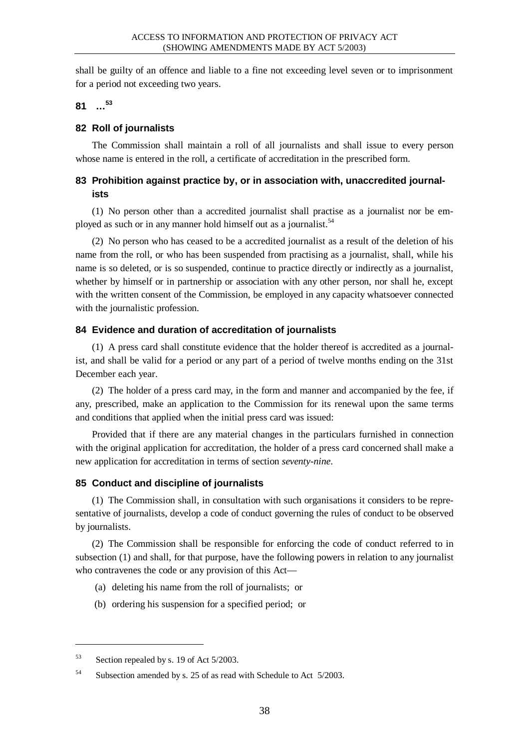shall be guilty of an offence and liable to a fine not exceeding level seven or to imprisonment for a period not exceeding two years.

## 81 …[53]

## 82 Roll of journalists

The Commission shall maintain a roll of all journalists and shall issue to every person whose name is entered in the roll, a certificate of accreditation in the prescribed form.

## 83 Prohibition against practice by, or in association with, unaccredited journalists

(1) No person other than a accredited journalist shall practise as a journalist nor be employed as such or in any manner hold himself out as a journalist.[54]

(2) No person who has ceased to be a accredited journalist as a result of the deletion of his name from the roll, or who has been suspended from practising as a journalist, shall, while his name is so deleted, or is so suspended, continue to practice directly or indirectly as a journalist, whether by himself or in partnership or association with any other person, nor shall he, except with the written consent of the Commission, be employed in any capacity whatsoever connected with the journalistic profession.

## 84 Evidence and duration of accreditation of journalists

(1) A press card shall constitute evidence that the holder thereof is accredited as a journalist, and shall be valid for a period or any part of a period of twelve months ending on the 31st December each year.

(2) The holder of a press card may, in the form and manner and accompanied by the fee, if any, prescribed, make an application to the Commission for its renewal upon the same terms and conditions that applied when the initial press card was issued:

Provided that if there are any material changes in the particulars furnished in connection with the original application for accreditation, the holder of a press card concerned shall make a new application for accreditation in terms of section *seventy-nine*.

## 85 Conduct and discipline of journalists

(1) The Commission shall, in consultation with such organisations it considers to be representative of journalists, develop a code of conduct governing the rules of conduct to be observed by journalists.

(2) The Commission shall be responsible for enforcing the code of conduct referred to in subsection (1) and shall, for that purpose, have the following powers in relation to any journalist who contravenes the code or any provision of this Act—

(a) deleting his name from the roll of journalists; or

(b) ordering his suspension for a specified period; or

---

[53] Section repealed by s. 19 of Act 5/2003.

[54] Subsection amended by s. 25 of as read with Schedule to Act 5/2003.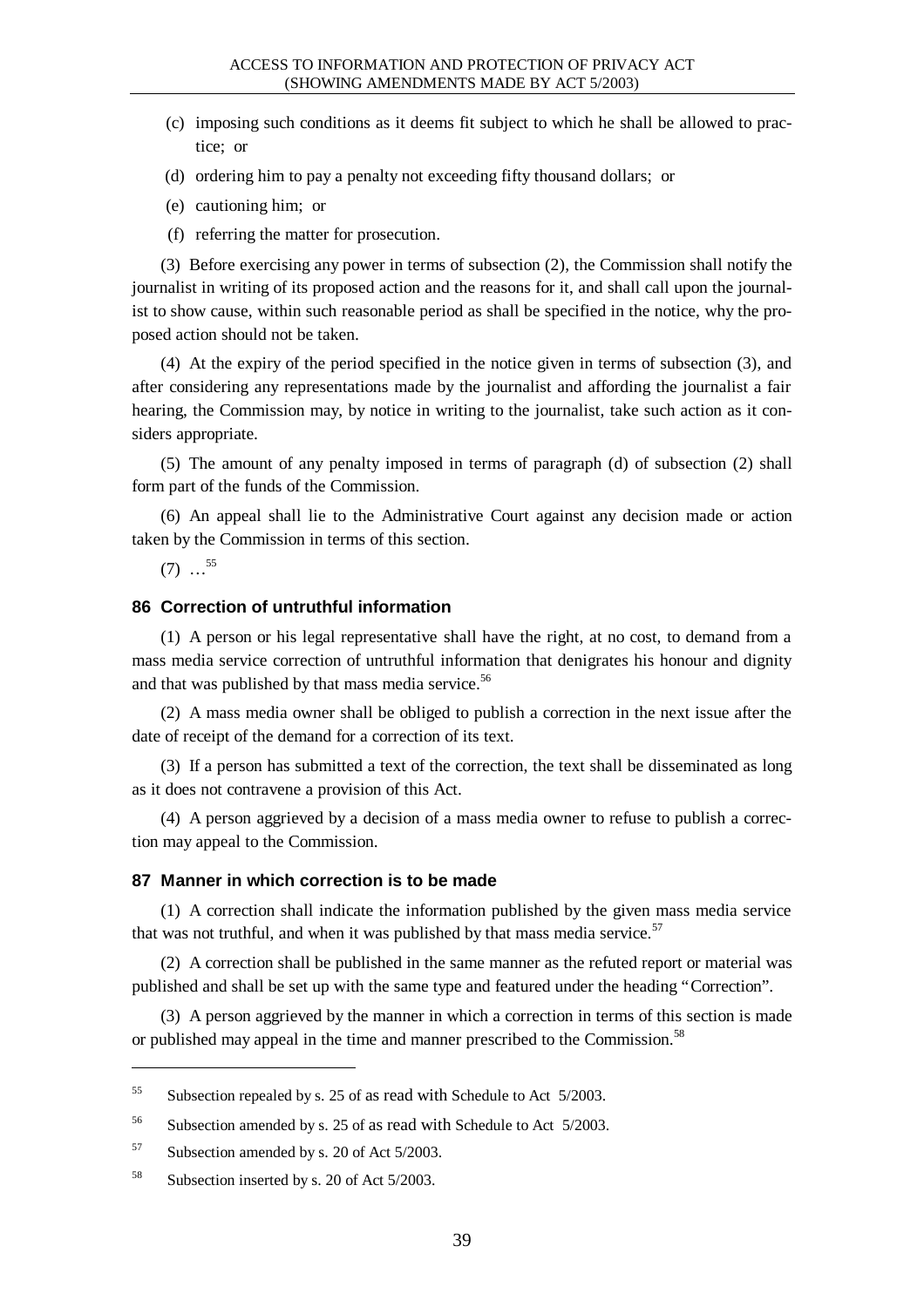(c) imposing such conditions as it deems fit subject to which he shall be allowed to practice; or

(d) ordering him to pay a penalty not exceeding fifty thousand dollars; or

(e) cautioning him; or

(f) referring the matter for prosecution.

(3) Before exercising any power in terms of subsection (2), the Commission shall notify the journalist in writing of its proposed action and the reasons for it, and shall call upon the journalist to show cause, within such reasonable period as shall be specified in the notice, why the proposed action should not be taken.

(4) At the expiry of the period specified in the notice given in terms of subsection (3), and after considering any representations made by the journalist and affording the journalist a fair hearing, the Commission may, by notice in writing to the journalist, take such action as it considers appropriate.

(5) The amount of any penalty imposed in terms of paragraph (d) of subsection (2) shall form part of the funds of the Commission.

(6) An appeal shall lie to the Administrative Court against any decision made or action taken by the Commission in terms of this section.

(7) …[55]

### 86 Correction of untruthful information

(1) A person or his legal representative shall have the right, at no cost, to demand from a mass media service correction of untruthful information that denigrates his honour and dignity and that was published by that mass media service.[56]

(2) A mass media owner shall be obliged to publish a correction in the next issue after the date of receipt of the demand for a correction of its text.

(3) If a person has submitted a text of the correction, the text shall be disseminated as long as it does not contravene a provision of this Act.

(4) A person aggrieved by a decision of a mass media owner to refuse to publish a correction may appeal to the Commission.

### 87 Manner in which correction is to be made

(1) A correction shall indicate the information published by the given mass media service that was not truthful, and when it was published by that mass media service.[57]

(2) A correction shall be published in the same manner as the refuted report or material was published and shall be set up with the same type and featured under the heading "Correction".

(3) A person aggrieved by the manner in which a correction in terms of this section is made or published may appeal in the time and manner prescribed to the Commission.[58]

---

[55] Subsection repealed by s. 25 of as read with Schedule to Act 5/2003.

[56] Subsection amended by s. 25 of as read with Schedule to Act 5/2003.

[57] Subsection amended by s. 20 of Act 5/2003.

[58] Subsection inserted by s. 20 of Act 5/2003.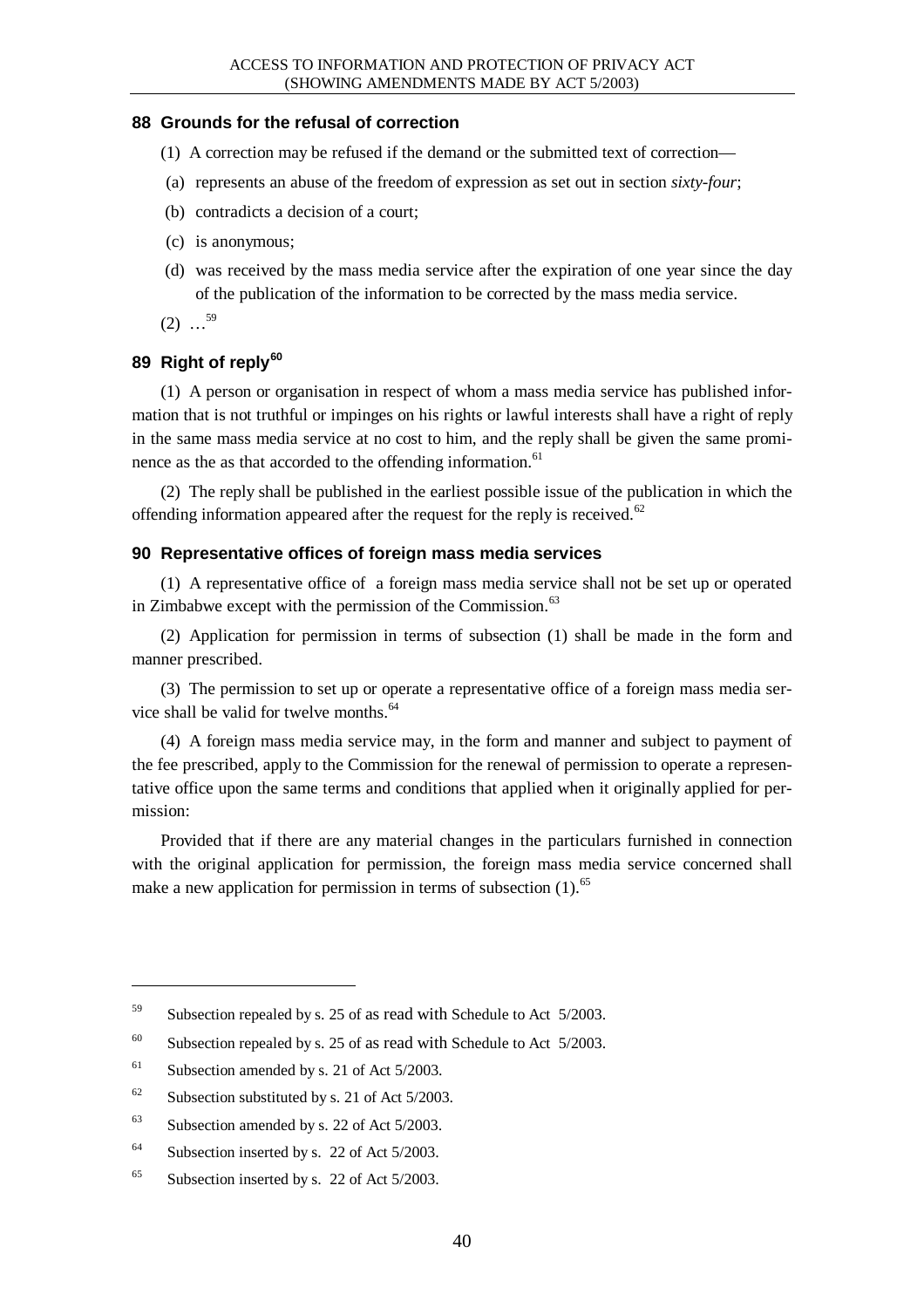### 88 Grounds for the refusal of correction

(1) A correction may be refused if the demand or the submitted text of correction—

(a) represents an abuse of the freedom of expression as set out in section *sixty-four*;

(b) contradicts a decision of a court;

(c) is anonymous;

(d) was received by the mass media service after the expiration of one year since the day of the publication of the information to be corrected by the mass media service.

(2) …[59]

### 89 Right of reply[60]

(1) A person or organisation in respect of whom a mass media service has published information that is not truthful or impinges on his rights or lawful interests shall have a right of reply in the same mass media service at no cost to him, and the reply shall be given the same prominence as the as that accorded to the offending information.[61]

(2) The reply shall be published in the earliest possible issue of the publication in which the offending information appeared after the request for the reply is received.[62]

### 90 Representative offices of foreign mass media services

(1) A representative office of a foreign mass media service shall not be set up or operated in Zimbabwe except with the permission of the Commission.[63]

(2) Application for permission in terms of subsection (1) shall be made in the form and manner prescribed.

(3) The permission to set up or operate a representative office of a foreign mass media service shall be valid for twelve months.[64]

(4) A foreign mass media service may, in the form and manner and subject to payment of the fee prescribed, apply to the Commission for the renewal of permission to operate a representative office upon the same terms and conditions that applied when it originally applied for permission:

Provided that if there are any material changes in the particulars furnished in connection with the original application for permission, the foreign mass media service concerned shall make a new application for permission in terms of subsection (1).[65]

---

[59] Subsection repealed by s. 25 of as read with Schedule to Act 5/2003.

[60] Subsection repealed by s. 25 of as read with Schedule to Act 5/2003.

[61] Subsection amended by s. 21 of Act 5/2003.

[62] Subsection substituted by s. 21 of Act 5/2003.

[63] Subsection amended by s. 22 of Act 5/2003.

[64] Subsection inserted by s. 22 of Act 5/2003.

[65] Subsection inserted by s. 22 of Act 5/2003.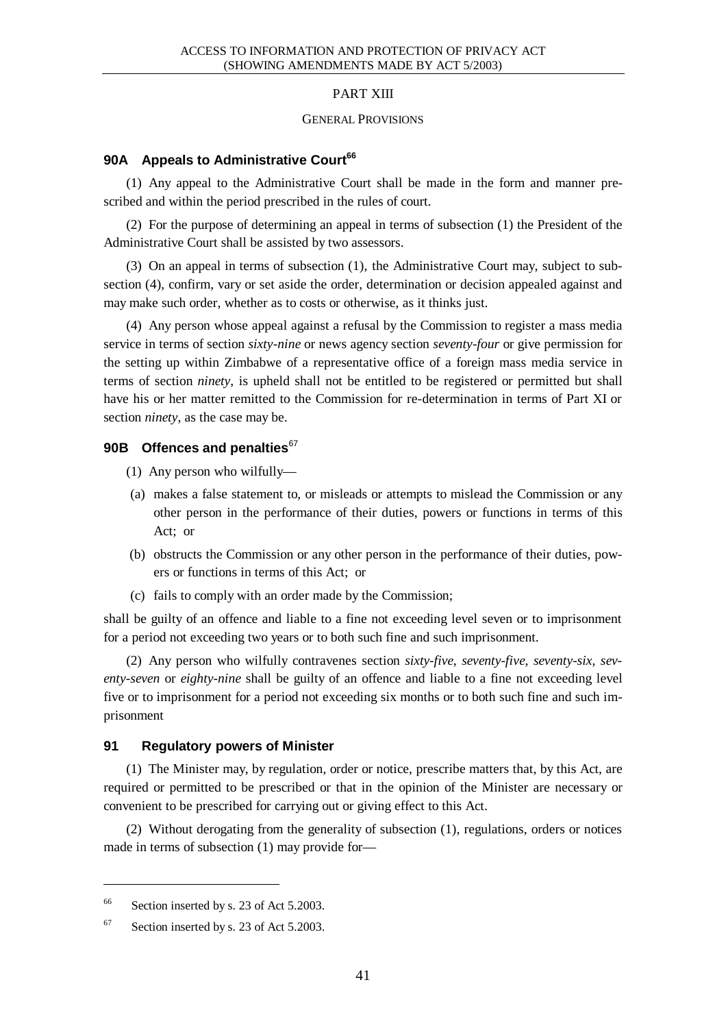## PART XIII

### GENERAL PROVISIONS

#### 90A Appeals to Administrative Court[66]

(1) Any appeal to the Administrative Court shall be made in the form and manner prescribed and within the period prescribed in the rules of court.

(2) For the purpose of determining an appeal in terms of subsection (1) the President of the Administrative Court shall be assisted by two assessors.

(3) On an appeal in terms of subsection (1), the Administrative Court may, subject to subsection (4), confirm, vary or set aside the order, determination or decision appealed against and may make such order, whether as to costs or otherwise, as it thinks just.

(4) Any person whose appeal against a refusal by the Commission to register a mass media service in terms of section *sixty-nine* or news agency section *seventy-four* or give permission for the setting up within Zimbabwe of a representative office of a foreign mass media service in terms of section *ninety*, is upheld shall not be entitled to be registered or permitted but shall have his or her matter remitted to the Commission for re-determination in terms of Part XI or section *ninety*, as the case may be.

#### 90B Offences and penalties[67]

(1) Any person who wilfully—

(a) makes a false statement to, or misleads or attempts to mislead the Commission or any other person in the performance of their duties, powers or functions in terms of this Act; or

(b) obstructs the Commission or any other person in the performance of their duties, powers or functions in terms of this Act; or

(c) fails to comply with an order made by the Commission;

shall be guilty of an offence and liable to a fine not exceeding level seven or to imprisonment for a period not exceeding two years or to both such fine and such imprisonment.

(2) Any person who wilfully contravenes section *sixty-five*, *seventy-five*, *seventy-six*, *seventy-seven* or *eighty-nine* shall be guilty of an offence and liable to a fine not exceeding level five or to imprisonment for a period not exceeding six months or to both such fine and such imprisonment

#### 91 Regulatory powers of Minister

(1) The Minister may, by regulation, order or notice, prescribe matters that, by this Act, are required or permitted to be prescribed or that in the opinion of the Minister are necessary or convenient to be prescribed for carrying out or giving effect to this Act.

(2) Without derogating from the generality of subsection (1), regulations, orders or notices made in terms of subsection (1) may provide for—

---

[66] Section inserted by s. 23 of Act 5.2003.

[67] Section inserted by s. 23 of Act 5.2003.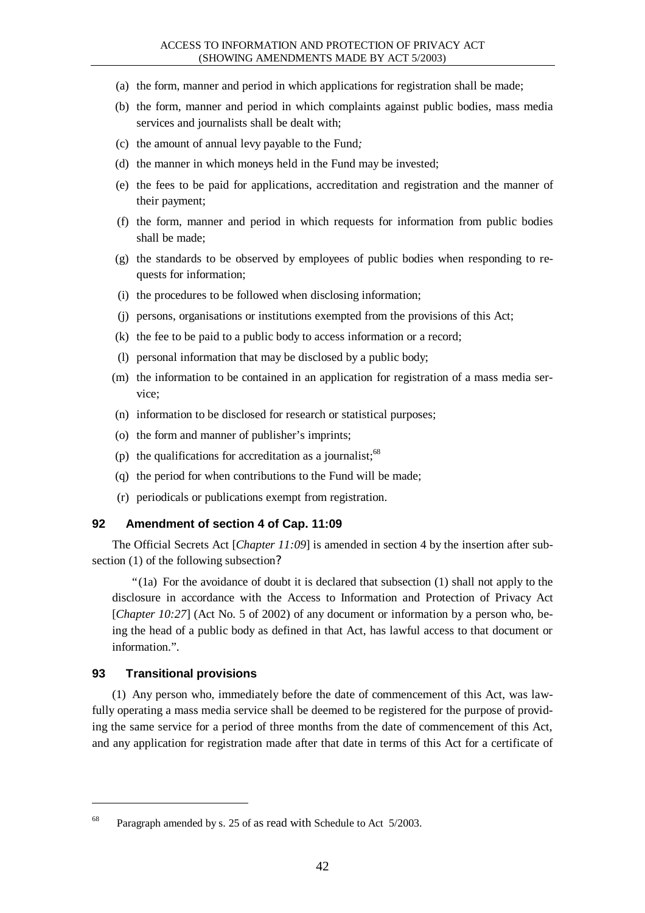(a) the form, manner and period in which applications for registration shall be made;

(b) the form, manner and period in which complaints against public bodies, mass media services and journalists shall be dealt with;

(c) the amount of annual levy payable to the Fund;

(d) the manner in which moneys held in the Fund may be invested;

(e) the fees to be paid for applications, accreditation and registration and the manner of their payment;

(f) the form, manner and period in which requests for information from public bodies shall be made;

(g) the standards to be observed by employees of public bodies when responding to requests for information;

(i) the procedures to be followed when disclosing information;

(j) persons, organisations or institutions exempted from the provisions of this Act;

(k) the fee to be paid to a public body to access information or a record;

(l) personal information that may be disclosed by a public body;

(m) the information to be contained in an application for registration of a mass media service;

(n) information to be disclosed for research or statistical purposes;

(o) the form and manner of publisher's imprints;

(p) the qualifications for accreditation as a journalist;[68]

(q) the period for when contributions to the Fund will be made;

(r) periodicals or publications exempt from registration.

### 92 Amendment of section 4 of Cap. 11:09

The Official Secrets Act [*Chapter 11:09*] is amended in section 4 by the insertion after subsection (1) of the following subsection?

"(1a) For the avoidance of doubt it is declared that subsection (1) shall not apply to the disclosure in accordance with the Access to Information and Protection of Privacy Act [*Chapter 10:27*] (Act No. 5 of 2002) of any document or information by a person who, being the head of a public body as defined in that Act, has lawful access to that document or information.".

### 93 Transitional provisions

(1) Any person who, immediately before the date of commencement of this Act, was lawfully operating a mass media service shall be deemed to be registered for the purpose of providing the same service for a period of three months from the date of commencement of this Act, and any application for registration made after that date in terms of this Act for a certificate of

---

[68] Paragraph amended by s. 25 of as read with Schedule to Act 5/2003.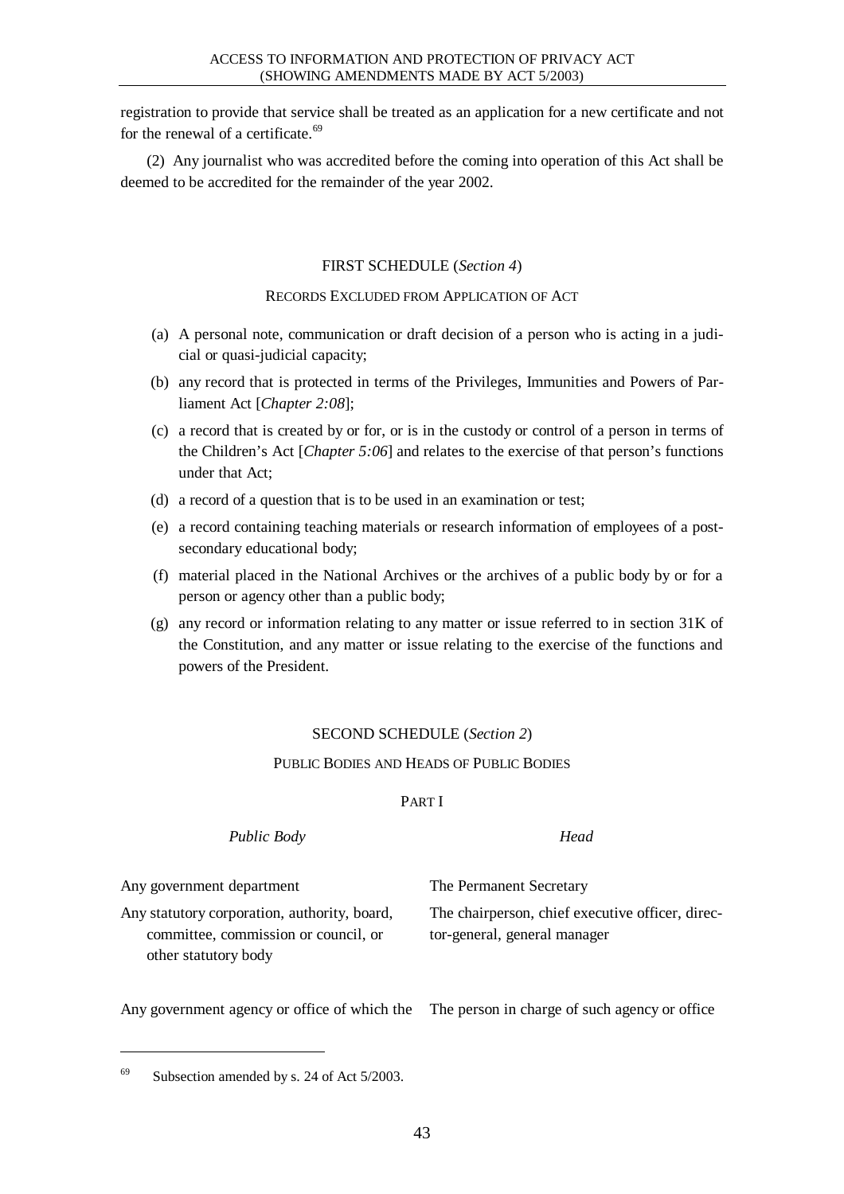registration to provide that service shall be treated as an application for a new certificate and not for the renewal of a certificate.[69]

(2) Any journalist who was accredited before the coming into operation of this Act shall be deemed to be accredited for the remainder of the year 2002.

## FIRST SCHEDULE (*Section 4*)

### RECORDS EXCLUDED FROM APPLICATION OF ACT

(a) A personal note, communication or draft decision of a person who is acting in a judicial or quasi-judicial capacity;

(b) any record that is protected in terms of the Privileges, Immunities and Powers of Parliament Act [*Chapter 2:08*];

(c) a record that is created by or for, or is in the custody or control of a person in terms of the Children's Act [*Chapter 5:06*] and relates to the exercise of that person's functions under that Act;

(d) a record of a question that is to be used in an examination or test;

(e) a record containing teaching materials or research information of employees of a post-secondary educational body;

(f) material placed in the National Archives or the archives of a public body by or for a person or agency other than a public body;

(g) any record or information relating to any matter or issue referred to in section 31K of the Constitution, and any matter or issue relating to the exercise of the functions and powers of the President.

## SECOND SCHEDULE (*Section 2*)

### PUBLIC BODIES AND HEADS OF PUBLIC BODIES

#### PART I

| *Public Body* | *Head* |
|---|---|
| Any government department | The Permanent Secretary |
| Any statutory corporation, authority, board, committee, commission or council, or other statutory body | The chairperson, chief executive officer, director-general, general manager |
| Any government agency or office of which the | The person in charge of such agency or office |

[69] Subsection amended by s. 24 of Act 5/2003.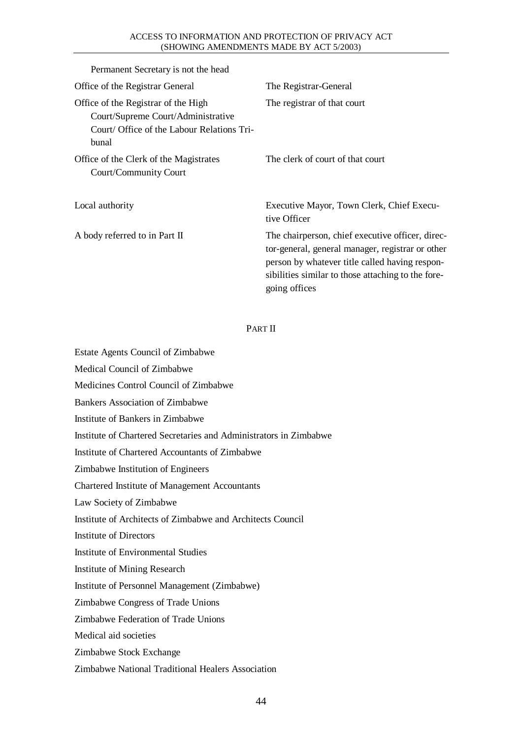| | |
|---|---|
| Permanent Secretary is not the head | |
| Office of the Registrar General | The Registrar-General |
| Office of the Registrar of the High Court/Supreme Court/Administrative Court/ Office of the Labour Relations Tribunal | The registrar of that court |
| Office of the Clerk of the Magistrates Court/Community Court | The clerk of court of that court |
| Local authority | Executive Mayor, Town Clerk, Chief Executive Officer |
| A body referred to in Part II | The chairperson, chief executive officer, director-general, general manager, registrar or other person by whatever title called having responsibilities similar to those attaching to the foregoing offices |

PART II

Estate Agents Council of Zimbabwe

Medical Council of Zimbabwe

Medicines Control Council of Zimbabwe

Bankers Association of Zimbabwe

Institute of Bankers in Zimbabwe

Institute of Chartered Secretaries and Administrators in Zimbabwe

Institute of Chartered Accountants of Zimbabwe

Zimbabwe Institution of Engineers

Chartered Institute of Management Accountants

Law Society of Zimbabwe

Institute of Architects of Zimbabwe and Architects Council

Institute of Directors

Institute of Environmental Studies

Institute of Mining Research

Institute of Personnel Management (Zimbabwe)

Zimbabwe Congress of Trade Unions

Zimbabwe Federation of Trade Unions

Medical aid societies

Zimbabwe Stock Exchange

Zimbabwe National Traditional Healers Association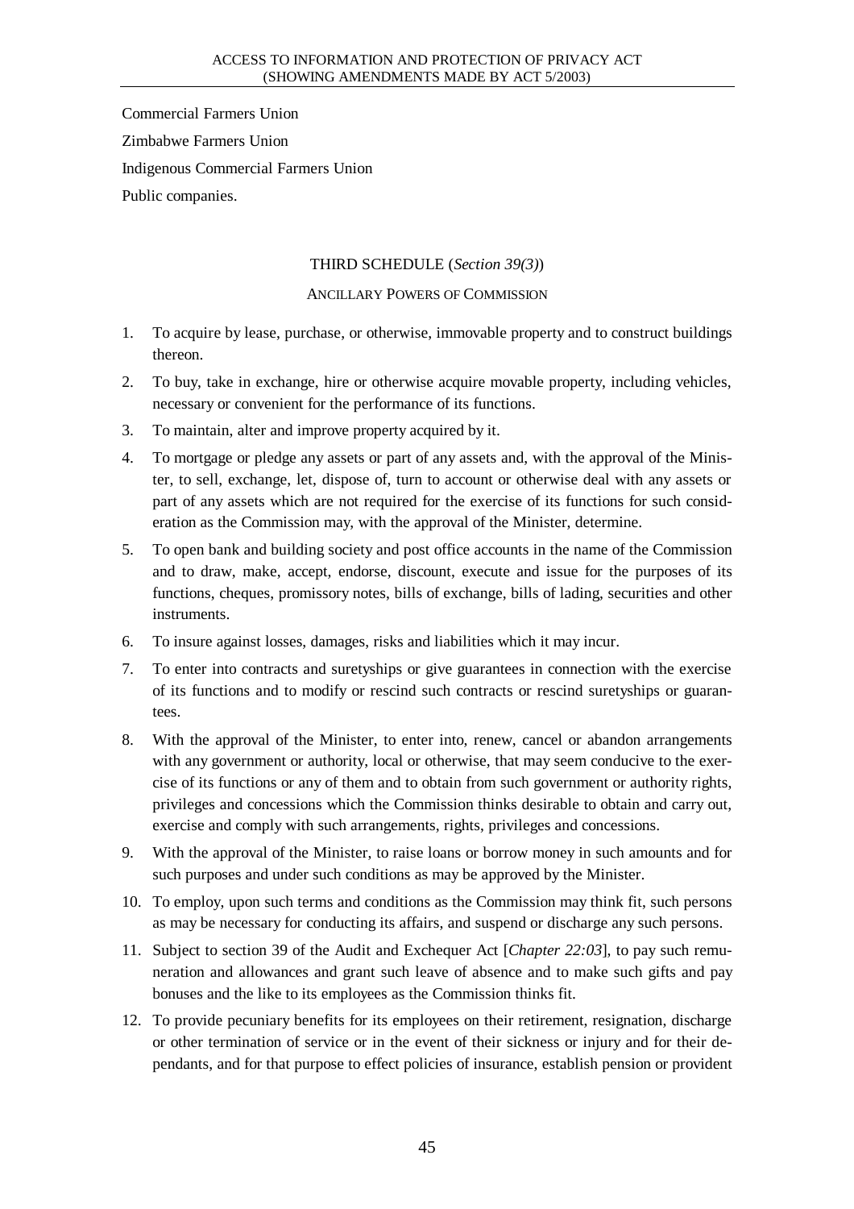Commercial Farmers Union

Zimbabwe Farmers Union

Indigenous Commercial Farmers Union

Public companies.

## THIRD SCHEDULE (*Section 39(3)*)

### ANCILLARY POWERS OF COMMISSION

1. To acquire by lease, purchase, or otherwise, immovable property and to construct buildings thereon.
2. To buy, take in exchange, hire or otherwise acquire movable property, including vehicles, necessary or convenient for the performance of its functions.
3. To maintain, alter and improve property acquired by it.
4. To mortgage or pledge any assets or part of any assets and, with the approval of the Minister, to sell, exchange, let, dispose of, turn to account or otherwise deal with any assets or part of any assets which are not required for the exercise of its functions for such consideration as the Commission may, with the approval of the Minister, determine.
5. To open bank and building society and post office accounts in the name of the Commission and to draw, make, accept, endorse, discount, execute and issue for the purposes of its functions, cheques, promissory notes, bills of exchange, bills of lading, securities and other instruments.
6. To insure against losses, damages, risks and liabilities which it may incur.
7. To enter into contracts and suretyships or give guarantees in connection with the exercise of its functions and to modify or rescind such contracts or rescind suretyships or guarantees.
8. With the approval of the Minister, to enter into, renew, cancel or abandon arrangements with any government or authority, local or otherwise, that may seem conducive to the exercise of its functions or any of them and to obtain from such government or authority rights, privileges and concessions which the Commission thinks desirable to obtain and carry out, exercise and comply with such arrangements, rights, privileges and concessions.
9. With the approval of the Minister, to raise loans or borrow money in such amounts and for such purposes and under such conditions as may be approved by the Minister.
10. To employ, upon such terms and conditions as the Commission may think fit, such persons as may be necessary for conducting its affairs, and suspend or discharge any such persons.
11. Subject to section 39 of the Audit and Exchequer Act [*Chapter 22:03*], to pay such remuneration and allowances and grant such leave of absence and to make such gifts and pay bonuses and the like to its employees as the Commission thinks fit.
12. To provide pecuniary benefits for its employees on their retirement, resignation, discharge or other termination of service or in the event of their sickness or injury and for their dependants, and for that purpose to effect policies of insurance, establish pension or provident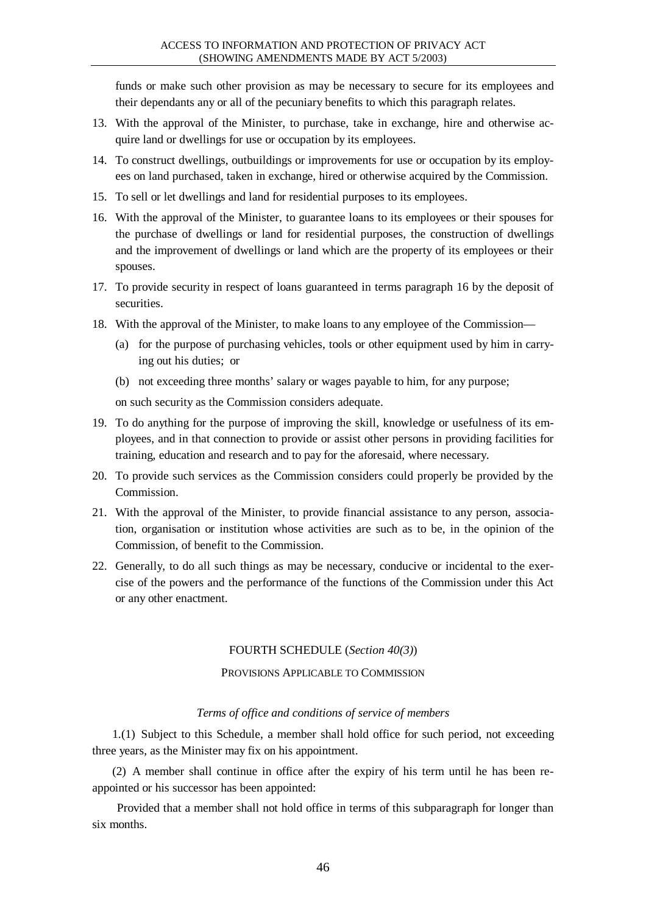funds or make such other provision as may be necessary to secure for its employees and their dependants any or all of the pecuniary benefits to which this paragraph relates.

13. With the approval of the Minister, to purchase, take in exchange, hire and otherwise acquire land or dwellings for use or occupation by its employees.

14. To construct dwellings, outbuildings or improvements for use or occupation by its employees on land purchased, taken in exchange, hired or otherwise acquired by the Commission.

15. To sell or let dwellings and land for residential purposes to its employees.

16. With the approval of the Minister, to guarantee loans to its employees or their spouses for the purchase of dwellings or land for residential purposes, the construction of dwellings and the improvement of dwellings or land which are the property of its employees or their spouses.

17. To provide security in respect of loans guaranteed in terms paragraph 16 by the deposit of securities.

18. With the approval of the Minister, to make loans to any employee of the Commission—

    (a) for the purpose of purchasing vehicles, tools or other equipment used by him in carrying out his duties; or

    (b) not exceeding three months' salary or wages payable to him, for any purpose;

    on such security as the Commission considers adequate.

19. To do anything for the purpose of improving the skill, knowledge or usefulness of its employees, and in that connection to provide or assist other persons in providing facilities for training, education and research and to pay for the aforesaid, where necessary.

20. To provide such services as the Commission considers could properly be provided by the Commission.

21. With the approval of the Minister, to provide financial assistance to any person, association, organisation or institution whose activities are such as to be, in the opinion of the Commission, of benefit to the Commission.

22. Generally, to do all such things as may be necessary, conducive or incidental to the exercise of the powers and the performance of the functions of the Commission under this Act or any other enactment.

## FOURTH SCHEDULE (*Section 40(3)*)

### PROVISIONS APPLICABLE TO COMMISSION

*Terms of office and conditions of service of members*

1.(1) Subject to this Schedule, a member shall hold office for such period, not exceeding three years, as the Minister may fix on his appointment.

(2) A member shall continue in office after the expiry of his term until he has been reappointed or his successor has been appointed:

Provided that a member shall not hold office in terms of this subparagraph for longer than six months.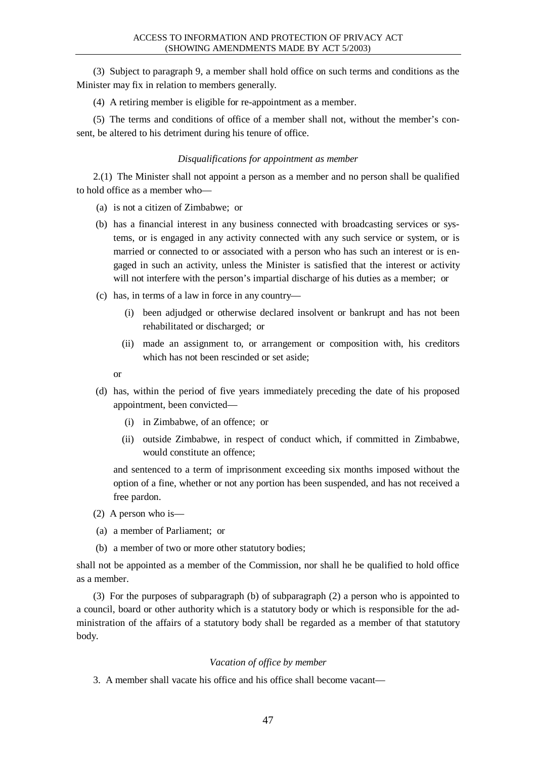(3) Subject to paragraph 9, a member shall hold office on such terms and conditions as the Minister may fix in relation to members generally.

(4) A retiring member is eligible for re-appointment as a member.

(5) The terms and conditions of office of a member shall not, without the member's consent, be altered to his detriment during his tenure of office.

*Disqualifications for appointment as member*

2.(1) The Minister shall not appoint a person as a member and no person shall be qualified to hold office as a member who—

(a) is not a citizen of Zimbabwe; or

(b) has a financial interest in any business connected with broadcasting services or systems, or is engaged in any activity connected with any such service or system, or is married or connected to or associated with a person who has such an interest or is engaged in such an activity, unless the Minister is satisfied that the interest or activity will not interfere with the person's impartial discharge of his duties as a member; or

(c) has, in terms of a law in force in any country—

  (i) been adjudged or otherwise declared insolvent or bankrupt and has not been rehabilitated or discharged; or

  (ii) made an assignment to, or arrangement or composition with, his creditors which has not been rescinded or set aside;

or

(d) has, within the period of five years immediately preceding the date of his proposed appointment, been convicted—

  (i) in Zimbabwe, of an offence; or

  (ii) outside Zimbabwe, in respect of conduct which, if committed in Zimbabwe, would constitute an offence;

and sentenced to a term of imprisonment exceeding six months imposed without the option of a fine, whether or not any portion has been suspended, and has not received a free pardon.

(2) A person who is—

(a) a member of Parliament; or

(b) a member of two or more other statutory bodies;

shall not be appointed as a member of the Commission, nor shall he be qualified to hold office as a member.

(3) For the purposes of subparagraph (b) of subparagraph (2) a person who is appointed to a council, board or other authority which is a statutory body or which is responsible for the administration of the affairs of a statutory body shall be regarded as a member of that statutory body.

*Vacation of office by member*

3. A member shall vacate his office and his office shall become vacant—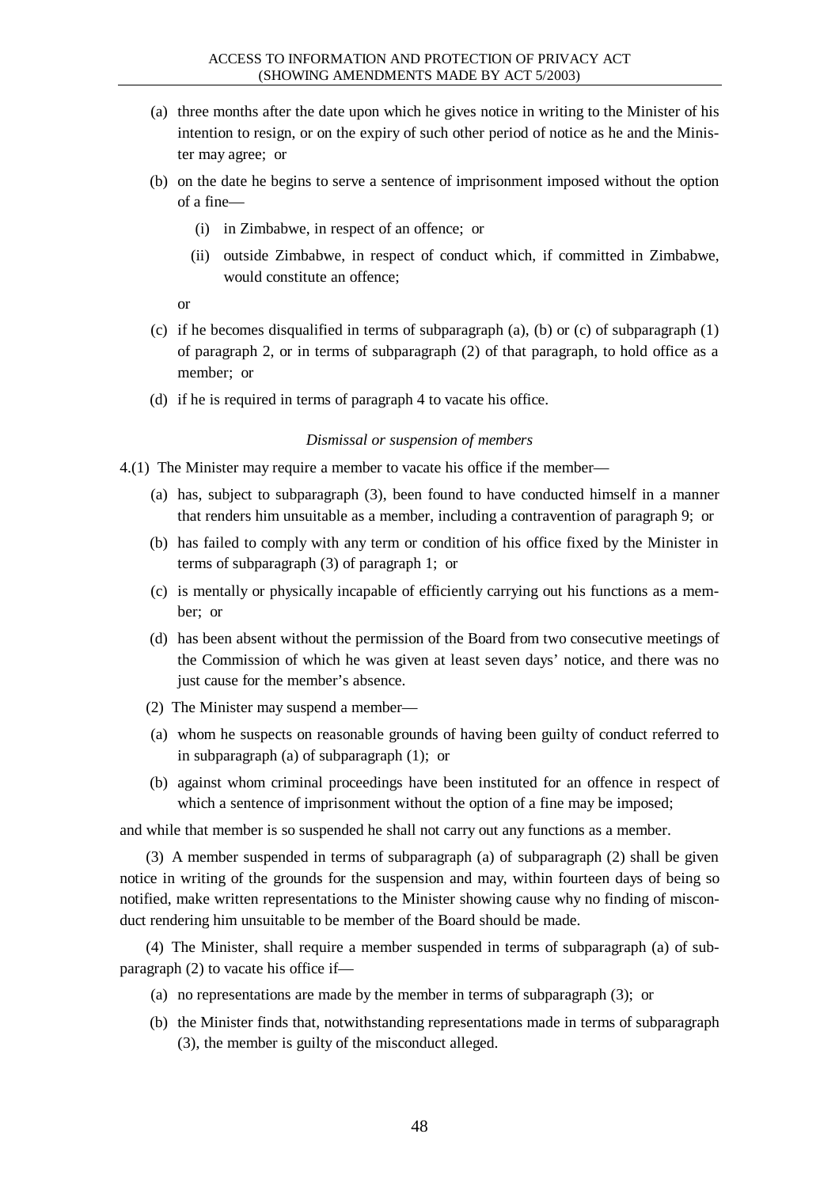(a) three months after the date upon which he gives notice in writing to the Minister of his intention to resign, or on the expiry of such other period of notice as he and the Minister may agree; or

(b) on the date he begins to serve a sentence of imprisonment imposed without the option of a fine—

(i) in Zimbabwe, in respect of an offence; or

(ii) outside Zimbabwe, in respect of conduct which, if committed in Zimbabwe, would constitute an offence;

or

(c) if he becomes disqualified in terms of subparagraph (a), (b) or (c) of subparagraph (1) of paragraph 2, or in terms of subparagraph (2) of that paragraph, to hold office as a member; or

(d) if he is required in terms of paragraph 4 to vacate his office.

*Dismissal or suspension of members*

4.(1) The Minister may require a member to vacate his office if the member—

(a) has, subject to subparagraph (3), been found to have conducted himself in a manner that renders him unsuitable as a member, including a contravention of paragraph 9; or

(b) has failed to comply with any term or condition of his office fixed by the Minister in terms of subparagraph (3) of paragraph 1; or

(c) is mentally or physically incapable of efficiently carrying out his functions as a member; or

(d) has been absent without the permission of the Board from two consecutive meetings of the Commission of which he was given at least seven days' notice, and there was no just cause for the member's absence.

(2) The Minister may suspend a member—

(a) whom he suspects on reasonable grounds of having been guilty of conduct referred to in subparagraph (a) of subparagraph (1); or

(b) against whom criminal proceedings have been instituted for an offence in respect of which a sentence of imprisonment without the option of a fine may be imposed;

and while that member is so suspended he shall not carry out any functions as a member.

(3) A member suspended in terms of subparagraph (a) of subparagraph (2) shall be given notice in writing of the grounds for the suspension and may, within fourteen days of being so notified, make written representations to the Minister showing cause why no finding of misconduct rendering him unsuitable to be member of the Board should be made.

(4) The Minister, shall require a member suspended in terms of subparagraph (a) of subparagraph (2) to vacate his office if—

(a) no representations are made by the member in terms of subparagraph (3); or

(b) the Minister finds that, notwithstanding representations made in terms of subparagraph (3), the member is guilty of the misconduct alleged.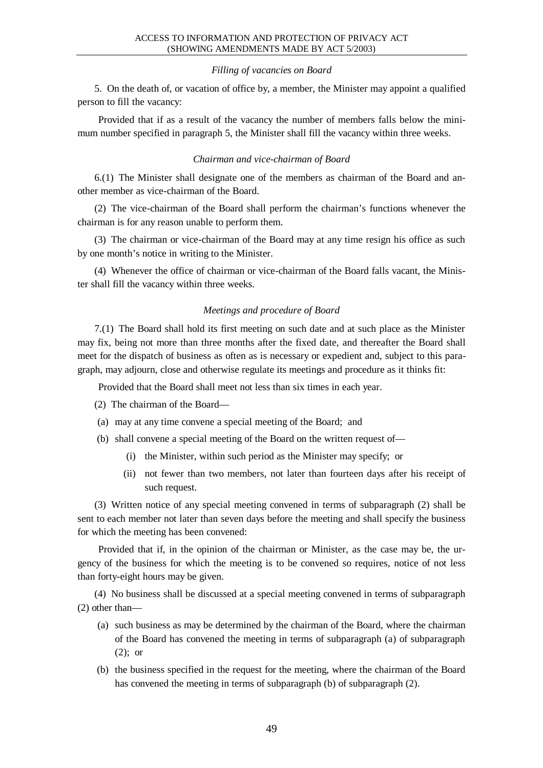*Filling of vacancies on Board*

5. On the death of, or vacation of office by, a member, the Minister may appoint a qualified person to fill the vacancy:

Provided that if as a result of the vacancy the number of members falls below the minimum number specified in paragraph 5, the Minister shall fill the vacancy within three weeks.

*Chairman and vice-chairman of Board*

6.(1) The Minister shall designate one of the members as chairman of the Board and another member as vice-chairman of the Board.

(2) The vice-chairman of the Board shall perform the chairman's functions whenever the chairman is for any reason unable to perform them.

(3) The chairman or vice-chairman of the Board may at any time resign his office as such by one month's notice in writing to the Minister.

(4) Whenever the office of chairman or vice-chairman of the Board falls vacant, the Minister shall fill the vacancy within three weeks.

*Meetings and procedure of Board*

7.(1) The Board shall hold its first meeting on such date and at such place as the Minister may fix, being not more than three months after the fixed date, and thereafter the Board shall meet for the dispatch of business as often as is necessary or expedient and, subject to this paragraph, may adjourn, close and otherwise regulate its meetings and procedure as it thinks fit:

Provided that the Board shall meet not less than six times in each year.

(2) The chairman of the Board—

(a) may at any time convene a special meeting of the Board; and

(b) shall convene a special meeting of the Board on the written request of—

(i) the Minister, within such period as the Minister may specify; or

(ii) not fewer than two members, not later than fourteen days after his receipt of such request.

(3) Written notice of any special meeting convened in terms of subparagraph (2) shall be sent to each member not later than seven days before the meeting and shall specify the business for which the meeting has been convened:

Provided that if, in the opinion of the chairman or Minister, as the case may be, the urgency of the business for which the meeting is to be convened so requires, notice of not less than forty-eight hours may be given.

(4) No business shall be discussed at a special meeting convened in terms of subparagraph (2) other than—

(a) such business as may be determined by the chairman of the Board, where the chairman of the Board has convened the meeting in terms of subparagraph (a) of subparagraph (2); or

(b) the business specified in the request for the meeting, where the chairman of the Board has convened the meeting in terms of subparagraph (b) of subparagraph (2).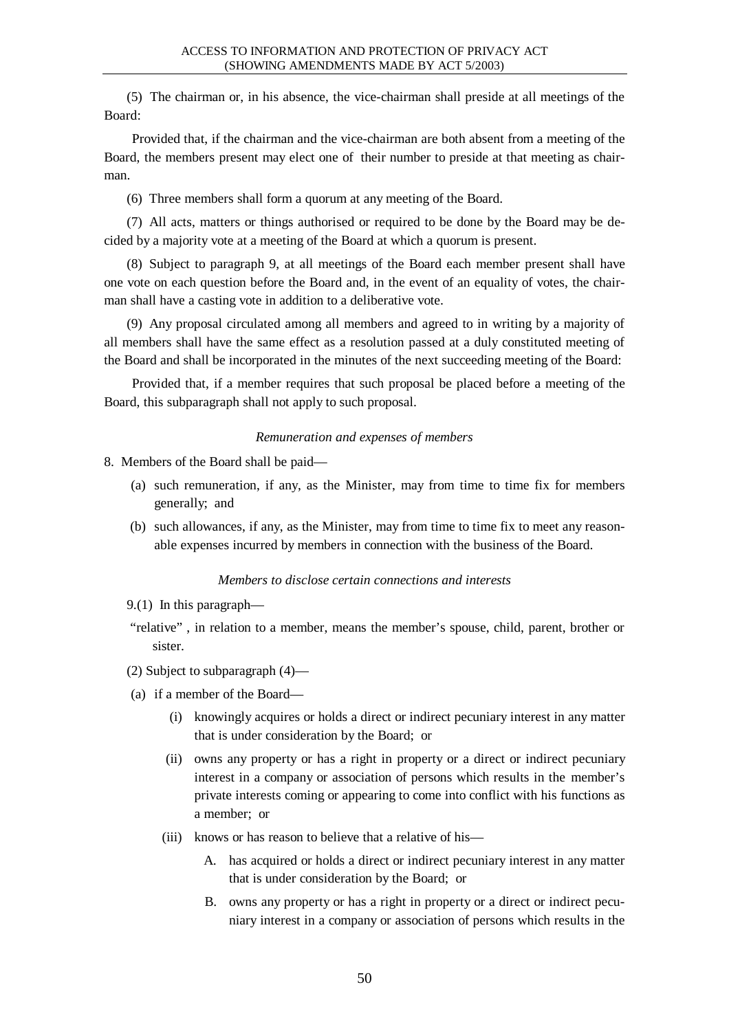(5) The chairman or, in his absence, the vice-chairman shall preside at all meetings of the Board:

Provided that, if the chairman and the vice-chairman are both absent from a meeting of the Board, the members present may elect one of their number to preside at that meeting as chairman.

(6) Three members shall form a quorum at any meeting of the Board.

(7) All acts, matters or things authorised or required to be done by the Board may be decided by a majority vote at a meeting of the Board at which a quorum is present.

(8) Subject to paragraph 9, at all meetings of the Board each member present shall have one vote on each question before the Board and, in the event of an equality of votes, the chairman shall have a casting vote in addition to a deliberative vote.

(9) Any proposal circulated among all members and agreed to in writing by a majority of all members shall have the same effect as a resolution passed at a duly constituted meeting of the Board and shall be incorporated in the minutes of the next succeeding meeting of the Board:

Provided that, if a member requires that such proposal be placed before a meeting of the Board, this subparagraph shall not apply to such proposal.

*Remuneration and expenses of members*

8. Members of the Board shall be paid—

(a) such remuneration, if any, as the Minister, may from time to time fix for members generally; and

(b) such allowances, if any, as the Minister, may from time to time fix to meet any reasonable expenses incurred by members in connection with the business of the Board.

*Members to disclose certain connections and interests*

9.(1) In this paragraph—

"relative" , in relation to a member, means the member's spouse, child, parent, brother or sister.

(2) Subject to subparagraph (4)—

(a) if a member of the Board—

(i) knowingly acquires or holds a direct or indirect pecuniary interest in any matter that is under consideration by the Board; or

(ii) owns any property or has a right in property or a direct or indirect pecuniary interest in a company or association of persons which results in the member's private interests coming or appearing to come into conflict with his functions as a member; or

(iii) knows or has reason to believe that a relative of his—

A. has acquired or holds a direct or indirect pecuniary interest in any matter that is under consideration by the Board; or

B. owns any property or has a right in property or a direct or indirect pecuniary interest in a company or association of persons which results in the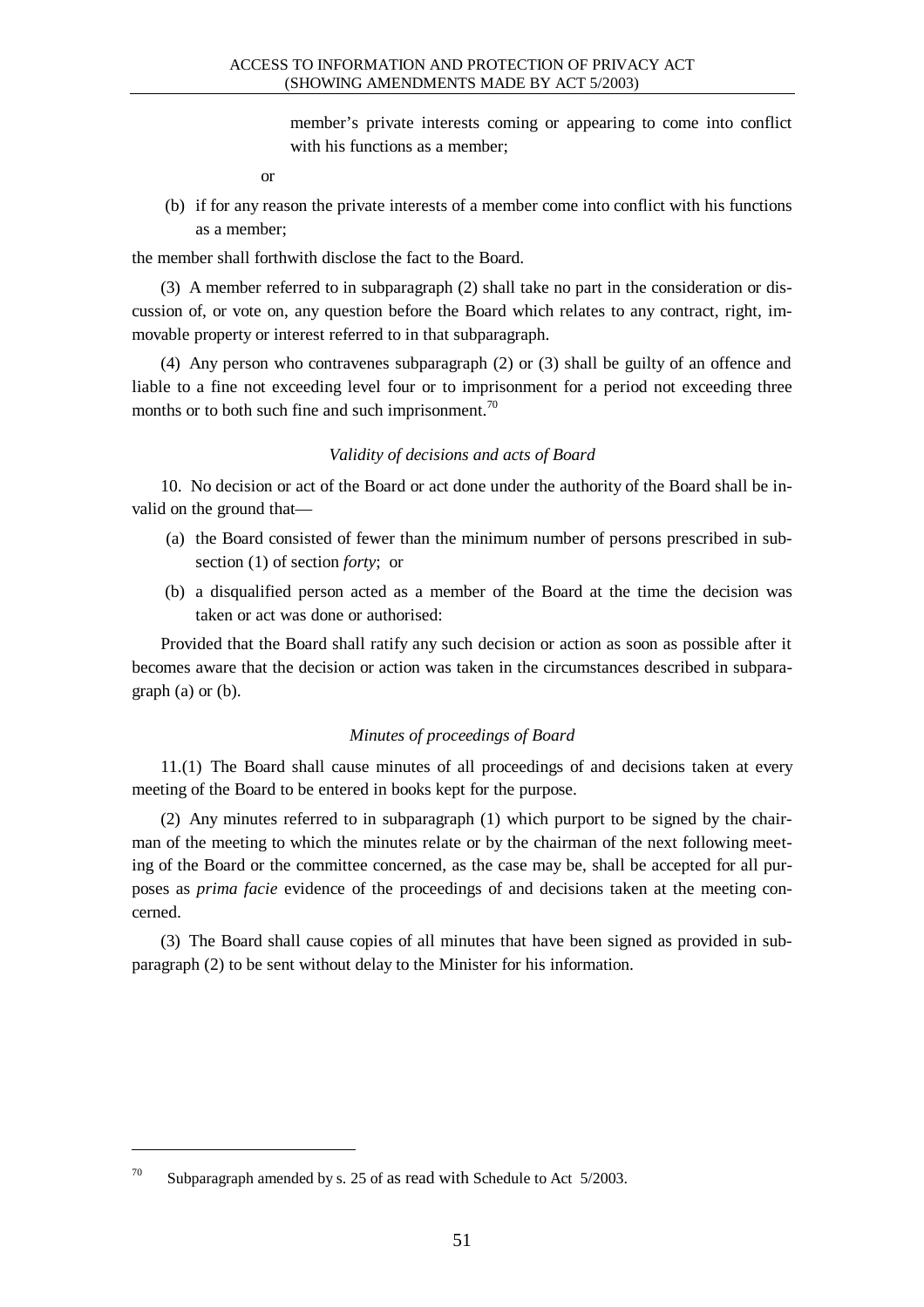member's private interests coming or appearing to come into conflict with his functions as a member;

or

(b) if for any reason the private interests of a member come into conflict with his functions as a member;

the member shall forthwith disclose the fact to the Board.

(3) A member referred to in subparagraph (2) shall take no part in the consideration or discussion of, or vote on, any question before the Board which relates to any contract, right, immovable property or interest referred to in that subparagraph.

(4) Any person who contravenes subparagraph (2) or (3) shall be guilty of an offence and liable to a fine not exceeding level four or to imprisonment for a period not exceeding three months or to both such fine and such imprisonment.[70]

### *Validity of decisions and acts of Board*

10. No decision or act of the Board or act done under the authority of the Board shall be invalid on the ground that—

(a) the Board consisted of fewer than the minimum number of persons prescribed in subsection (1) of section *forty*; or

(b) a disqualified person acted as a member of the Board at the time the decision was taken or act was done or authorised:

Provided that the Board shall ratify any such decision or action as soon as possible after it becomes aware that the decision or action was taken in the circumstances described in subparagraph (a) or (b).

### *Minutes of proceedings of Board*

11.(1) The Board shall cause minutes of all proceedings of and decisions taken at every meeting of the Board to be entered in books kept for the purpose.

(2) Any minutes referred to in subparagraph (1) which purport to be signed by the chairman of the meeting to which the minutes relate or by the chairman of the next following meeting of the Board or the committee concerned, as the case may be, shall be accepted for all purposes as *prima facie* evidence of the proceedings of and decisions taken at the meeting concerned.

(3) The Board shall cause copies of all minutes that have been signed as provided in subparagraph (2) to be sent without delay to the Minister for his information.

---

[70] Subparagraph amended by s. 25 of as read with Schedule to Act 5/2003.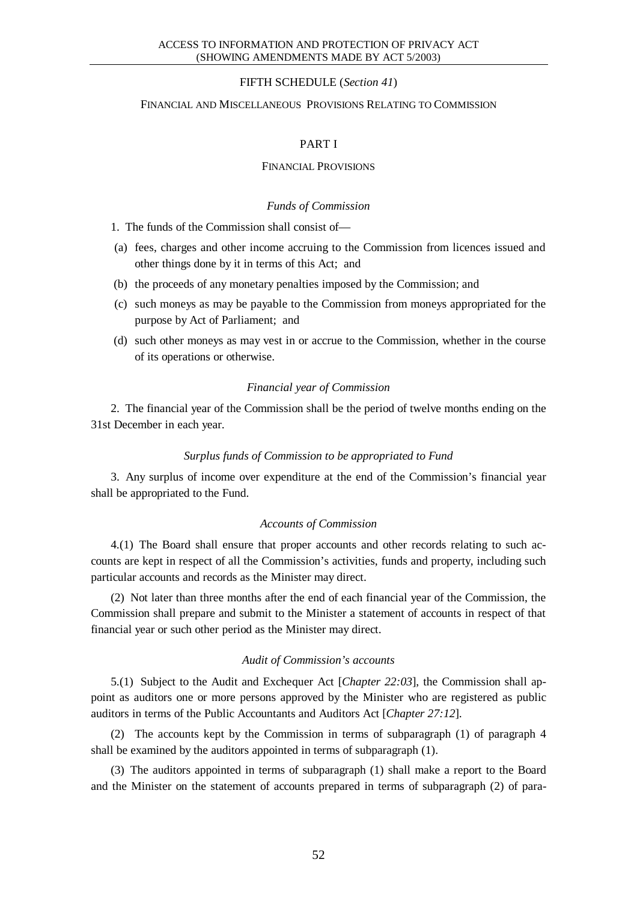## FIFTH SCHEDULE (*Section 41*)

### FINANCIAL AND MISCELLANEOUS PROVISIONS RELATING TO COMMISSION

## PART I

### FINANCIAL PROVISIONS

*Funds of Commission*

1. The funds of the Commission shall consist of—

(a) fees, charges and other income accruing to the Commission from licences issued and other things done by it in terms of this Act; and

(b) the proceeds of any monetary penalties imposed by the Commission; and

(c) such moneys as may be payable to the Commission from moneys appropriated for the purpose by Act of Parliament; and

(d) such other moneys as may vest in or accrue to the Commission, whether in the course of its operations or otherwise.

*Financial year of Commission*

2. The financial year of the Commission shall be the period of twelve months ending on the 31st December in each year.

*Surplus funds of Commission to be appropriated to Fund*

3. Any surplus of income over expenditure at the end of the Commission's financial year shall be appropriated to the Fund.

*Accounts of Commission*

4.(1) The Board shall ensure that proper accounts and other records relating to such accounts are kept in respect of all the Commission's activities, funds and property, including such particular accounts and records as the Minister may direct.

(2) Not later than three months after the end of each financial year of the Commission, the Commission shall prepare and submit to the Minister a statement of accounts in respect of that financial year or such other period as the Minister may direct.

*Audit of Commission's accounts*

5.(1) Subject to the Audit and Exchequer Act [*Chapter 22:03*], the Commission shall appoint as auditors one or more persons approved by the Minister who are registered as public auditors in terms of the Public Accountants and Auditors Act [*Chapter 27:12*].

(2) The accounts kept by the Commission in terms of subparagraph (1) of paragraph 4 shall be examined by the auditors appointed in terms of subparagraph (1).

(3) The auditors appointed in terms of subparagraph (1) shall make a report to the Board and the Minister on the statement of accounts prepared in terms of subparagraph (2) of para-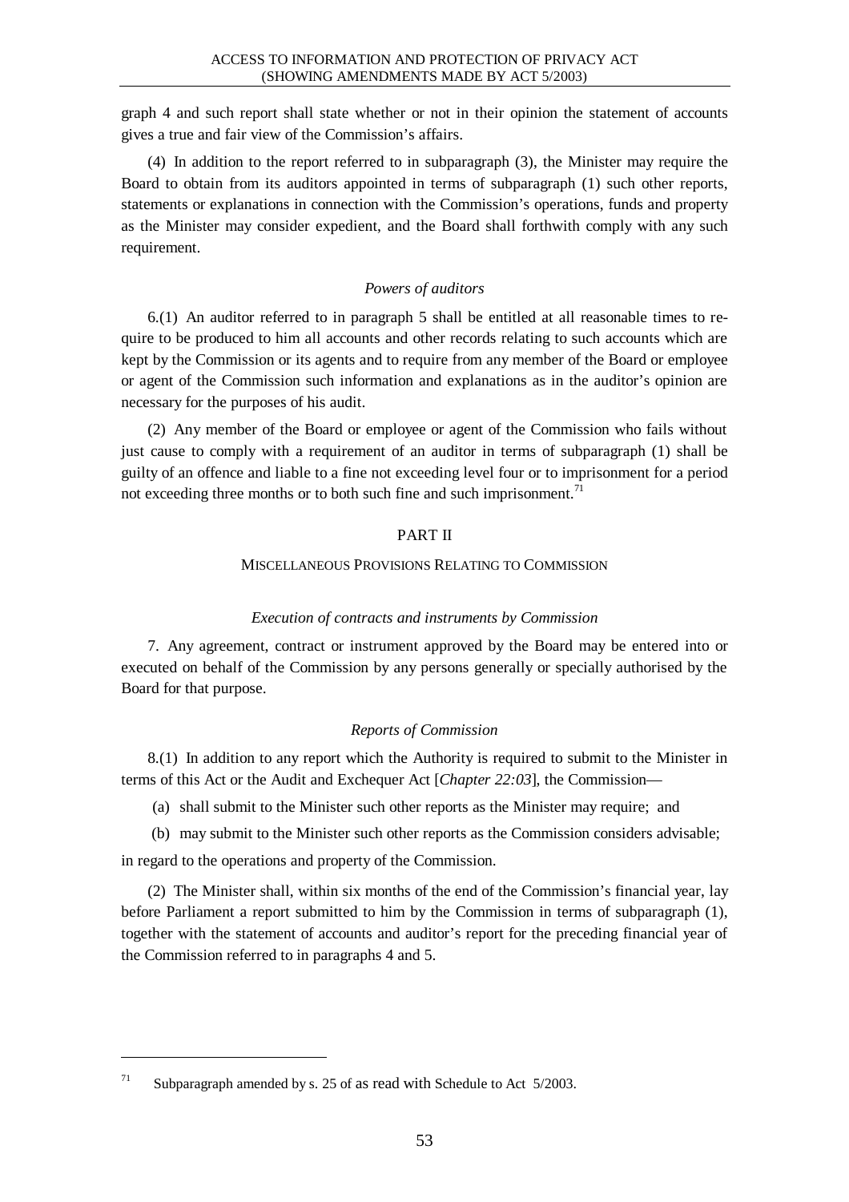graph 4 and such report shall state whether or not in their opinion the statement of accounts gives a true and fair view of the Commission's affairs.

(4) In addition to the report referred to in subparagraph (3), the Minister may require the Board to obtain from its auditors appointed in terms of subparagraph (1) such other reports, statements or explanations in connection with the Commission's operations, funds and property as the Minister may consider expedient, and the Board shall forthwith comply with any such requirement.

*Powers of auditors*

6.(1) An auditor referred to in paragraph 5 shall be entitled at all reasonable times to require to be produced to him all accounts and other records relating to such accounts which are kept by the Commission or its agents and to require from any member of the Board or employee or agent of the Commission such information and explanations as in the auditor's opinion are necessary for the purposes of his audit.

(2) Any member of the Board or employee or agent of the Commission who fails without just cause to comply with a requirement of an auditor in terms of subparagraph (1) shall be guilty of an offence and liable to a fine not exceeding level four or to imprisonment for a period not exceeding three months or to both such fine and such imprisonment.[71]

## PART II

### MISCELLANEOUS PROVISIONS RELATING TO COMMISSION

*Execution of contracts and instruments by Commission*

7. Any agreement, contract or instrument approved by the Board may be entered into or executed on behalf of the Commission by any persons generally or specially authorised by the Board for that purpose.

*Reports of Commission*

8.(1) In addition to any report which the Authority is required to submit to the Minister in terms of this Act or the Audit and Exchequer Act [*Chapter 22:03*], the Commission—

(a) shall submit to the Minister such other reports as the Minister may require; and

(b) may submit to the Minister such other reports as the Commission considers advisable;

in regard to the operations and property of the Commission.

(2) The Minister shall, within six months of the end of the Commission's financial year, lay before Parliament a report submitted to him by the Commission in terms of subparagraph (1), together with the statement of accounts and auditor's report for the preceding financial year of the Commission referred to in paragraphs 4 and 5.

---

[71] Subparagraph amended by s. 25 of as read with Schedule to Act 5/2003.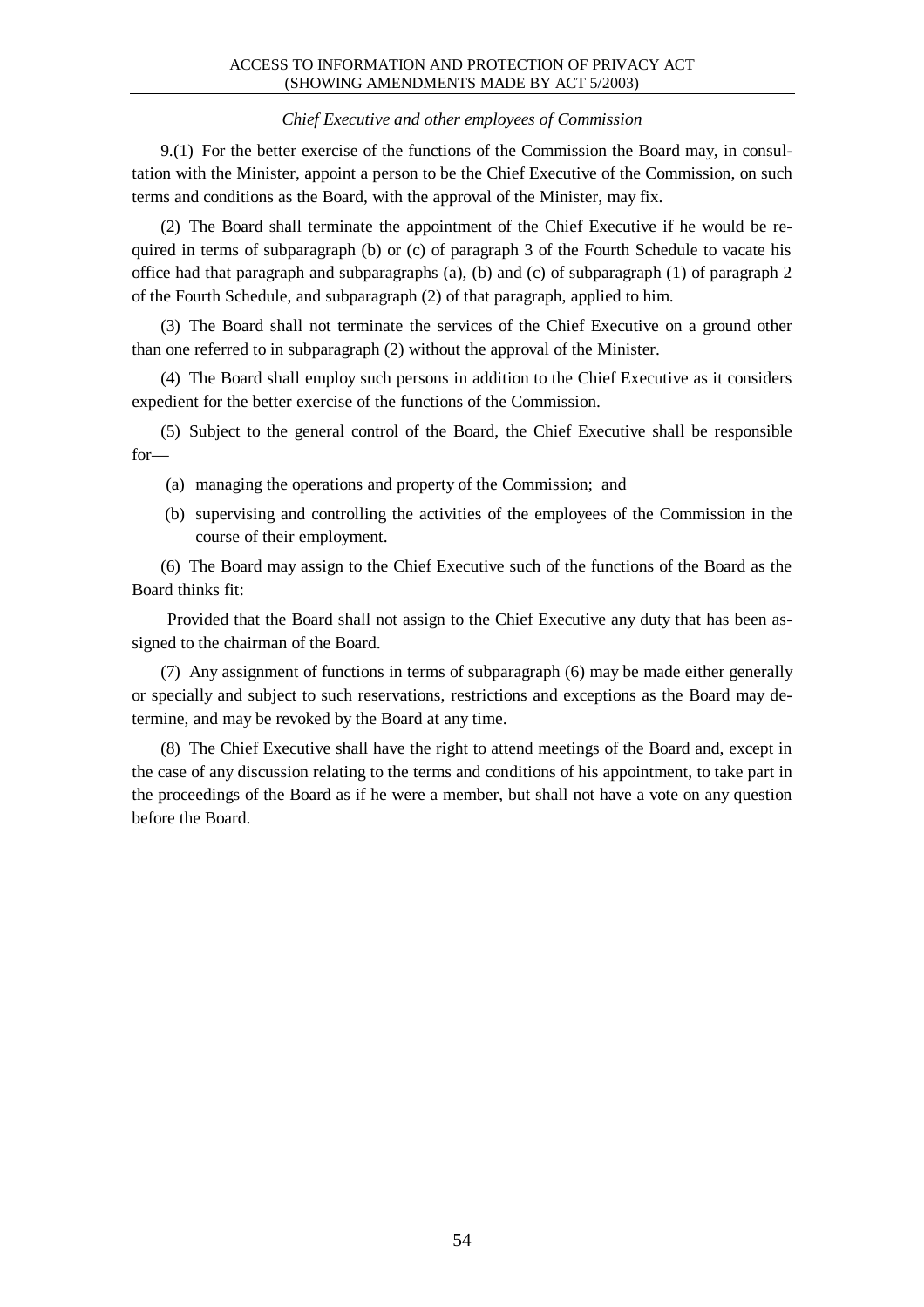*Chief Executive and other employees of Commission*

9.(1) For the better exercise of the functions of the Commission the Board may, in consultation with the Minister, appoint a person to be the Chief Executive of the Commission, on such terms and conditions as the Board, with the approval of the Minister, may fix.

(2) The Board shall terminate the appointment of the Chief Executive if he would be required in terms of subparagraph (b) or (c) of paragraph 3 of the Fourth Schedule to vacate his office had that paragraph and subparagraphs (a), (b) and (c) of subparagraph (1) of paragraph 2 of the Fourth Schedule, and subparagraph (2) of that paragraph, applied to him.

(3) The Board shall not terminate the services of the Chief Executive on a ground other than one referred to in subparagraph (2) without the approval of the Minister.

(4) The Board shall employ such persons in addition to the Chief Executive as it considers expedient for the better exercise of the functions of the Commission.

(5) Subject to the general control of the Board, the Chief Executive shall be responsible for—

(a) managing the operations and property of the Commission; and

(b) supervising and controlling the activities of the employees of the Commission in the course of their employment.

(6) The Board may assign to the Chief Executive such of the functions of the Board as the Board thinks fit:

Provided that the Board shall not assign to the Chief Executive any duty that has been assigned to the chairman of the Board.

(7) Any assignment of functions in terms of subparagraph (6) may be made either generally or specially and subject to such reservations, restrictions and exceptions as the Board may determine, and may be revoked by the Board at any time.

(8) The Chief Executive shall have the right to attend meetings of the Board and, except in the case of any discussion relating to the terms and conditions of his appointment, to take part in the proceedings of the Board as if he were a member, but shall not have a vote on any question before the Board.